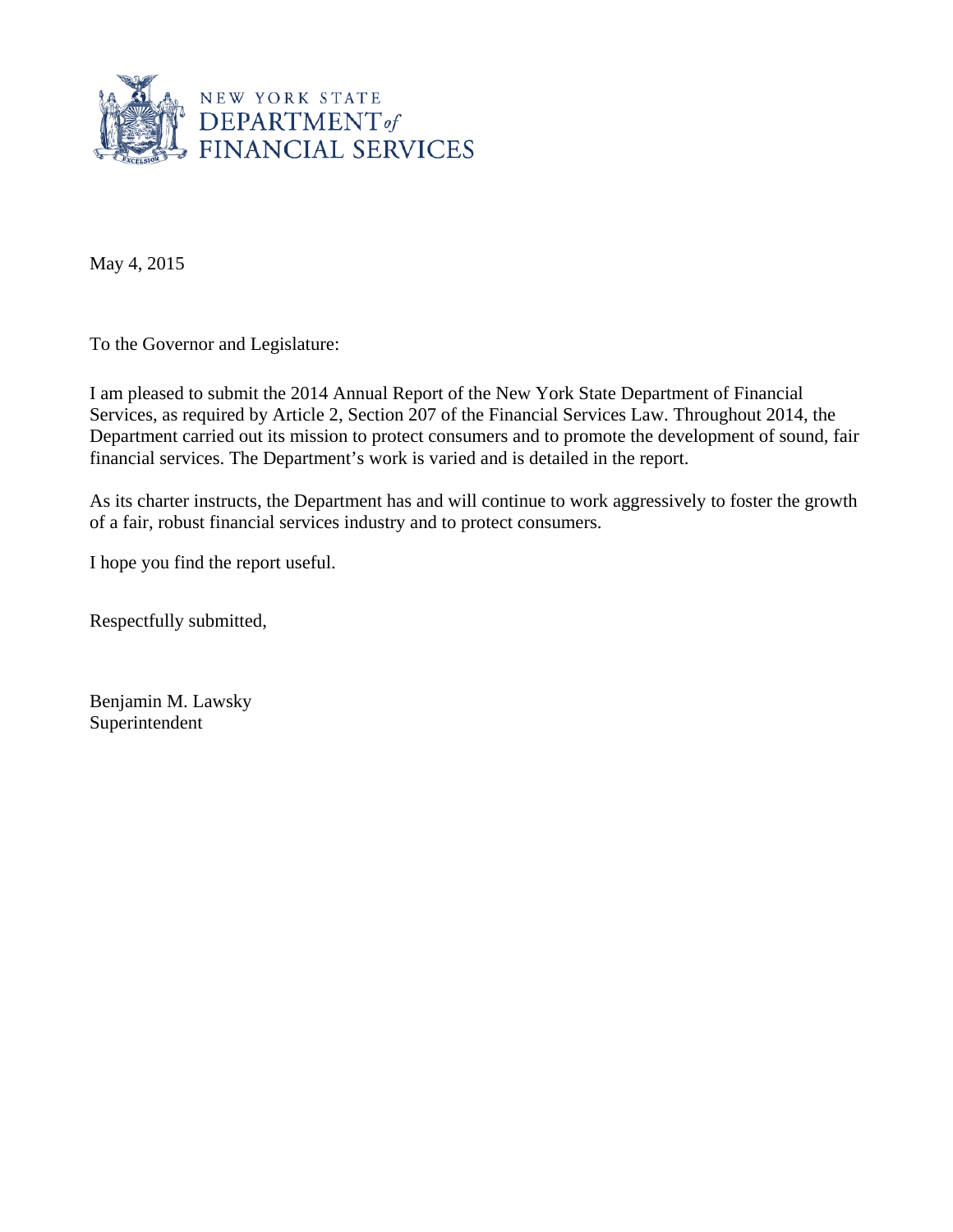NEW YORK STATE
DEPARTMENT *of*
FINANCIAL SERVICES

May 4, 2015

To the Governor and Legislature:

I am pleased to submit the 2014 Annual Report of the New York State Department of Financial Services, as required by Article 2, Section 207 of the Financial Services Law. Throughout 2014, the Department carried out its mission to protect consumers and to promote the development of sound, fair financial services. The Department's work is varied and is detailed in the report.

As its charter instructs, the Department has and will continue to work aggressively to foster the growth of a fair, robust financial services industry and to protect consumers.

I hope you find the report useful.

Respectfully submitted,

Benjamin M. Lawsky
Superintendent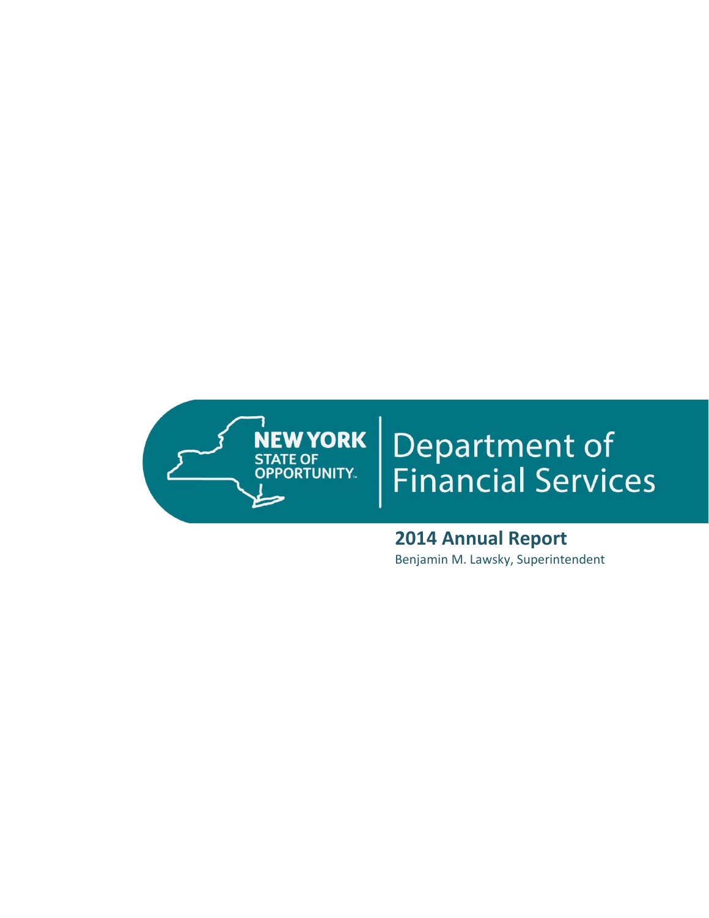NEW YORK STATE OF OPPORTUNITY.

# Department of Financial Services

## 2014 Annual Report

Benjamin M. Lawsky, Superintendent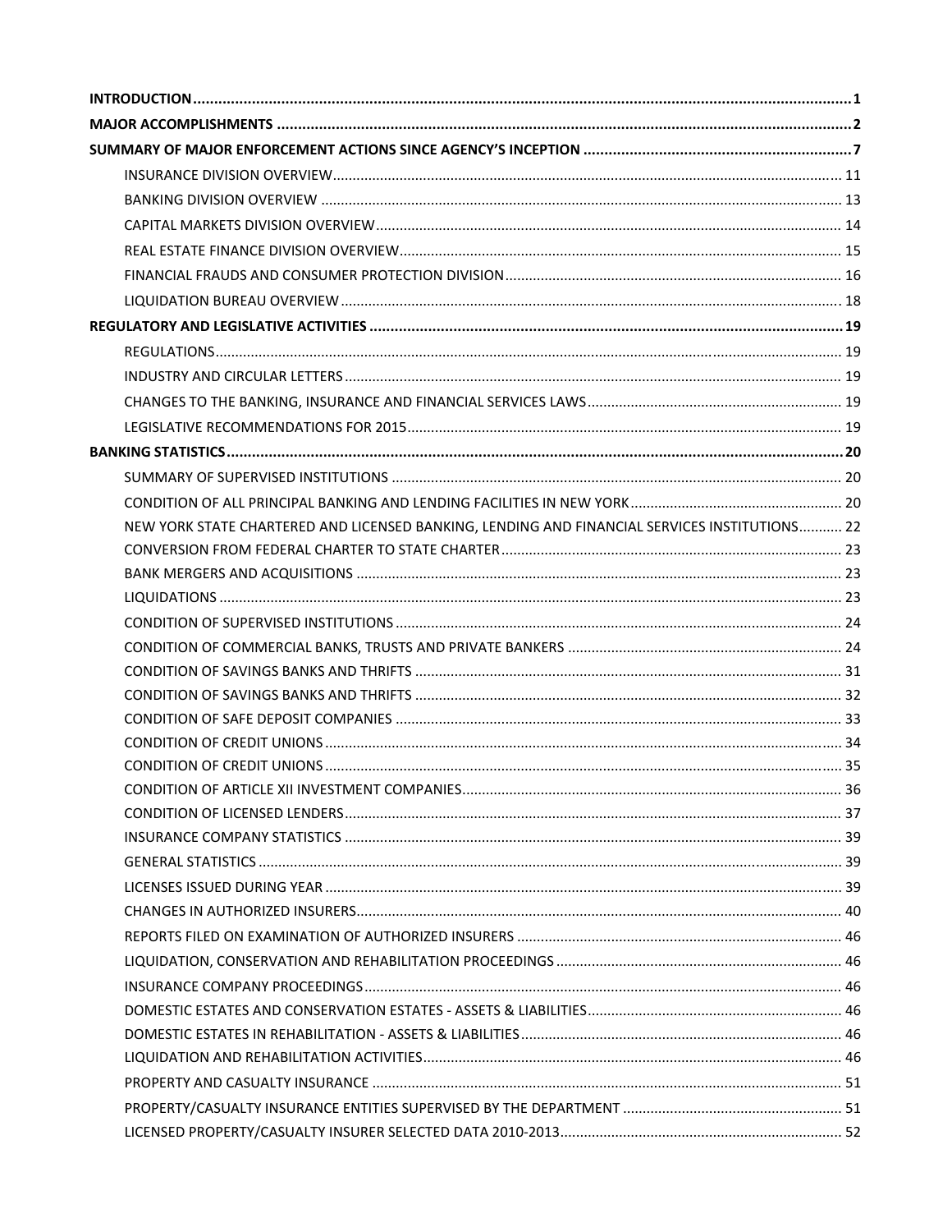| | |
|---|---|
| **INTRODUCTION** | **1** |
| **MAJOR ACCOMPLISHMENTS** | **2** |
| **SUMMARY OF MAJOR ENFORCEMENT ACTIONS SINCE AGENCY'S INCEPTION** | **7** |
| INSURANCE DIVISION OVERVIEW | 11 |
| BANKING DIVISION OVERVIEW | 13 |
| CAPITAL MARKETS DIVISION OVERVIEW | 14 |
| REAL ESTATE FINANCE DIVISION OVERVIEW | 15 |
| FINANCIAL FRAUDS AND CONSUMER PROTECTION DIVISION | 16 |
| LIQUIDATION BUREAU OVERVIEW | 18 |
| **REGULATORY AND LEGISLATIVE ACTIVITIES** | **19** |
| REGULATIONS | 19 |
| INDUSTRY AND CIRCULAR LETTERS | 19 |
| CHANGES TO THE BANKING, INSURANCE AND FINANCIAL SERVICES LAWS | 19 |
| LEGISLATIVE RECOMMENDATIONS FOR 2015 | 19 |
| **BANKING STATISTICS** | **20** |
| SUMMARY OF SUPERVISED INSTITUTIONS | 20 |
| CONDITION OF ALL PRINCIPAL BANKING AND LENDING FACILITIES IN NEW YORK | 20 |
| NEW YORK STATE CHARTERED AND LICENSED BANKING, LENDING AND FINANCIAL SERVICES INSTITUTIONS | 22 |
| CONVERSION FROM FEDERAL CHARTER TO STATE CHARTER | 23 |
| BANK MERGERS AND ACQUISITIONS | 23 |
| LIQUIDATIONS | 23 |
| CONDITION OF SUPERVISED INSTITUTIONS | 24 |
| CONDITION OF COMMERCIAL BANKS, TRUSTS AND PRIVATE BANKERS | 24 |
| CONDITION OF SAVINGS BANKS AND THRIFTS | 31 |
| CONDITION OF SAVINGS BANKS AND THRIFTS | 32 |
| CONDITION OF SAFE DEPOSIT COMPANIES | 33 |
| CONDITION OF CREDIT UNIONS | 34 |
| CONDITION OF CREDIT UNIONS | 35 |
| CONDITION OF ARTICLE XII INVESTMENT COMPANIES | 36 |
| CONDITION OF LICENSED LENDERS | 37 |
| INSURANCE COMPANY STATISTICS | 39 |
| GENERAL STATISTICS | 39 |
| LICENSES ISSUED DURING YEAR | 39 |
| CHANGES IN AUTHORIZED INSURERS | 40 |
| REPORTS FILED ON EXAMINATION OF AUTHORIZED INSURERS | 46 |
| LIQUIDATION, CONSERVATION AND REHABILITATION PROCEEDINGS | 46 |
| INSURANCE COMPANY PROCEEDINGS | 46 |
| DOMESTIC ESTATES AND CONSERVATION ESTATES - ASSETS & LIABILITIES | 46 |
| DOMESTIC ESTATES IN REHABILITATION - ASSETS & LIABILITIES | 46 |
| LIQUIDATION AND REHABILITATION ACTIVITIES | 46 |
| PROPERTY AND CASUALTY INSURANCE | 51 |
| PROPERTY/CASUALTY INSURANCE ENTITIES SUPERVISED BY THE DEPARTMENT | 51 |
| LICENSED PROPERTY/CASUALTY INSURER SELECTED DATA 2010-2013 | 52 |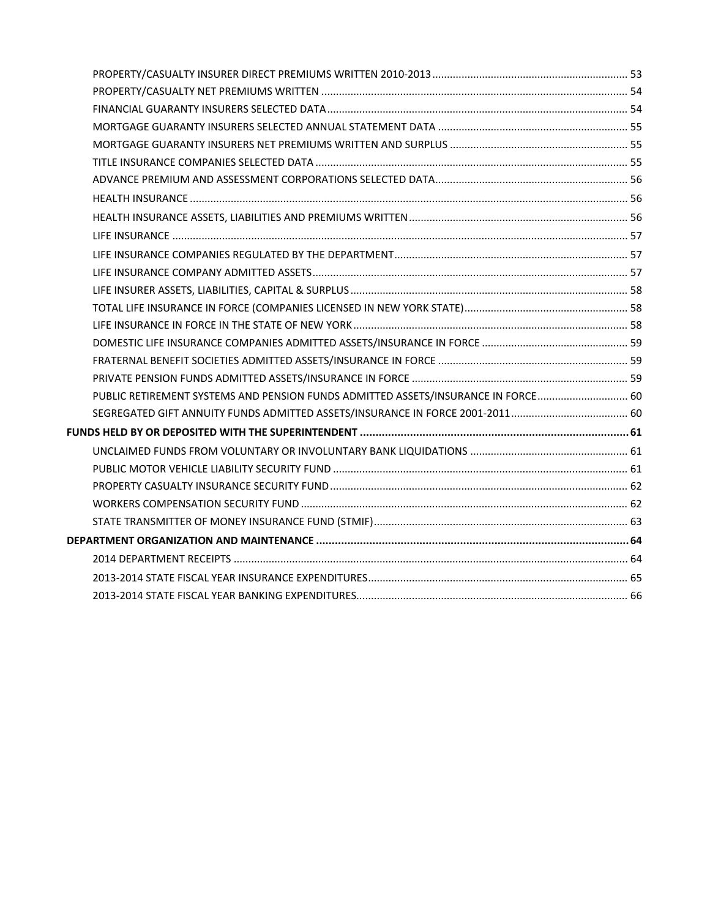PROPERTY/CASUALTY INSURER DIRECT PREMIUMS WRITTEN 2010-2013 .......... 53

PROPERTY/CASUALTY NET PREMIUMS WRITTEN .......... 54

FINANCIAL GUARANTY INSURERS SELECTED DATA .......... 54

MORTGAGE GUARANTY INSURERS SELECTED ANNUAL STATEMENT DATA .......... 55

MORTGAGE GUARANTY INSURERS NET PREMIUMS WRITTEN AND SURPLUS .......... 55

TITLE INSURANCE COMPANIES SELECTED DATA .......... 55

ADVANCE PREMIUM AND ASSESSMENT CORPORATIONS SELECTED DATA .......... 56

HEALTH INSURANCE .......... 56

HEALTH INSURANCE ASSETS, LIABILITIES AND PREMIUMS WRITTEN .......... 56

LIFE INSURANCE .......... 57

LIFE INSURANCE COMPANIES REGULATED BY THE DEPARTMENT .......... 57

LIFE INSURANCE COMPANY ADMITTED ASSETS .......... 57

LIFE INSURER ASSETS, LIABILITIES, CAPITAL & SURPLUS .......... 58

TOTAL LIFE INSURANCE IN FORCE (COMPANIES LICENSED IN NEW YORK STATE) .......... 58

LIFE INSURANCE IN FORCE IN THE STATE OF NEW YORK .......... 58

DOMESTIC LIFE INSURANCE COMPANIES ADMITTED ASSETS/INSURANCE IN FORCE .......... 59

FRATERNAL BENEFIT SOCIETIES ADMITTED ASSETS/INSURANCE IN FORCE .......... 59

PRIVATE PENSION FUNDS ADMITTED ASSETS/INSURANCE IN FORCE .......... 59

PUBLIC RETIREMENT SYSTEMS AND PENSION FUNDS ADMITTED ASSETS/INSURANCE IN FORCE .......... 60

SEGREGATED GIFT ANNUITY FUNDS ADMITTED ASSETS/INSURANCE IN FORCE 2001-2011 .......... 60

**FUNDS HELD BY OR DEPOSITED WITH THE SUPERINTENDENT .......... 61**

UNCLAIMED FUNDS FROM VOLUNTARY OR INVOLUNTARY BANK LIQUIDATIONS .......... 61

PUBLIC MOTOR VEHICLE LIABILITY SECURITY FUND .......... 61

PROPERTY CASUALTY INSURANCE SECURITY FUND .......... 62

WORKERS COMPENSATION SECURITY FUND .......... 62

STATE TRANSMITTER OF MONEY INSURANCE FUND (STMIF) .......... 63

**DEPARTMENT ORGANIZATION AND MAINTENANCE .......... 64**

2014 DEPARTMENT RECEIPTS .......... 64

2013-2014 STATE FISCAL YEAR INSURANCE EXPENDITURES .......... 65

2013-2014 STATE FISCAL YEAR BANKING EXPENDITURES .......... 66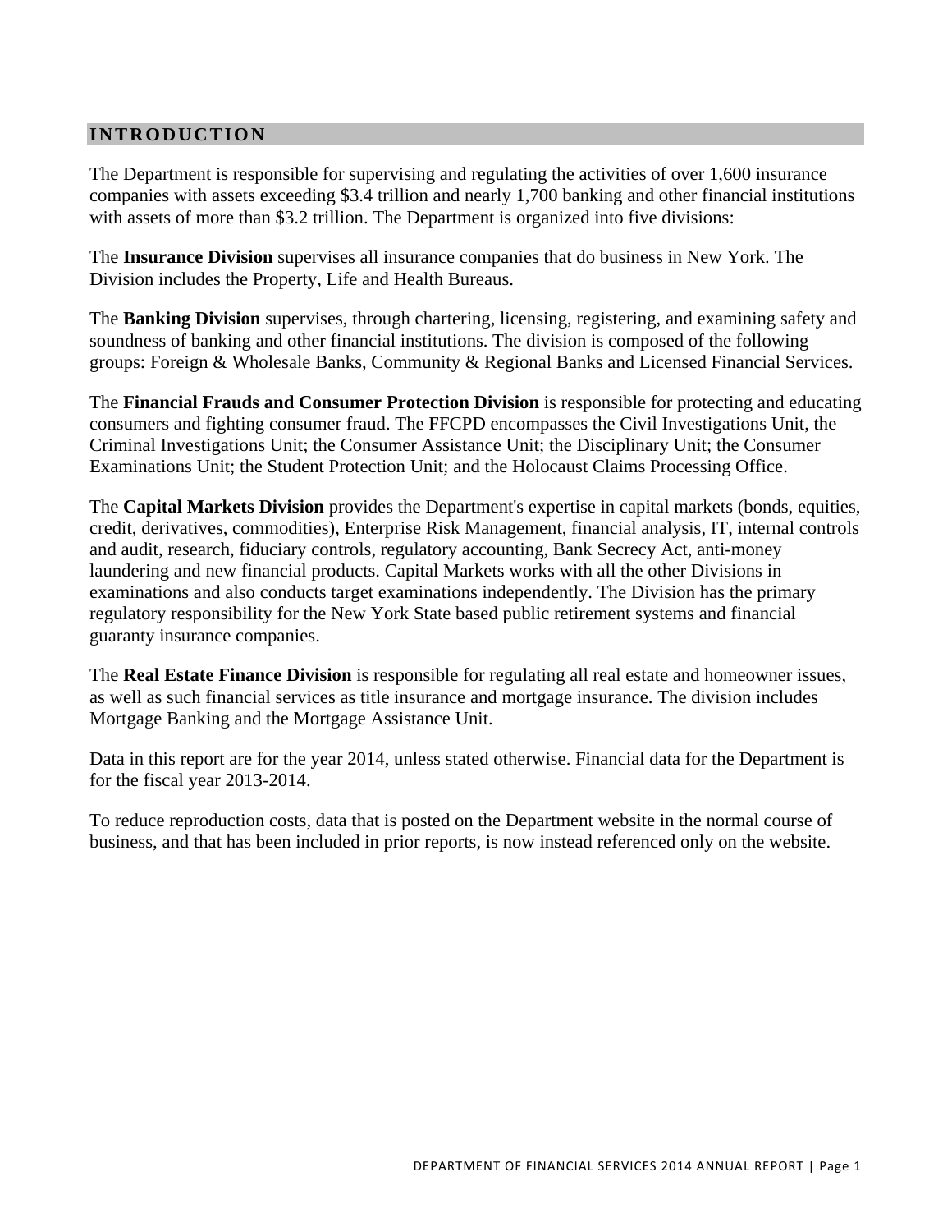## INTRODUCTION

The Department is responsible for supervising and regulating the activities of over 1,600 insurance companies with assets exceeding $3.4 trillion and nearly 1,700 banking and other financial institutions with assets of more than $3.2 trillion. The Department is organized into five divisions:

The **Insurance Division** supervises all insurance companies that do business in New York. The Division includes the Property, Life and Health Bureaus.

The **Banking Division** supervises, through chartering, licensing, registering, and examining safety and soundness of banking and other financial institutions. The division is composed of the following groups: Foreign & Wholesale Banks, Community & Regional Banks and Licensed Financial Services.

The **Financial Frauds and Consumer Protection Division** is responsible for protecting and educating consumers and fighting consumer fraud. The FFCPD encompasses the Civil Investigations Unit, the Criminal Investigations Unit; the Consumer Assistance Unit; the Disciplinary Unit; the Consumer Examinations Unit; the Student Protection Unit; and the Holocaust Claims Processing Office.

The **Capital Markets Division** provides the Department's expertise in capital markets (bonds, equities, credit, derivatives, commodities), Enterprise Risk Management, financial analysis, IT, internal controls and audit, research, fiduciary controls, regulatory accounting, Bank Secrecy Act, anti-money laundering and new financial products. Capital Markets works with all the other Divisions in examinations and also conducts target examinations independently. The Division has the primary regulatory responsibility for the New York State based public retirement systems and financial guaranty insurance companies.

The **Real Estate Finance Division** is responsible for regulating all real estate and homeowner issues, as well as such financial services as title insurance and mortgage insurance. The division includes Mortgage Banking and the Mortgage Assistance Unit.

Data in this report are for the year 2014, unless stated otherwise. Financial data for the Department is for the fiscal year 2013-2014.

To reduce reproduction costs, data that is posted on the Department website in the normal course of business, and that has been included in prior reports, is now instead referenced only on the website.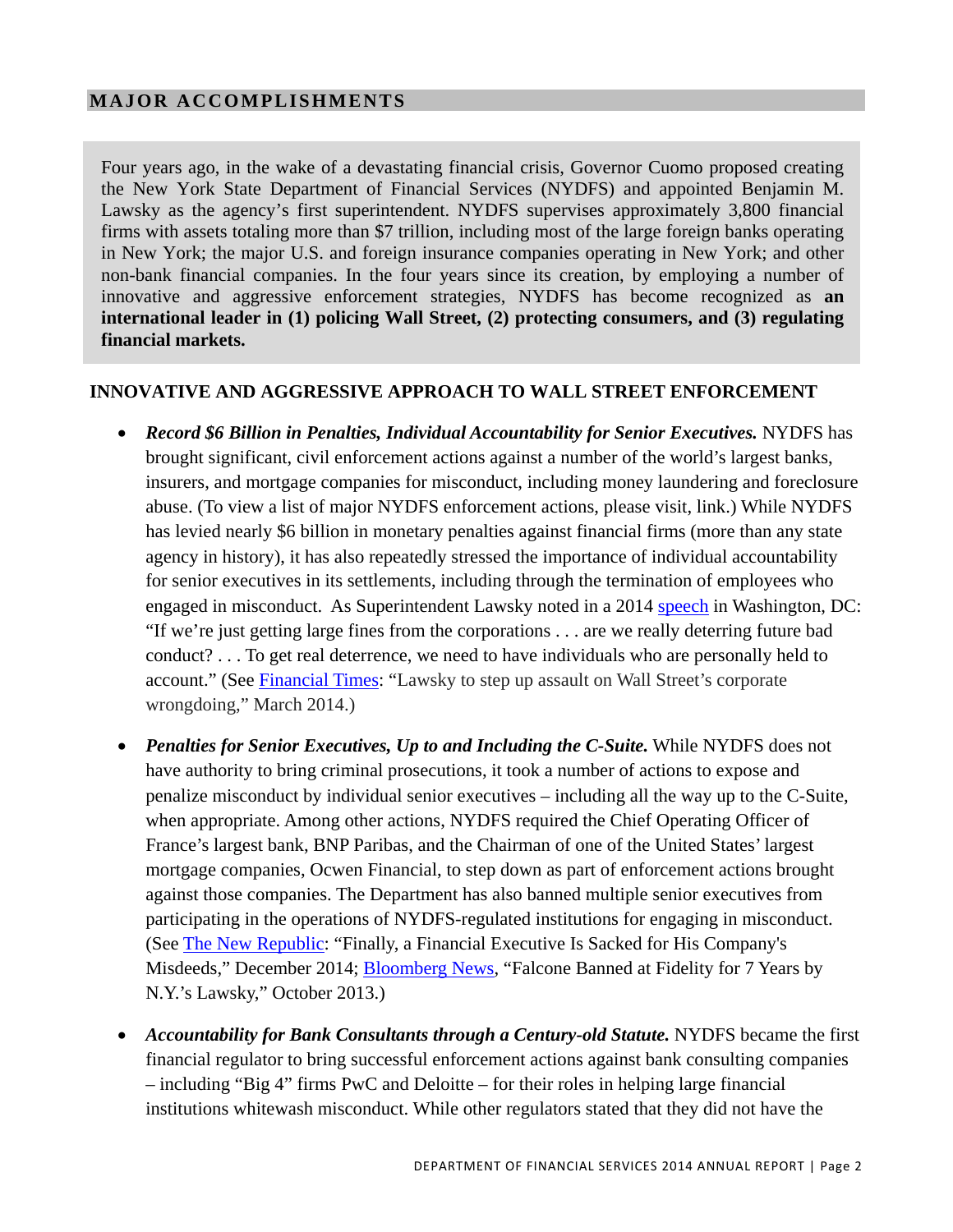## MAJOR ACCOMPLISHMENTS

Four years ago, in the wake of a devastating financial crisis, Governor Cuomo proposed creating the New York State Department of Financial Services (NYDFS) and appointed Benjamin M. Lawsky as the agency's first superintendent. NYDFS supervises approximately 3,800 financial firms with assets totaling more than $7 trillion, including most of the large foreign banks operating in New York; the major U.S. and foreign insurance companies operating in New York; and other non-bank financial companies. In the four years since its creation, by employing a number of innovative and aggressive enforcement strategies, NYDFS has become recognized as **an international leader in (1) policing Wall Street, (2) protecting consumers, and (3) regulating financial markets.**

### INNOVATIVE AND AGGRESSIVE APPROACH TO WALL STREET ENFORCEMENT

- ***Record $6 Billion in Penalties, Individual Accountability for Senior Executives.*** NYDFS has brought significant, civil enforcement actions against a number of the world's largest banks, insurers, and mortgage companies for misconduct, including money laundering and foreclosure abuse. (To view a list of major NYDFS enforcement actions, please visit, link.) While NYDFS has levied nearly $6 billion in monetary penalties against financial firms (more than any state agency in history), it has also repeatedly stressed the importance of individual accountability for senior executives in its settlements, including through the termination of employees who engaged in misconduct. As Superintendent Lawsky noted in a 2014 speech in Washington, DC: "If we're just getting large fines from the corporations . . . are we really deterring future bad conduct? . . . To get real deterrence, we need to have individuals who are personally held to account." (See Financial Times: "Lawsky to step up assault on Wall Street's corporate wrongdoing," March 2014.)

- ***Penalties for Senior Executives, Up to and Including the C-Suite.*** While NYDFS does not have authority to bring criminal prosecutions, it took a number of actions to expose and penalize misconduct by individual senior executives – including all the way up to the C-Suite, when appropriate. Among other actions, NYDFS required the Chief Operating Officer of France's largest bank, BNP Paribas, and the Chairman of one of the United States' largest mortgage companies, Ocwen Financial, to step down as part of enforcement actions brought against those companies. The Department has also banned multiple senior executives from participating in the operations of NYDFS-regulated institutions for engaging in misconduct. (See The New Republic: "Finally, a Financial Executive Is Sacked for His Company's Misdeeds," December 2014; Bloomberg News, "Falcone Banned at Fidelity for 7 Years by N.Y.'s Lawsky," October 2013.)

- ***Accountability for Bank Consultants through a Century-old Statute.*** NYDFS became the first financial regulator to bring successful enforcement actions against bank consulting companies – including "Big 4" firms PwC and Deloitte – for their roles in helping large financial institutions whitewash misconduct. While other regulators stated that they did not have the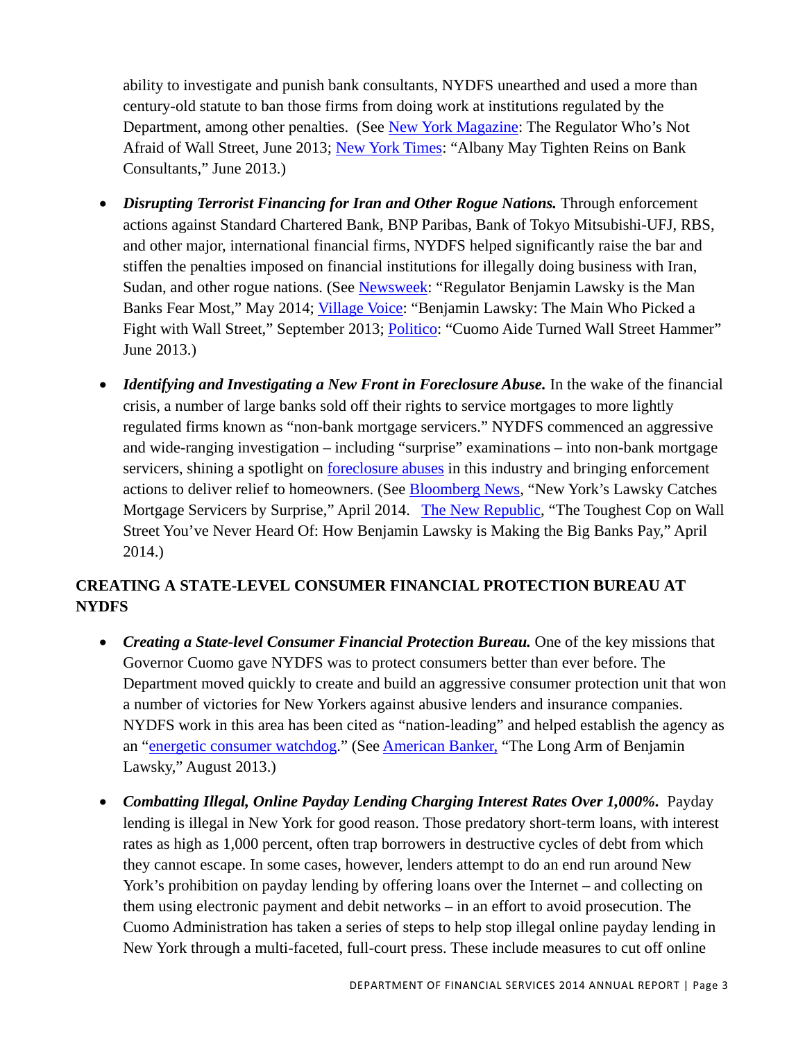ability to investigate and punish bank consultants, NYDFS unearthed and used a more than century-old statute to ban those firms from doing work at institutions regulated by the Department, among other penalties. (See New York Magazine: The Regulator Who's Not Afraid of Wall Street, June 2013; New York Times: "Albany May Tighten Reins on Bank Consultants," June 2013.)

- ***Disrupting Terrorist Financing for Iran and Other Rogue Nations.*** Through enforcement actions against Standard Chartered Bank, BNP Paribas, Bank of Tokyo Mitsubishi-UFJ, RBS, and other major, international financial firms, NYDFS helped significantly raise the bar and stiffen the penalties imposed on financial institutions for illegally doing business with Iran, Sudan, and other rogue nations. (See Newsweek: "Regulator Benjamin Lawsky is the Man Banks Fear Most," May 2014; Village Voice: "Benjamin Lawsky: The Main Who Picked a Fight with Wall Street," September 2013; Politico: "Cuomo Aide Turned Wall Street Hammer" June 2013.)

- ***Identifying and Investigating a New Front in Foreclosure Abuse.*** In the wake of the financial crisis, a number of large banks sold off their rights to service mortgages to more lightly regulated firms known as "non-bank mortgage servicers." NYDFS commenced an aggressive and wide-ranging investigation – including "surprise" examinations – into non-bank mortgage servicers, shining a spotlight on foreclosure abuses in this industry and bringing enforcement actions to deliver relief to homeowners. (See Bloomberg News, "New York's Lawsky Catches Mortgage Servicers by Surprise," April 2014. The New Republic, "The Toughest Cop on Wall Street You've Never Heard Of: How Benjamin Lawsky is Making the Big Banks Pay," April 2014.)

## CREATING A STATE-LEVEL CONSUMER FINANCIAL PROTECTION BUREAU AT NYDFS

- ***Creating a State-level Consumer Financial Protection Bureau.*** One of the key missions that Governor Cuomo gave NYDFS was to protect consumers better than ever before. The Department moved quickly to create and build an aggressive consumer protection unit that won a number of victories for New Yorkers against abusive lenders and insurance companies. NYDFS work in this area has been cited as "nation-leading" and helped establish the agency as an "energetic consumer watchdog." (See American Banker, "The Long Arm of Benjamin Lawsky," August 2013.)

- ***Combatting Illegal, Online Payday Lending Charging Interest Rates Over 1,000%.*** Payday lending is illegal in New York for good reason. Those predatory short-term loans, with interest rates as high as 1,000 percent, often trap borrowers in destructive cycles of debt from which they cannot escape. In some cases, however, lenders attempt to do an end run around New York's prohibition on payday lending by offering loans over the Internet – and collecting on them using electronic payment and debit networks – in an effort to avoid prosecution. The Cuomo Administration has taken a series of steps to help stop illegal online payday lending in New York through a multi-faceted, full-court press. These include measures to cut off online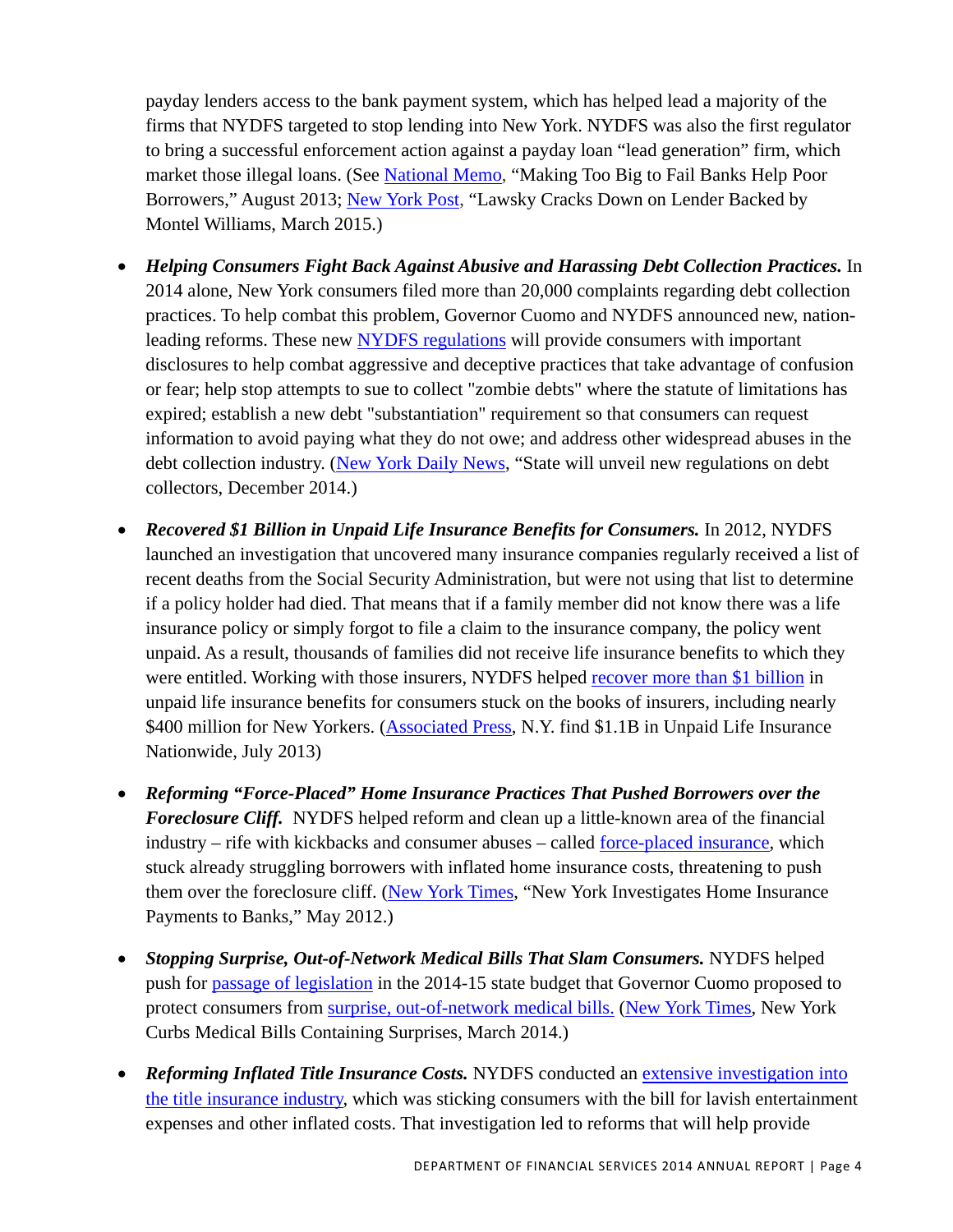payday lenders access to the bank payment system, which has helped lead a majority of the firms that NYDFS targeted to stop lending into New York. NYDFS was also the first regulator to bring a successful enforcement action against a payday loan "lead generation" firm, which market those illegal loans. (See National Memo, "Making Too Big to Fail Banks Help Poor Borrowers," August 2013; New York Post, "Lawsky Cracks Down on Lender Backed by Montel Williams, March 2015.)

- ***Helping Consumers Fight Back Against Abusive and Harassing Debt Collection Practices.*** In 2014 alone, New York consumers filed more than 20,000 complaints regarding debt collection practices. To help combat this problem, Governor Cuomo and NYDFS announced new, nation-leading reforms. These new NYDFS regulations will provide consumers with important disclosures to help combat aggressive and deceptive practices that take advantage of confusion or fear; help stop attempts to sue to collect "zombie debts" where the statute of limitations has expired; establish a new debt "substantiation" requirement so that consumers can request information to avoid paying what they do not owe; and address other widespread abuses in the debt collection industry. (New York Daily News, "State will unveil new regulations on debt collectors, December 2014.)

- ***Recovered $1 Billion in Unpaid Life Insurance Benefits for Consumers.*** In 2012, NYDFS launched an investigation that uncovered many insurance companies regularly received a list of recent deaths from the Social Security Administration, but were not using that list to determine if a policy holder had died. That means that if a family member did not know there was a life insurance policy or simply forgot to file a claim to the insurance company, the policy went unpaid. As a result, thousands of families did not receive life insurance benefits to which they were entitled. Working with those insurers, NYDFS helped recover more than $1 billion in unpaid life insurance benefits for consumers stuck on the books of insurers, including nearly $400 million for New Yorkers. (Associated Press, N.Y. find $1.1B in Unpaid Life Insurance Nationwide, July 2013)

- ***Reforming "Force-Placed" Home Insurance Practices That Pushed Borrowers over the Foreclosure Cliff.*** NYDFS helped reform and clean up a little-known area of the financial industry – rife with kickbacks and consumer abuses – called force-placed insurance, which stuck already struggling borrowers with inflated home insurance costs, threatening to push them over the foreclosure cliff. (New York Times, "New York Investigates Home Insurance Payments to Banks," May 2012.)

- ***Stopping Surprise, Out-of-Network Medical Bills That Slam Consumers.*** NYDFS helped push for passage of legislation in the 2014-15 state budget that Governor Cuomo proposed to protect consumers from surprise, out-of-network medical bills. (New York Times, New York Curbs Medical Bills Containing Surprises, March 2014.)

- ***Reforming Inflated Title Insurance Costs.*** NYDFS conducted an extensive investigation into the title insurance industry, which was sticking consumers with the bill for lavish entertainment expenses and other inflated costs. That investigation led to reforms that will help provide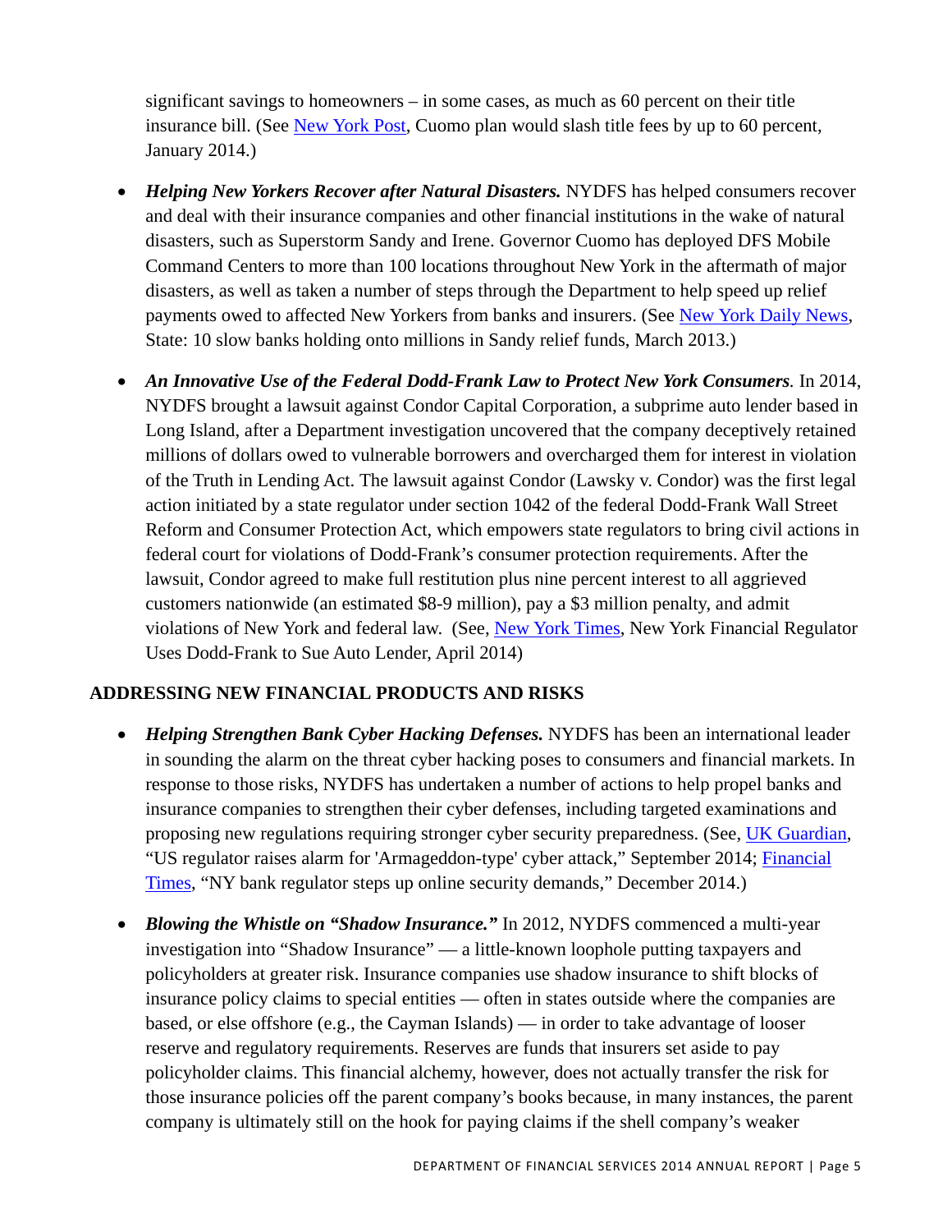significant savings to homeowners – in some cases, as much as 60 percent on their title insurance bill. (See New York Post, Cuomo plan would slash title fees by up to 60 percent, January 2014.)

- ***Helping New Yorkers Recover after Natural Disasters.*** NYDFS has helped consumers recover and deal with their insurance companies and other financial institutions in the wake of natural disasters, such as Superstorm Sandy and Irene. Governor Cuomo has deployed DFS Mobile Command Centers to more than 100 locations throughout New York in the aftermath of major disasters, as well as taken a number of steps through the Department to help speed up relief payments owed to affected New Yorkers from banks and insurers. (See New York Daily News, State: 10 slow banks holding onto millions in Sandy relief funds, March 2013.)

- ***An Innovative Use of the Federal Dodd-Frank Law to Protect New York Consumers.*** In 2014, NYDFS brought a lawsuit against Condor Capital Corporation, a subprime auto lender based in Long Island, after a Department investigation uncovered that the company deceptively retained millions of dollars owed to vulnerable borrowers and overcharged them for interest in violation of the Truth in Lending Act. The lawsuit against Condor (Lawsky v. Condor) was the first legal action initiated by a state regulator under section 1042 of the federal Dodd-Frank Wall Street Reform and Consumer Protection Act, which empowers state regulators to bring civil actions in federal court for violations of Dodd-Frank's consumer protection requirements. After the lawsuit, Condor agreed to make full restitution plus nine percent interest to all aggrieved customers nationwide (an estimated $8-9 million), pay a $3 million penalty, and admit violations of New York and federal law. (See, New York Times, New York Financial Regulator Uses Dodd-Frank to Sue Auto Lender, April 2014)

## ADDRESSING NEW FINANCIAL PRODUCTS AND RISKS

- ***Helping Strengthen Bank Cyber Hacking Defenses.*** NYDFS has been an international leader in sounding the alarm on the threat cyber hacking poses to consumers and financial markets. In response to those risks, NYDFS has undertaken a number of actions to help propel banks and insurance companies to strengthen their cyber defenses, including targeted examinations and proposing new regulations requiring stronger cyber security preparedness. (See, UK Guardian, "US regulator raises alarm for 'Armageddon-type' cyber attack," September 2014; Financial Times, "NY bank regulator steps up online security demands," December 2014.)

- ***Blowing the Whistle on "Shadow Insurance."*** In 2012, NYDFS commenced a multi-year investigation into "Shadow Insurance" — a little-known loophole putting taxpayers and policyholders at greater risk. Insurance companies use shadow insurance to shift blocks of insurance policy claims to special entities — often in states outside where the companies are based, or else offshore (e.g., the Cayman Islands) — in order to take advantage of looser reserve and regulatory requirements. Reserves are funds that insurers set aside to pay policyholder claims. This financial alchemy, however, does not actually transfer the risk for those insurance policies off the parent company's books because, in many instances, the parent company is ultimately still on the hook for paying claims if the shell company's weaker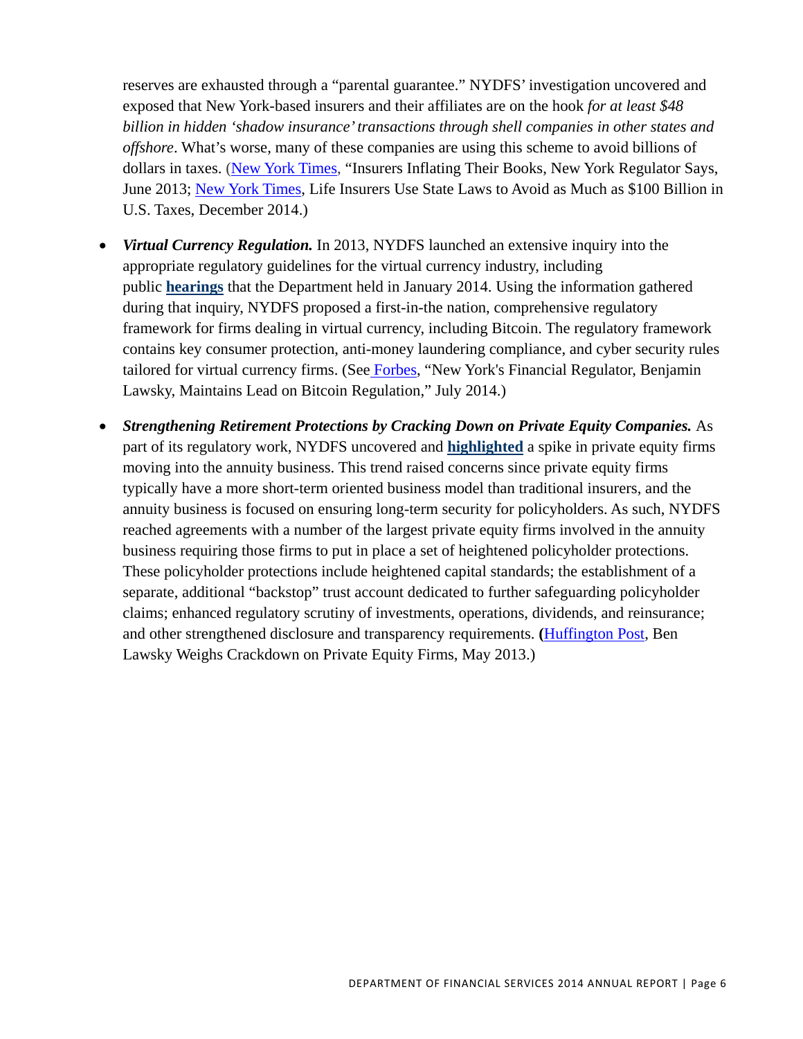reserves are exhausted through a "parental guarantee." NYDFS' investigation uncovered and exposed that New York-based insurers and their affiliates are on the hook *for at least $48 billion in hidden 'shadow insurance' transactions through shell companies in other states and offshore*. What's worse, many of these companies are using this scheme to avoid billions of dollars in taxes. (New York Times, "Insurers Inflating Their Books, New York Regulator Says, June 2013; New York Times, Life Insurers Use State Laws to Avoid as Much as $100 Billion in U.S. Taxes, December 2014.)

- ***Virtual Currency Regulation.*** In 2013, NYDFS launched an extensive inquiry into the appropriate regulatory guidelines for the virtual currency industry, including public **hearings** that the Department held in January 2014. Using the information gathered during that inquiry, NYDFS proposed a first-in-the nation, comprehensive regulatory framework for firms dealing in virtual currency, including Bitcoin. The regulatory framework contains key consumer protection, anti-money laundering compliance, and cyber security rules tailored for virtual currency firms. (See Forbes, "New York's Financial Regulator, Benjamin Lawsky, Maintains Lead on Bitcoin Regulation," July 2014.)

- ***Strengthening Retirement Protections by Cracking Down on Private Equity Companies.*** As part of its regulatory work, NYDFS uncovered and **highlighted** a spike in private equity firms moving into the annuity business. This trend raised concerns since private equity firms typically have a more short-term oriented business model than traditional insurers, and the annuity business is focused on ensuring long-term security for policyholders. As such, NYDFS reached agreements with a number of the largest private equity firms involved in the annuity business requiring those firms to put in place a set of heightened policyholder protections. These policyholder protections include heightened capital standards; the establishment of a separate, additional "backstop" trust account dedicated to further safeguarding policyholder claims; enhanced regulatory scrutiny of investments, operations, dividends, and reinsurance; and other strengthened disclosure and transparency requirements. **(**Huffington Post, Ben Lawsky Weighs Crackdown on Private Equity Firms, May 2013.)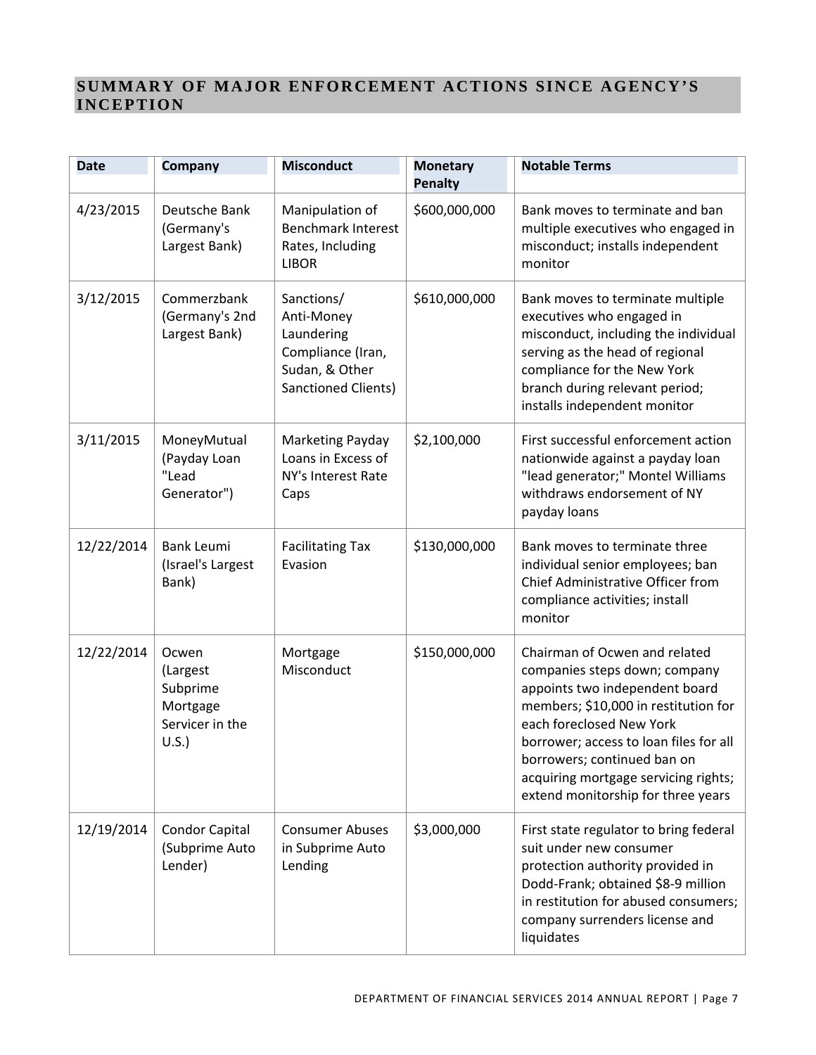## SUMMARY OF MAJOR ENFORCEMENT ACTIONS SINCE AGENCY'S INCEPTION

| Date | Company | Misconduct | Monetary Penalty | Notable Terms |
| --- | --- | --- | --- | --- |
| 4/23/2015 | Deutsche Bank (Germany's Largest Bank) | Manipulation of Benchmark Interest Rates, Including LIBOR | $600,000,000 | Bank moves to terminate and ban multiple executives who engaged in misconduct; installs independent monitor |
| 3/12/2015 | Commerzbank (Germany's 2nd Largest Bank) | Sanctions/ Anti-Money Laundering Compliance (Iran, Sudan, & Other Sanctioned Clients) | $610,000,000 | Bank moves to terminate multiple executives who engaged in misconduct, including the individual serving as the head of regional compliance for the New York branch during relevant period; installs independent monitor |
| 3/11/2015 | MoneyMutual (Payday Loan "Lead Generator") | Marketing Payday Loans in Excess of NY's Interest Rate Caps | $2,100,000 | First successful enforcement action nationwide against a payday loan "lead generator;" Montel Williams withdraws endorsement of NY payday loans |
| 12/22/2014 | Bank Leumi (Israel's Largest Bank) | Facilitating Tax Evasion | $130,000,000 | Bank moves to terminate three individual senior employees; ban Chief Administrative Officer from compliance activities; install monitor |
| 12/22/2014 | Ocwen (Largest Subprime Mortgage Servicer in the U.S.) | Mortgage Misconduct | $150,000,000 | Chairman of Ocwen and related companies steps down; company appoints two independent board members; $10,000 in restitution for each foreclosed New York borrower; access to loan files for all borrowers; continued ban on acquiring mortgage servicing rights; extend monitorship for three years |
| 12/19/2014 | Condor Capital (Subprime Auto Lender) | Consumer Abuses in Subprime Auto Lending | $3,000,000 | First state regulator to bring federal suit under new consumer protection authority provided in Dodd-Frank; obtained $8-9 million in restitution for abused consumers; company surrenders license and liquidates |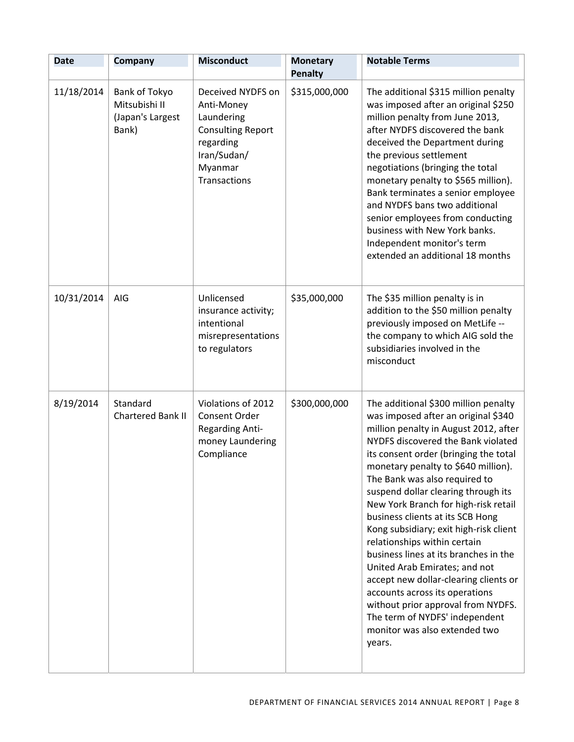| Date | Company | Misconduct | Monetary Penalty | Notable Terms |
| --- | --- | --- | --- | --- |
| 11/18/2014 | Bank of Tokyo Mitsubishi II (Japan's Largest Bank) | Deceived NYDFS on Anti-Money Laundering Consulting Report regarding Iran/Sudan/ Myanmar Transactions | $315,000,000 | The additional $315 million penalty was imposed after an original $250 million penalty from June 2013, after NYDFS discovered the bank deceived the Department during the previous settlement negotiations (bringing the total monetary penalty to $565 million). Bank terminates a senior employee and NYDFS bans two additional senior employees from conducting business with New York banks. Independent monitor's term extended an additional 18 months |
| 10/31/2014 | AIG | Unlicensed insurance activity; intentional misrepresentations to regulators | $35,000,000 | The $35 million penalty is in addition to the $50 million penalty previously imposed on MetLife -- the company to which AIG sold the subsidiaries involved in the misconduct |
| 8/19/2014 | Standard Chartered Bank II | Violations of 2012 Consent Order Regarding Anti-money Laundering Compliance | $300,000,000 | The additional $300 million penalty was imposed after an original $340 million penalty in August 2012, after NYDFS discovered the Bank violated its consent order (bringing the total monetary penalty to $640 million). The Bank was also required to suspend dollar clearing through its New York Branch for high-risk retail business clients at its SCB Hong Kong subsidiary; exit high-risk client relationships within certain business lines at its branches in the United Arab Emirates; and not accept new dollar-clearing clients or accounts across its operations without prior approval from NYDFS. The term of NYDFS' independent monitor was also extended two years. |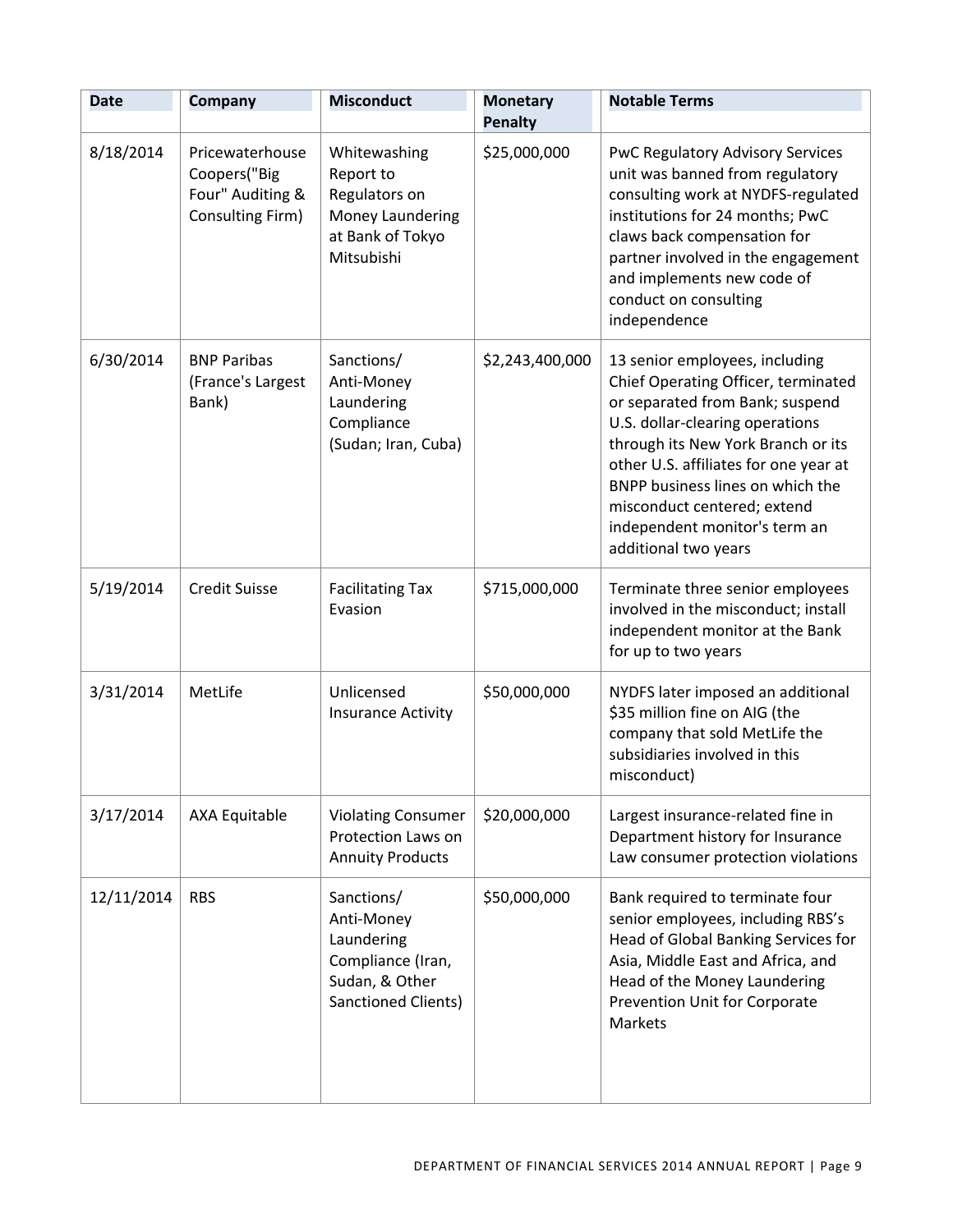| Date | Company | Misconduct | Monetary Penalty | Notable Terms |
|---|---|---|---|---|
| 8/18/2014 | Pricewaterhouse Coopers("Big Four" Auditing & Consulting Firm) | Whitewashing Report to Regulators on Money Laundering at Bank of Tokyo Mitsubishi | $25,000,000 | PwC Regulatory Advisory Services unit was banned from regulatory consulting work at NYDFS-regulated institutions for 24 months; PwC claws back compensation for partner involved in the engagement and implements new code of conduct on consulting independence |
| 6/30/2014 | BNP Paribas (France's Largest Bank) | Sanctions/ Anti-Money Laundering Compliance (Sudan; Iran, Cuba) | $2,243,400,000 | 13 senior employees, including Chief Operating Officer, terminated or separated from Bank; suspend U.S. dollar-clearing operations through its New York Branch or its other U.S. affiliates for one year at BNPP business lines on which the misconduct centered; extend independent monitor's term an additional two years |
| 5/19/2014 | Credit Suisse | Facilitating Tax Evasion | $715,000,000 | Terminate three senior employees involved in the misconduct; install independent monitor at the Bank for up to two years |
| 3/31/2014 | MetLife | Unlicensed Insurance Activity | $50,000,000 | NYDFS later imposed an additional $35 million fine on AIG (the company that sold MetLife the subsidiaries involved in this misconduct) |
| 3/17/2014 | AXA Equitable | Violating Consumer Protection Laws on Annuity Products | $20,000,000 | Largest insurance-related fine in Department history for Insurance Law consumer protection violations |
| 12/11/2014 | RBS | Sanctions/ Anti-Money Laundering Compliance (Iran, Sudan, & Other Sanctioned Clients) | $50,000,000 | Bank required to terminate four senior employees, including RBS's Head of Global Banking Services for Asia, Middle East and Africa, and Head of the Money Laundering Prevention Unit for Corporate Markets |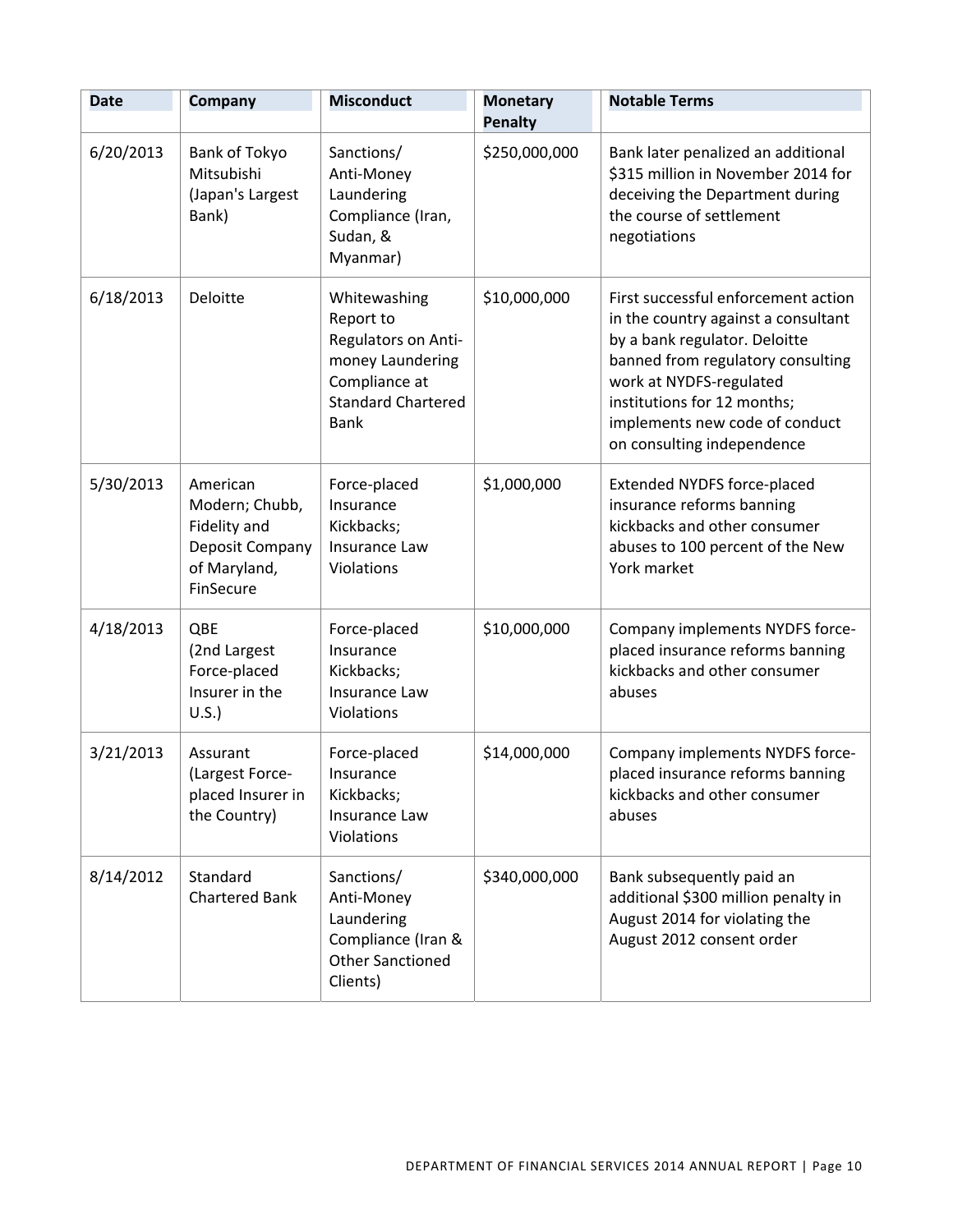| Date | Company | Misconduct | Monetary Penalty | Notable Terms |
|---|---|---|---|---|
| 6/20/2013 | Bank of Tokyo Mitsubishi (Japan's Largest Bank) | Sanctions/ Anti-Money Laundering Compliance (Iran, Sudan, & Myanmar) | $250,000,000 | Bank later penalized an additional $315 million in November 2014 for deceiving the Department during the course of settlement negotiations |
| 6/18/2013 | Deloitte | Whitewashing Report to Regulators on Anti-money Laundering Compliance at Standard Chartered Bank | $10,000,000 | First successful enforcement action in the country against a consultant by a bank regulator. Deloitte banned from regulatory consulting work at NYDFS-regulated institutions for 12 months; implements new code of conduct on consulting independence |
| 5/30/2013 | American Modern; Chubb, Fidelity and Deposit Company of Maryland, FinSecure | Force-placed Insurance Kickbacks; Insurance Law Violations | $1,000,000 | Extended NYDFS force-placed insurance reforms banning kickbacks and other consumer abuses to 100 percent of the New York market |
| 4/18/2013 | QBE (2nd Largest Force-placed Insurer in the U.S.) | Force-placed Insurance Kickbacks; Insurance Law Violations | $10,000,000 | Company implements NYDFS force-placed insurance reforms banning kickbacks and other consumer abuses |
| 3/21/2013 | Assurant (Largest Force-placed Insurer in the Country) | Force-placed Insurance Kickbacks; Insurance Law Violations | $14,000,000 | Company implements NYDFS force-placed insurance reforms banning kickbacks and other consumer abuses |
| 8/14/2012 | Standard Chartered Bank | Sanctions/ Anti-Money Laundering Compliance (Iran & Other Sanctioned Clients) | $340,000,000 | Bank subsequently paid an additional $300 million penalty in August 2014 for violating the August 2012 consent order |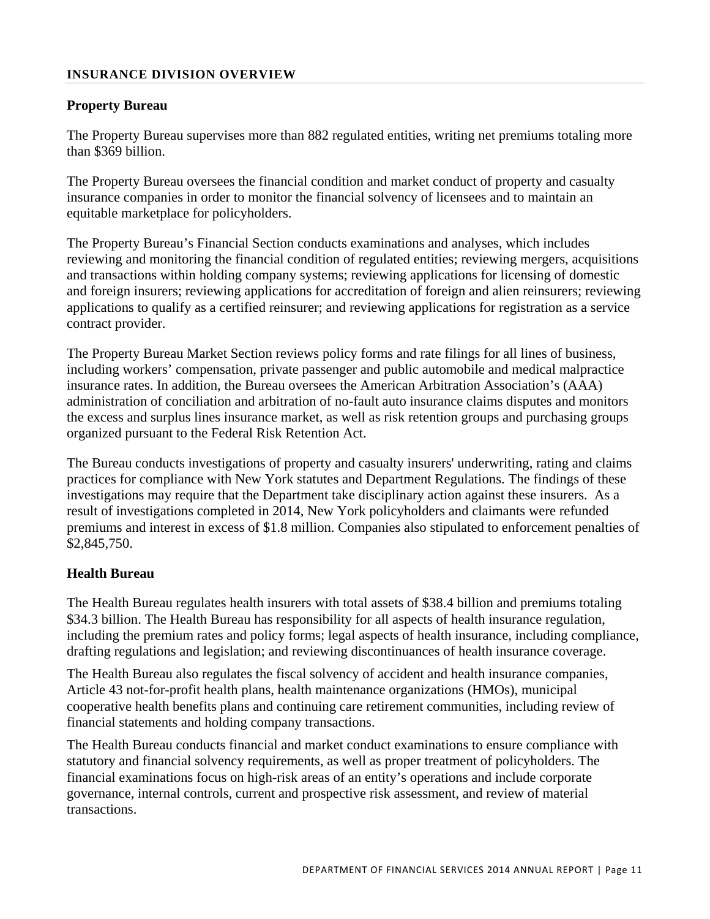## INSURANCE DIVISION OVERVIEW

### Property Bureau

The Property Bureau supervises more than 882 regulated entities, writing net premiums totaling more than $369 billion.

The Property Bureau oversees the financial condition and market conduct of property and casualty insurance companies in order to monitor the financial solvency of licensees and to maintain an equitable marketplace for policyholders.

The Property Bureau's Financial Section conducts examinations and analyses, which includes reviewing and monitoring the financial condition of regulated entities; reviewing mergers, acquisitions and transactions within holding company systems; reviewing applications for licensing of domestic and foreign insurers; reviewing applications for accreditation of foreign and alien reinsurers; reviewing applications to qualify as a certified reinsurer; and reviewing applications for registration as a service contract provider.

The Property Bureau Market Section reviews policy forms and rate filings for all lines of business, including workers' compensation, private passenger and public automobile and medical malpractice insurance rates. In addition, the Bureau oversees the American Arbitration Association's (AAA) administration of conciliation and arbitration of no-fault auto insurance claims disputes and monitors the excess and surplus lines insurance market, as well as risk retention groups and purchasing groups organized pursuant to the Federal Risk Retention Act.

The Bureau conducts investigations of property and casualty insurers' underwriting, rating and claims practices for compliance with New York statutes and Department Regulations. The findings of these investigations may require that the Department take disciplinary action against these insurers. As a result of investigations completed in 2014, New York policyholders and claimants were refunded premiums and interest in excess of $1.8 million. Companies also stipulated to enforcement penalties of $2,845,750.

### Health Bureau

The Health Bureau regulates health insurers with total assets of $38.4 billion and premiums totaling $34.3 billion. The Health Bureau has responsibility for all aspects of health insurance regulation, including the premium rates and policy forms; legal aspects of health insurance, including compliance, drafting regulations and legislation; and reviewing discontinuances of health insurance coverage.

The Health Bureau also regulates the fiscal solvency of accident and health insurance companies, Article 43 not-for-profit health plans, health maintenance organizations (HMOs), municipal cooperative health benefits plans and continuing care retirement communities, including review of financial statements and holding company transactions.

The Health Bureau conducts financial and market conduct examinations to ensure compliance with statutory and financial solvency requirements, as well as proper treatment of policyholders. The financial examinations focus on high-risk areas of an entity's operations and include corporate governance, internal controls, current and prospective risk assessment, and review of material transactions.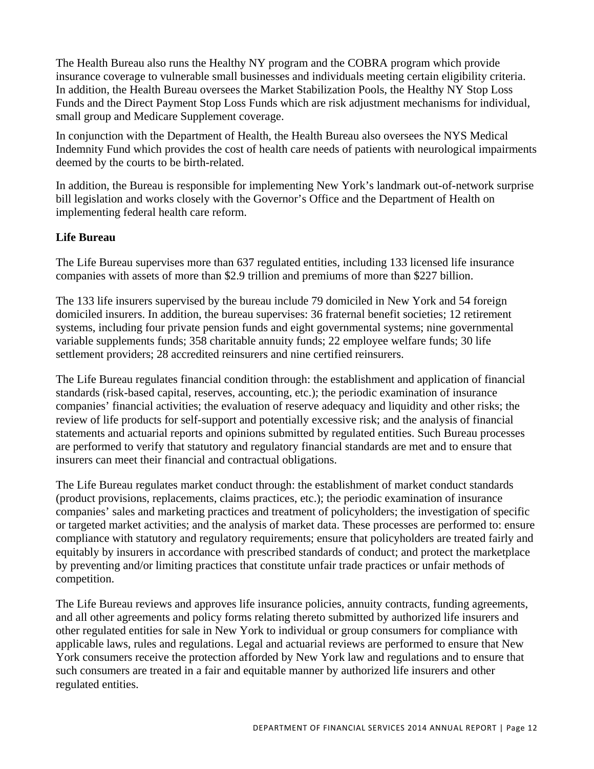The Health Bureau also runs the Healthy NY program and the COBRA program which provide insurance coverage to vulnerable small businesses and individuals meeting certain eligibility criteria. In addition, the Health Bureau oversees the Market Stabilization Pools, the Healthy NY Stop Loss Funds and the Direct Payment Stop Loss Funds which are risk adjustment mechanisms for individual, small group and Medicare Supplement coverage.

In conjunction with the Department of Health, the Health Bureau also oversees the NYS Medical Indemnity Fund which provides the cost of health care needs of patients with neurological impairments deemed by the courts to be birth-related.

In addition, the Bureau is responsible for implementing New York's landmark out-of-network surprise bill legislation and works closely with the Governor's Office and the Department of Health on implementing federal health care reform.

**Life Bureau**

The Life Bureau supervises more than 637 regulated entities, including 133 licensed life insurance companies with assets of more than $2.9 trillion and premiums of more than $227 billion.

The 133 life insurers supervised by the bureau include 79 domiciled in New York and 54 foreign domiciled insurers. In addition, the bureau supervises: 36 fraternal benefit societies; 12 retirement systems, including four private pension funds and eight governmental systems; nine governmental variable supplements funds; 358 charitable annuity funds; 22 employee welfare funds; 30 life settlement providers; 28 accredited reinsurers and nine certified reinsurers.

The Life Bureau regulates financial condition through: the establishment and application of financial standards (risk-based capital, reserves, accounting, etc.); the periodic examination of insurance companies' financial activities; the evaluation of reserve adequacy and liquidity and other risks; the review of life products for self-support and potentially excessive risk; and the analysis of financial statements and actuarial reports and opinions submitted by regulated entities. Such Bureau processes are performed to verify that statutory and regulatory financial standards are met and to ensure that insurers can meet their financial and contractual obligations.

The Life Bureau regulates market conduct through: the establishment of market conduct standards (product provisions, replacements, claims practices, etc.); the periodic examination of insurance companies' sales and marketing practices and treatment of policyholders; the investigation of specific or targeted market activities; and the analysis of market data. These processes are performed to: ensure compliance with statutory and regulatory requirements; ensure that policyholders are treated fairly and equitably by insurers in accordance with prescribed standards of conduct; and protect the marketplace by preventing and/or limiting practices that constitute unfair trade practices or unfair methods of competition.

The Life Bureau reviews and approves life insurance policies, annuity contracts, funding agreements, and all other agreements and policy forms relating thereto submitted by authorized life insurers and other regulated entities for sale in New York to individual or group consumers for compliance with applicable laws, rules and regulations. Legal and actuarial reviews are performed to ensure that New York consumers receive the protection afforded by New York law and regulations and to ensure that such consumers are treated in a fair and equitable manner by authorized life insurers and other regulated entities.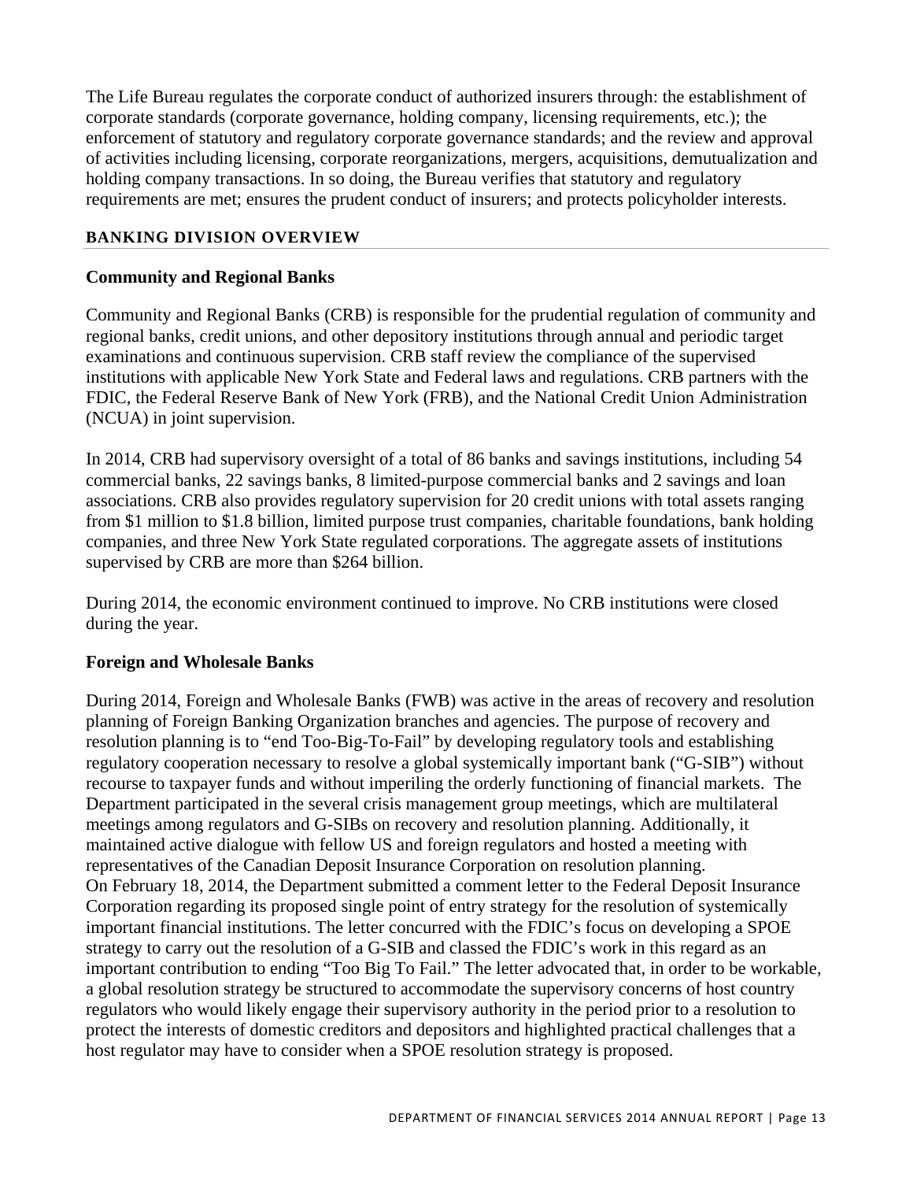The Life Bureau regulates the corporate conduct of authorized insurers through: the establishment of corporate standards (corporate governance, holding company, licensing requirements, etc.); the enforcement of statutory and regulatory corporate governance standards; and the review and approval of activities including licensing, corporate reorganizations, mergers, acquisitions, demutualization and holding company transactions. In so doing, the Bureau verifies that statutory and regulatory requirements are met; ensures the prudent conduct of insurers; and protects policyholder interests.

## BANKING DIVISION OVERVIEW

### Community and Regional Banks

Community and Regional Banks (CRB) is responsible for the prudential regulation of community and regional banks, credit unions, and other depository institutions through annual and periodic target examinations and continuous supervision. CRB staff review the compliance of the supervised institutions with applicable New York State and Federal laws and regulations. CRB partners with the FDIC, the Federal Reserve Bank of New York (FRB), and the National Credit Union Administration (NCUA) in joint supervision.

In 2014, CRB had supervisory oversight of a total of 86 banks and savings institutions, including 54 commercial banks, 22 savings banks, 8 limited-purpose commercial banks and 2 savings and loan associations. CRB also provides regulatory supervision for 20 credit unions with total assets ranging from $1 million to $1.8 billion, limited purpose trust companies, charitable foundations, bank holding companies, and three New York State regulated corporations. The aggregate assets of institutions supervised by CRB are more than $264 billion.

During 2014, the economic environment continued to improve. No CRB institutions were closed during the year.

### Foreign and Wholesale Banks

During 2014, Foreign and Wholesale Banks (FWB) was active in the areas of recovery and resolution planning of Foreign Banking Organization branches and agencies. The purpose of recovery and resolution planning is to "end Too-Big-To-Fail" by developing regulatory tools and establishing regulatory cooperation necessary to resolve a global systemically important bank ("G-SIB") without recourse to taxpayer funds and without imperiling the orderly functioning of financial markets. The Department participated in the several crisis management group meetings, which are multilateral meetings among regulators and G-SIBs on recovery and resolution planning. Additionally, it maintained active dialogue with fellow US and foreign regulators and hosted a meeting with representatives of the Canadian Deposit Insurance Corporation on resolution planning.

On February 18, 2014, the Department submitted a comment letter to the Federal Deposit Insurance Corporation regarding its proposed single point of entry strategy for the resolution of systemically important financial institutions. The letter concurred with the FDIC's focus on developing a SPOE strategy to carry out the resolution of a G-SIB and classed the FDIC's work in this regard as an important contribution to ending "Too Big To Fail." The letter advocated that, in order to be workable, a global resolution strategy be structured to accommodate the supervisory concerns of host country regulators who would likely engage their supervisory authority in the period prior to a resolution to protect the interests of domestic creditors and depositors and highlighted practical challenges that a host regulator may have to consider when a SPOE resolution strategy is proposed.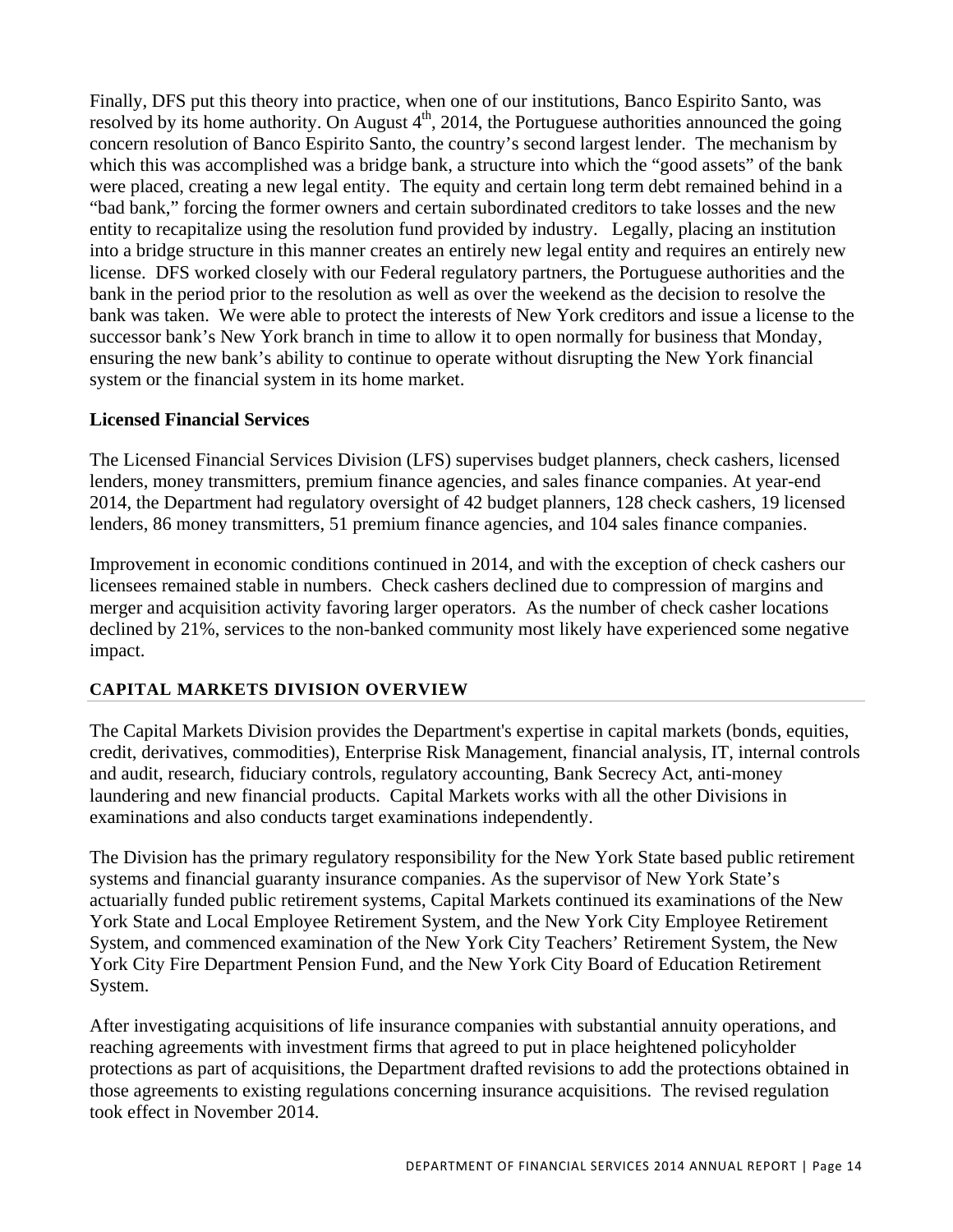Finally, DFS put this theory into practice, when one of our institutions, Banco Espirito Santo, was resolved by its home authority. On August 4th, 2014, the Portuguese authorities announced the going concern resolution of Banco Espirito Santo, the country's second largest lender. The mechanism by which this was accomplished was a bridge bank, a structure into which the "good assets" of the bank were placed, creating a new legal entity. The equity and certain long term debt remained behind in a "bad bank," forcing the former owners and certain subordinated creditors to take losses and the new entity to recapitalize using the resolution fund provided by industry. Legally, placing an institution into a bridge structure in this manner creates an entirely new legal entity and requires an entirely new license. DFS worked closely with our Federal regulatory partners, the Portuguese authorities and the bank in the period prior to the resolution as well as over the weekend as the decision to resolve the bank was taken. We were able to protect the interests of New York creditors and issue a license to the successor bank's New York branch in time to allow it to open normally for business that Monday, ensuring the new bank's ability to continue to operate without disrupting the New York financial system or the financial system in its home market.

### Licensed Financial Services

The Licensed Financial Services Division (LFS) supervises budget planners, check cashers, licensed lenders, money transmitters, premium finance agencies, and sales finance companies. At year-end 2014, the Department had regulatory oversight of 42 budget planners, 128 check cashers, 19 licensed lenders, 86 money transmitters, 51 premium finance agencies, and 104 sales finance companies.

Improvement in economic conditions continued in 2014, and with the exception of check cashers our licensees remained stable in numbers. Check cashers declined due to compression of margins and merger and acquisition activity favoring larger operators. As the number of check casher locations declined by 21%, services to the non-banked community most likely have experienced some negative impact.

## CAPITAL MARKETS DIVISION OVERVIEW

The Capital Markets Division provides the Department's expertise in capital markets (bonds, equities, credit, derivatives, commodities), Enterprise Risk Management, financial analysis, IT, internal controls and audit, research, fiduciary controls, regulatory accounting, Bank Secrecy Act, anti-money laundering and new financial products. Capital Markets works with all the other Divisions in examinations and also conducts target examinations independently.

The Division has the primary regulatory responsibility for the New York State based public retirement systems and financial guaranty insurance companies. As the supervisor of New York State's actuarially funded public retirement systems, Capital Markets continued its examinations of the New York State and Local Employee Retirement System, and the New York City Employee Retirement System, and commenced examination of the New York City Teachers' Retirement System, the New York City Fire Department Pension Fund, and the New York City Board of Education Retirement System.

After investigating acquisitions of life insurance companies with substantial annuity operations, and reaching agreements with investment firms that agreed to put in place heightened policyholder protections as part of acquisitions, the Department drafted revisions to add the protections obtained in those agreements to existing regulations concerning insurance acquisitions. The revised regulation took effect in November 2014.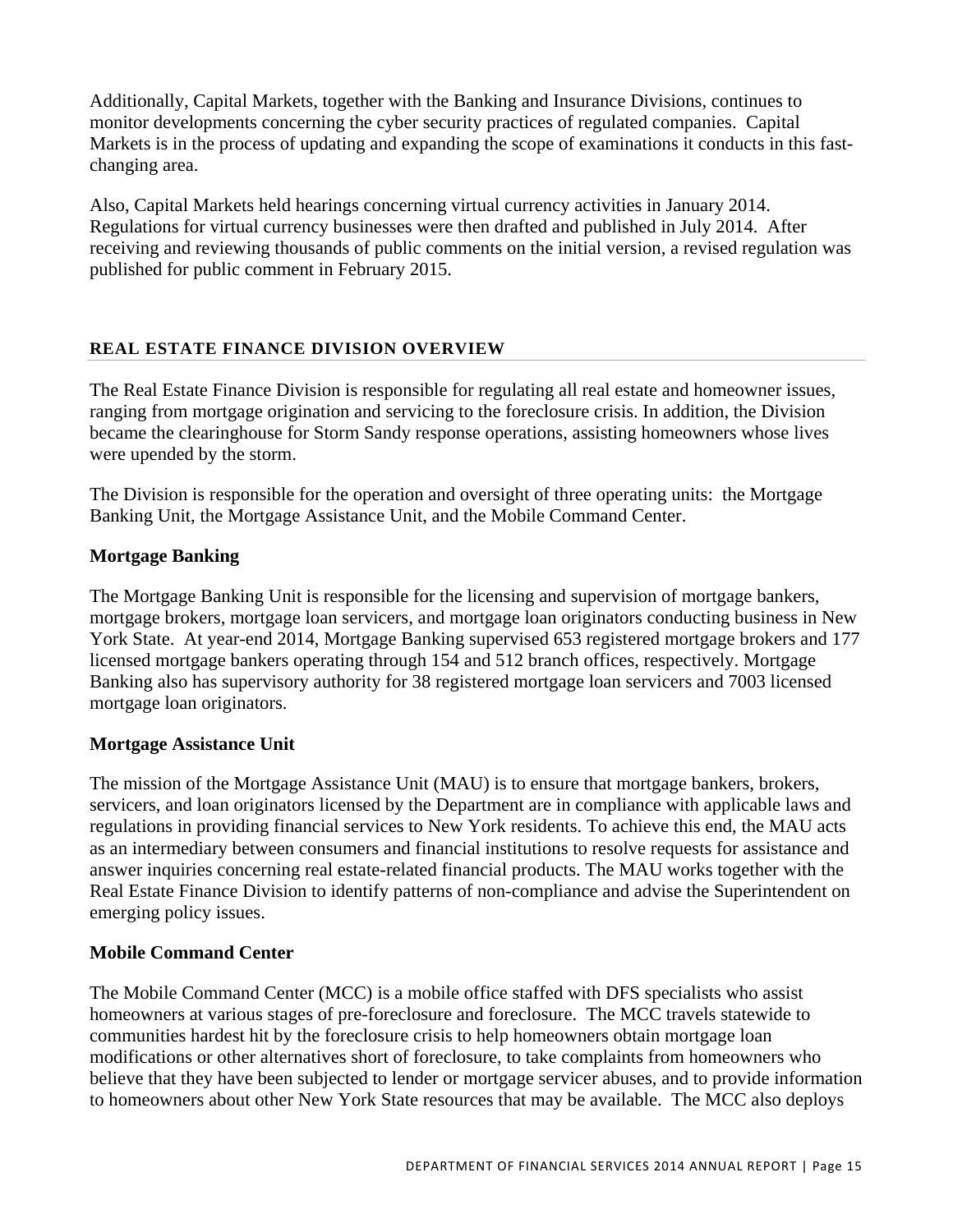Additionally, Capital Markets, together with the Banking and Insurance Divisions, continues to monitor developments concerning the cyber security practices of regulated companies. Capital Markets is in the process of updating and expanding the scope of examinations it conducts in this fast-changing area.

Also, Capital Markets held hearings concerning virtual currency activities in January 2014. Regulations for virtual currency businesses were then drafted and published in July 2014. After receiving and reviewing thousands of public comments on the initial version, a revised regulation was published for public comment in February 2015.

## REAL ESTATE FINANCE DIVISION OVERVIEW

The Real Estate Finance Division is responsible for regulating all real estate and homeowner issues, ranging from mortgage origination and servicing to the foreclosure crisis. In addition, the Division became the clearinghouse for Storm Sandy response operations, assisting homeowners whose lives were upended by the storm.

The Division is responsible for the operation and oversight of three operating units: the Mortgage Banking Unit, the Mortgage Assistance Unit, and the Mobile Command Center.

### Mortgage Banking

The Mortgage Banking Unit is responsible for the licensing and supervision of mortgage bankers, mortgage brokers, mortgage loan servicers, and mortgage loan originators conducting business in New York State. At year-end 2014, Mortgage Banking supervised 653 registered mortgage brokers and 177 licensed mortgage bankers operating through 154 and 512 branch offices, respectively. Mortgage Banking also has supervisory authority for 38 registered mortgage loan servicers and 7003 licensed mortgage loan originators.

### Mortgage Assistance Unit

The mission of the Mortgage Assistance Unit (MAU) is to ensure that mortgage bankers, brokers, servicers, and loan originators licensed by the Department are in compliance with applicable laws and regulations in providing financial services to New York residents. To achieve this end, the MAU acts as an intermediary between consumers and financial institutions to resolve requests for assistance and answer inquiries concerning real estate-related financial products. The MAU works together with the Real Estate Finance Division to identify patterns of non-compliance and advise the Superintendent on emerging policy issues.

### Mobile Command Center

The Mobile Command Center (MCC) is a mobile office staffed with DFS specialists who assist homeowners at various stages of pre-foreclosure and foreclosure. The MCC travels statewide to communities hardest hit by the foreclosure crisis to help homeowners obtain mortgage loan modifications or other alternatives short of foreclosure, to take complaints from homeowners who believe that they have been subjected to lender or mortgage servicer abuses, and to provide information to homeowners about other New York State resources that may be available. The MCC also deploys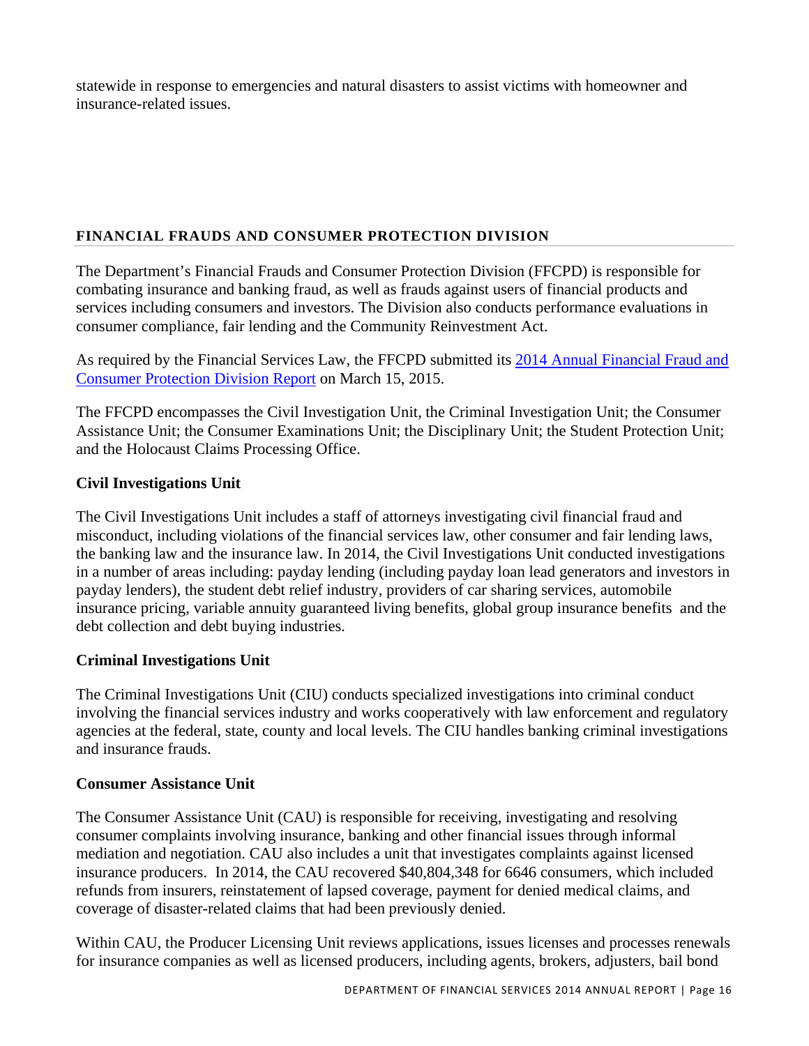statewide in response to emergencies and natural disasters to assist victims with homeowner and insurance-related issues.

## FINANCIAL FRAUDS AND CONSUMER PROTECTION DIVISION

The Department's Financial Frauds and Consumer Protection Division (FFCPD) is responsible for combating insurance and banking fraud, as well as frauds against users of financial products and services including consumers and investors. The Division also conducts performance evaluations in consumer compliance, fair lending and the Community Reinvestment Act.

As required by the Financial Services Law, the FFCPD submitted its [2014 Annual Financial Fraud and Consumer Protection Division Report]() on March 15, 2015.

The FFCPD encompasses the Civil Investigation Unit, the Criminal Investigation Unit; the Consumer Assistance Unit; the Consumer Examinations Unit; the Disciplinary Unit; the Student Protection Unit; and the Holocaust Claims Processing Office.

### Civil Investigations Unit

The Civil Investigations Unit includes a staff of attorneys investigating civil financial fraud and misconduct, including violations of the financial services law, other consumer and fair lending laws, the banking law and the insurance law. In 2014, the Civil Investigations Unit conducted investigations in a number of areas including: payday lending (including payday loan lead generators and investors in payday lenders), the student debt relief industry, providers of car sharing services, automobile insurance pricing, variable annuity guaranteed living benefits, global group insurance benefits and the debt collection and debt buying industries.

### Criminal Investigations Unit

The Criminal Investigations Unit (CIU) conducts specialized investigations into criminal conduct involving the financial services industry and works cooperatively with law enforcement and regulatory agencies at the federal, state, county and local levels. The CIU handles banking criminal investigations and insurance frauds.

### Consumer Assistance Unit

The Consumer Assistance Unit (CAU) is responsible for receiving, investigating and resolving consumer complaints involving insurance, banking and other financial issues through informal mediation and negotiation. CAU also includes a unit that investigates complaints against licensed insurance producers. In 2014, the CAU recovered $40,804,348 for 6646 consumers, which included refunds from insurers, reinstatement of lapsed coverage, payment for denied medical claims, and coverage of disaster-related claims that had been previously denied.

Within CAU, the Producer Licensing Unit reviews applications, issues licenses and processes renewals for insurance companies as well as licensed producers, including agents, brokers, adjusters, bail bond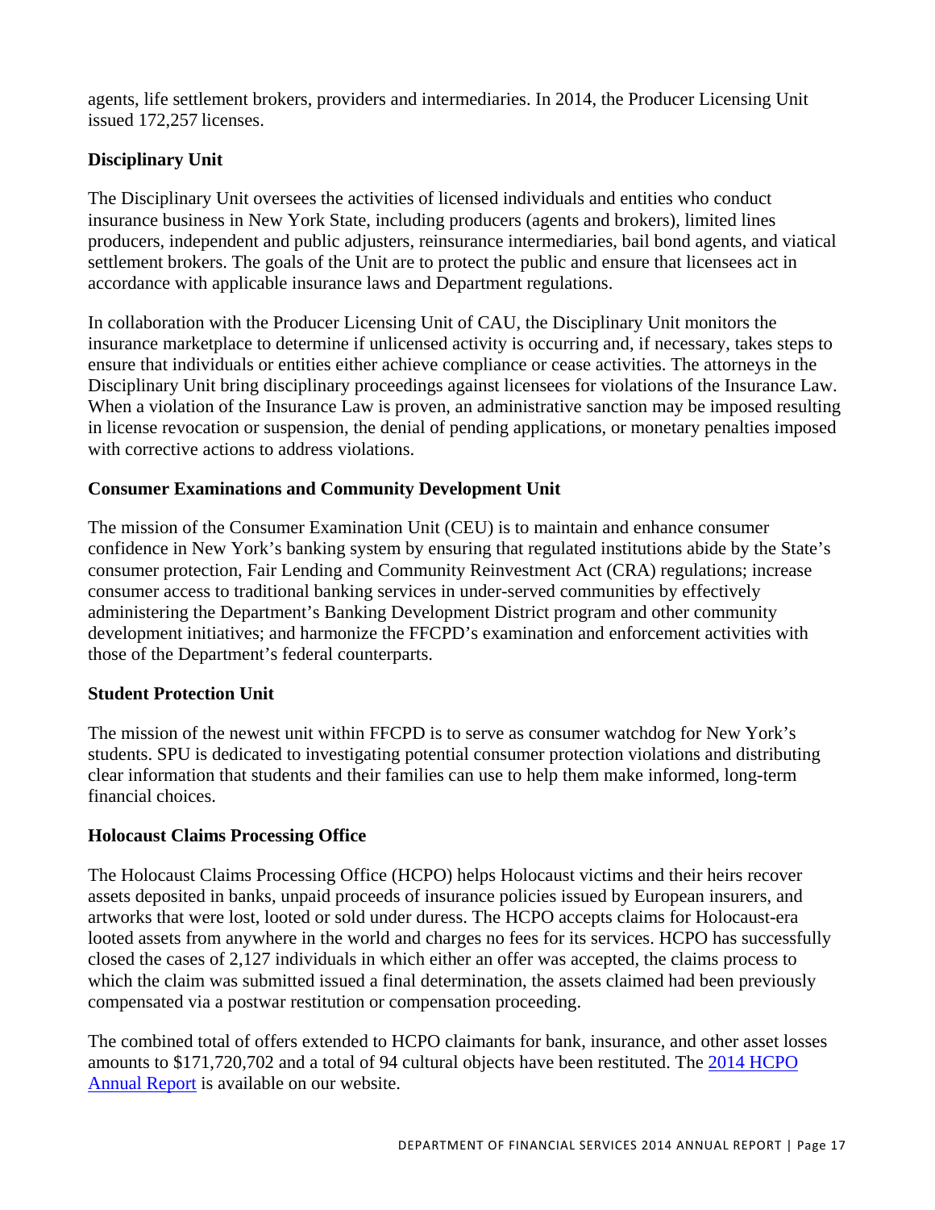agents, life settlement brokers, providers and intermediaries. In 2014, the Producer Licensing Unit issued 172,257 licenses.

### Disciplinary Unit

The Disciplinary Unit oversees the activities of licensed individuals and entities who conduct insurance business in New York State, including producers (agents and brokers), limited lines producers, independent and public adjusters, reinsurance intermediaries, bail bond agents, and viatical settlement brokers. The goals of the Unit are to protect the public and ensure that licensees act in accordance with applicable insurance laws and Department regulations.

In collaboration with the Producer Licensing Unit of CAU, the Disciplinary Unit monitors the insurance marketplace to determine if unlicensed activity is occurring and, if necessary, takes steps to ensure that individuals or entities either achieve compliance or cease activities. The attorneys in the Disciplinary Unit bring disciplinary proceedings against licensees for violations of the Insurance Law. When a violation of the Insurance Law is proven, an administrative sanction may be imposed resulting in license revocation or suspension, the denial of pending applications, or monetary penalties imposed with corrective actions to address violations.

### Consumer Examinations and Community Development Unit

The mission of the Consumer Examination Unit (CEU) is to maintain and enhance consumer confidence in New York's banking system by ensuring that regulated institutions abide by the State's consumer protection, Fair Lending and Community Reinvestment Act (CRA) regulations; increase consumer access to traditional banking services in under-served communities by effectively administering the Department's Banking Development District program and other community development initiatives; and harmonize the FFCPD's examination and enforcement activities with those of the Department's federal counterparts.

### Student Protection Unit

The mission of the newest unit within FFCPD is to serve as consumer watchdog for New York's students. SPU is dedicated to investigating potential consumer protection violations and distributing clear information that students and their families can use to help them make informed, long-term financial choices.

### Holocaust Claims Processing Office

The Holocaust Claims Processing Office (HCPO) helps Holocaust victims and their heirs recover assets deposited in banks, unpaid proceeds of insurance policies issued by European insurers, and artworks that were lost, looted or sold under duress. The HCPO accepts claims for Holocaust-era looted assets from anywhere in the world and charges no fees for its services. HCPO has successfully closed the cases of 2,127 individuals in which either an offer was accepted, the claims process to which the claim was submitted issued a final determination, the assets claimed had been previously compensated via a postwar restitution or compensation proceeding.

The combined total of offers extended to HCPO claimants for bank, insurance, and other asset losses amounts to $171,720,702 and a total of 94 cultural objects have been restituted. The 2014 HCPO Annual Report is available on our website.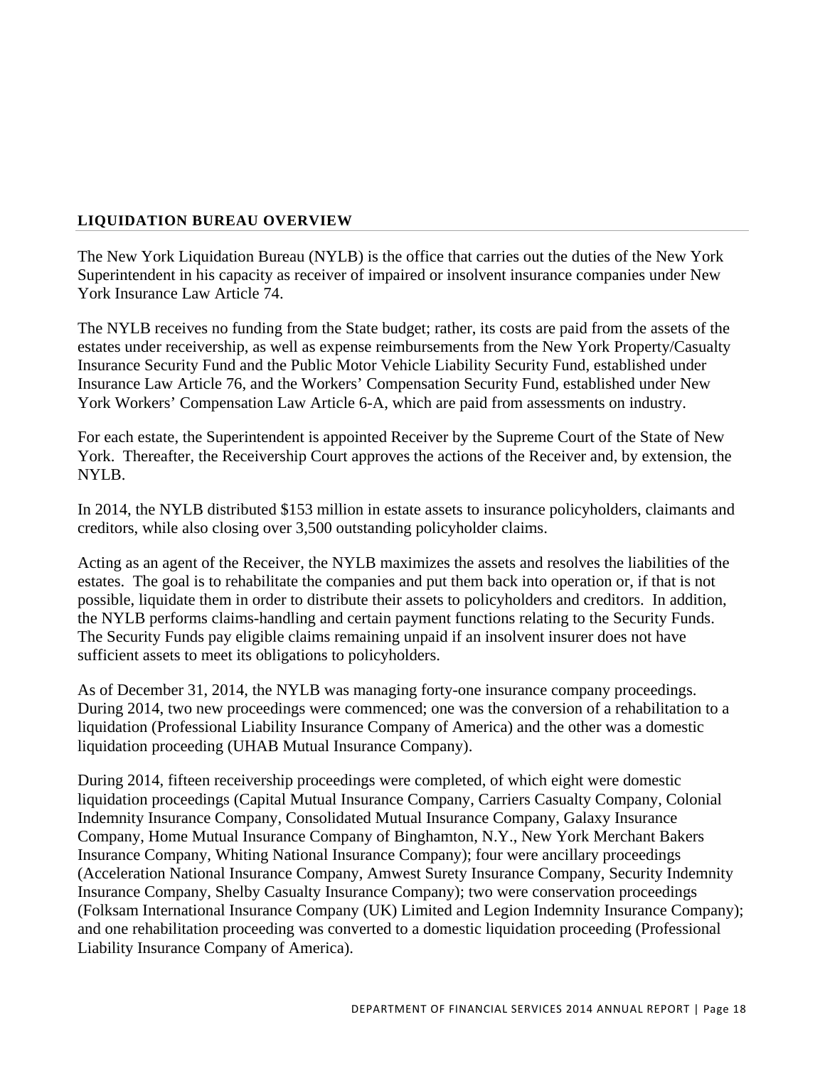## LIQUIDATION BUREAU OVERVIEW

The New York Liquidation Bureau (NYLB) is the office that carries out the duties of the New York Superintendent in his capacity as receiver of impaired or insolvent insurance companies under New York Insurance Law Article 74.

The NYLB receives no funding from the State budget; rather, its costs are paid from the assets of the estates under receivership, as well as expense reimbursements from the New York Property/Casualty Insurance Security Fund and the Public Motor Vehicle Liability Security Fund, established under Insurance Law Article 76, and the Workers' Compensation Security Fund, established under New York Workers' Compensation Law Article 6-A, which are paid from assessments on industry.

For each estate, the Superintendent is appointed Receiver by the Supreme Court of the State of New York. Thereafter, the Receivership Court approves the actions of the Receiver and, by extension, the NYLB.

In 2014, the NYLB distributed $153 million in estate assets to insurance policyholders, claimants and creditors, while also closing over 3,500 outstanding policyholder claims.

Acting as an agent of the Receiver, the NYLB maximizes the assets and resolves the liabilities of the estates. The goal is to rehabilitate the companies and put them back into operation or, if that is not possible, liquidate them in order to distribute their assets to policyholders and creditors. In addition, the NYLB performs claims-handling and certain payment functions relating to the Security Funds. The Security Funds pay eligible claims remaining unpaid if an insolvent insurer does not have sufficient assets to meet its obligations to policyholders.

As of December 31, 2014, the NYLB was managing forty-one insurance company proceedings. During 2014, two new proceedings were commenced; one was the conversion of a rehabilitation to a liquidation (Professional Liability Insurance Company of America) and the other was a domestic liquidation proceeding (UHAB Mutual Insurance Company).

During 2014, fifteen receivership proceedings were completed, of which eight were domestic liquidation proceedings (Capital Mutual Insurance Company, Carriers Casualty Company, Colonial Indemnity Insurance Company, Consolidated Mutual Insurance Company, Galaxy Insurance Company, Home Mutual Insurance Company of Binghamton, N.Y., New York Merchant Bakers Insurance Company, Whiting National Insurance Company); four were ancillary proceedings (Acceleration National Insurance Company, Amwest Surety Insurance Company, Security Indemnity Insurance Company, Shelby Casualty Insurance Company); two were conservation proceedings (Folksam International Insurance Company (UK) Limited and Legion Indemnity Insurance Company); and one rehabilitation proceeding was converted to a domestic liquidation proceeding (Professional Liability Insurance Company of America).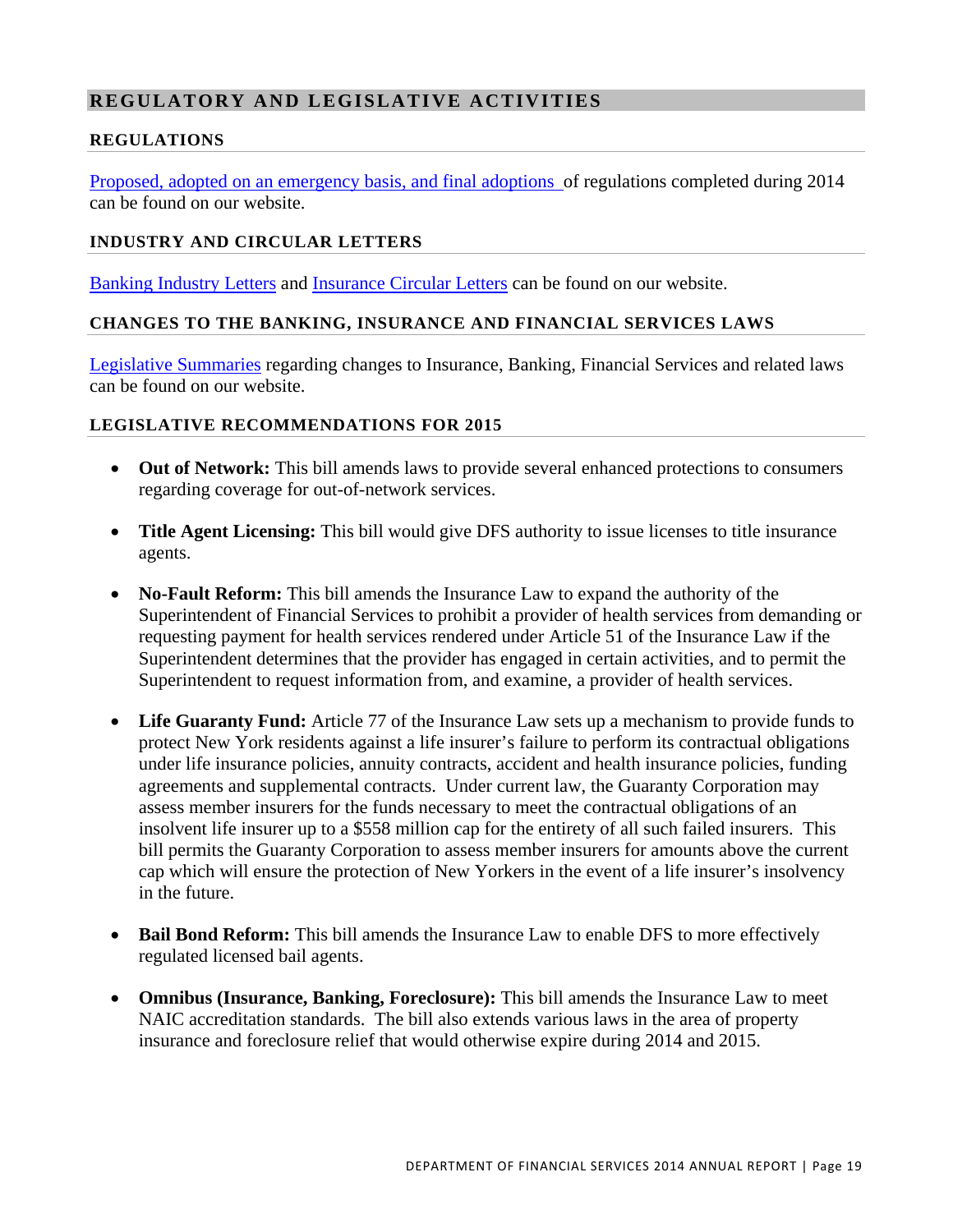## REGULATORY AND LEGISLATIVE ACTIVITIES

### REGULATIONS

Proposed, adopted on an emergency basis, and final adoptions of regulations completed during 2014 can be found on our website.

### INDUSTRY AND CIRCULAR LETTERS

Banking Industry Letters and Insurance Circular Letters can be found on our website.

### CHANGES TO THE BANKING, INSURANCE AND FINANCIAL SERVICES LAWS

Legislative Summaries regarding changes to Insurance, Banking, Financial Services and related laws can be found on our website.

### LEGISLATIVE RECOMMENDATIONS FOR 2015

- **Out of Network:** This bill amends laws to provide several enhanced protections to consumers regarding coverage for out-of-network services.
- **Title Agent Licensing:** This bill would give DFS authority to issue licenses to title insurance agents.
- **No-Fault Reform:** This bill amends the Insurance Law to expand the authority of the Superintendent of Financial Services to prohibit a provider of health services from demanding or requesting payment for health services rendered under Article 51 of the Insurance Law if the Superintendent determines that the provider has engaged in certain activities, and to permit the Superintendent to request information from, and examine, a provider of health services.
- **Life Guaranty Fund:** Article 77 of the Insurance Law sets up a mechanism to provide funds to protect New York residents against a life insurer's failure to perform its contractual obligations under life insurance policies, annuity contracts, accident and health insurance policies, funding agreements and supplemental contracts. Under current law, the Guaranty Corporation may assess member insurers for the funds necessary to meet the contractual obligations of an insolvent life insurer up to a $558 million cap for the entirety of all such failed insurers. This bill permits the Guaranty Corporation to assess member insurers for amounts above the current cap which will ensure the protection of New Yorkers in the event of a life insurer's insolvency in the future.
- **Bail Bond Reform:** This bill amends the Insurance Law to enable DFS to more effectively regulated licensed bail agents.
- **Omnibus (Insurance, Banking, Foreclosure):** This bill amends the Insurance Law to meet NAIC accreditation standards. The bill also extends various laws in the area of property insurance and foreclosure relief that would otherwise expire during 2014 and 2015.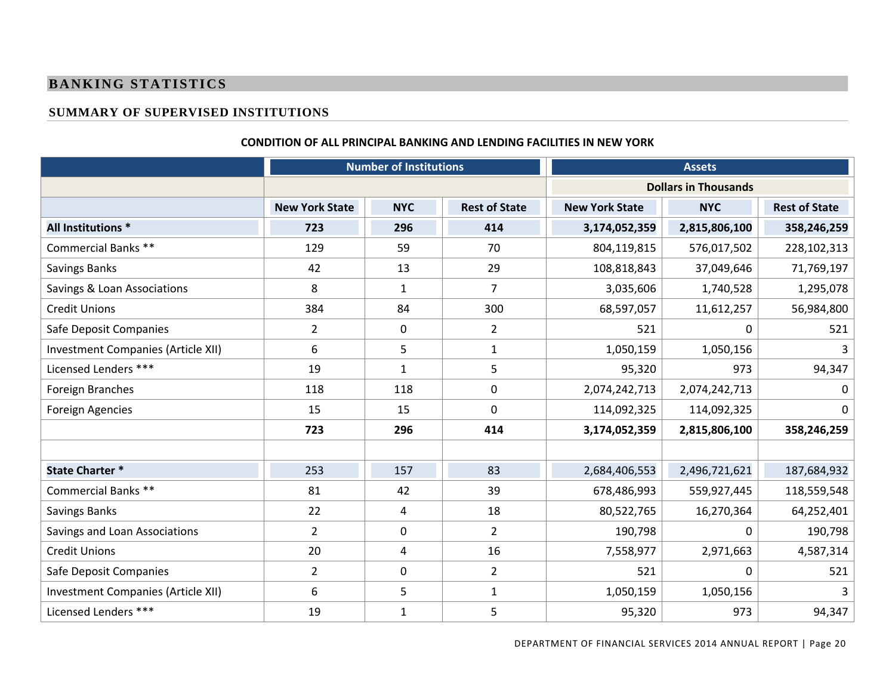# BANKING STATISTICS

## SUMMARY OF SUPERVISED INSTITUTIONS

### CONDITION OF ALL PRINCIPAL BANKING AND LENDING FACILITIES IN NEW YORK

| | Number of Institutions | | | Assets | | |
|---|---|---|---|---|---|---|
| | | | | Dollars in Thousands | | |
| | New York State | NYC | Rest of State | New York State | NYC | Rest of State |
| **All Institutions *** | **723** | **296** | **414** | **3,174,052,359** | **2,815,806,100** | **358,246,259** |
| Commercial Banks ** | 129 | 59 | 70 | 804,119,815 | 576,017,502 | 228,102,313 |
| Savings Banks | 42 | 13 | 29 | 108,818,843 | 37,049,646 | 71,769,197 |
| Savings & Loan Associations | 8 | 1 | 7 | 3,035,606 | 1,740,528 | 1,295,078 |
| Credit Unions | 384 | 84 | 300 | 68,597,057 | 11,612,257 | 56,984,800 |
| Safe Deposit Companies | 2 | 0 | 2 | 521 | 0 | 521 |
| Investment Companies (Article XII) | 6 | 5 | 1 | 1,050,159 | 1,050,156 | 3 |
| Licensed Lenders *** | 19 | 1 | 5 | 95,320 | 973 | 94,347 |
| Foreign Branches | 118 | 118 | 0 | 2,074,242,713 | 2,074,242,713 | 0 |
| Foreign Agencies | 15 | 15 | 0 | 114,092,325 | 114,092,325 | 0 |
| | **723** | **296** | **414** | **3,174,052,359** | **2,815,806,100** | **358,246,259** |
| | | | | | | |
| **State Charter *** | 253 | 157 | 83 | 2,684,406,553 | 2,496,721,621 | 187,684,932 |
| Commercial Banks ** | 81 | 42 | 39 | 678,486,993 | 559,927,445 | 118,559,548 |
| Savings Banks | 22 | 4 | 18 | 80,522,765 | 16,270,364 | 64,252,401 |
| Savings and Loan Associations | 2 | 0 | 2 | 190,798 | 0 | 190,798 |
| Credit Unions | 20 | 4 | 16 | 7,558,977 | 2,971,663 | 4,587,314 |
| Safe Deposit Companies | 2 | 0 | 2 | 521 | 0 | 521 |
| Investment Companies (Article XII) | 6 | 5 | 1 | 1,050,159 | 1,050,156 | 3 |
| Licensed Lenders *** | 19 | 1 | 5 | 95,320 | 973 | 94,347 |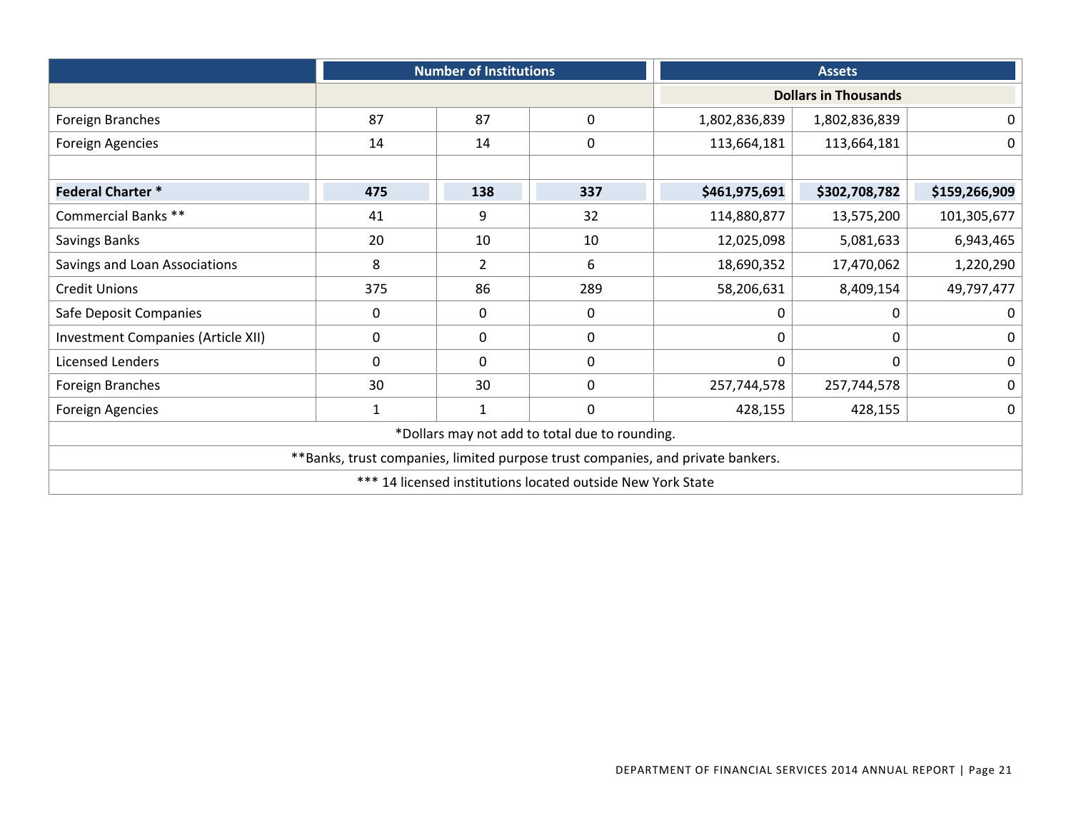| | Number of Institutions | | | Assets | | |
|---|---|---|---|---|---|---|
| | | | | Dollars in Thousands | | |
| Foreign Branches | 87 | 87 | 0 | 1,802,836,839 | 1,802,836,839 | 0 |
| Foreign Agencies | 14 | 14 | 0 | 113,664,181 | 113,664,181 | 0 |
| | | | | | | |
| **Federal Charter *** | **475** | **138** | **337** | **$461,975,691** | **$302,708,782** | **$159,266,909** |
| Commercial Banks ** | 41 | 9 | 32 | 114,880,877 | 13,575,200 | 101,305,677 |
| Savings Banks | 20 | 10 | 10 | 12,025,098 | 5,081,633 | 6,943,465 |
| Savings and Loan Associations | 8 | 2 | 6 | 18,690,352 | 17,470,062 | 1,220,290 |
| Credit Unions | 375 | 86 | 289 | 58,206,631 | 8,409,154 | 49,797,477 |
| Safe Deposit Companies | 0 | 0 | 0 | 0 | 0 | 0 |
| Investment Companies (Article XII) | 0 | 0 | 0 | 0 | 0 | 0 |
| Licensed Lenders | 0 | 0 | 0 | 0 | 0 | 0 |
| Foreign Branches | 30 | 30 | 0 | 257,744,578 | 257,744,578 | 0 |
| Foreign Agencies | 1 | 1 | 0 | 428,155 | 428,155 | 0 |

*Dollars may not add to total due to rounding.

**Banks, trust companies, limited purpose trust companies, and private bankers.

*** 14 licensed institutions located outside New York State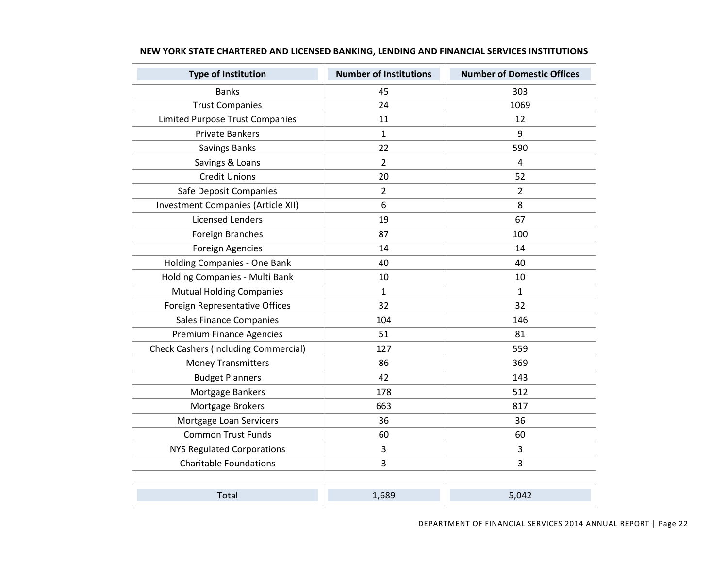**NEW YORK STATE CHARTERED AND LICENSED BANKING, LENDING AND FINANCIAL SERVICES INSTITUTIONS**

| Type of Institution | Number of Institutions | Number of Domestic Offices |
|---|---|---|
| Banks | 45 | 303 |
| Trust Companies | 24 | 1069 |
| Limited Purpose Trust Companies | 11 | 12 |
| Private Bankers | 1 | 9 |
| Savings Banks | 22 | 590 |
| Savings & Loans | 2 | 4 |
| Credit Unions | 20 | 52 |
| Safe Deposit Companies | 2 | 2 |
| Investment Companies (Article XII) | 6 | 8 |
| Licensed Lenders | 19 | 67 |
| Foreign Branches | 87 | 100 |
| Foreign Agencies | 14 | 14 |
| Holding Companies - One Bank | 40 | 40 |
| Holding Companies - Multi Bank | 10 | 10 |
| Mutual Holding Companies | 1 | 1 |
| Foreign Representative Offices | 32 | 32 |
| Sales Finance Companies | 104 | 146 |
| Premium Finance Agencies | 51 | 81 |
| Check Cashers (including Commercial) | 127 | 559 |
| Money Transmitters | 86 | 369 |
| Budget Planners | 42 | 143 |
| Mortgage Bankers | 178 | 512 |
| Mortgage Brokers | 663 | 817 |
| Mortgage Loan Servicers | 36 | 36 |
| Common Trust Funds | 60 | 60 |
| NYS Regulated Corporations | 3 | 3 |
| Charitable Foundations | 3 | 3 |
| | | |
| Total | 1,689 | 5,042 |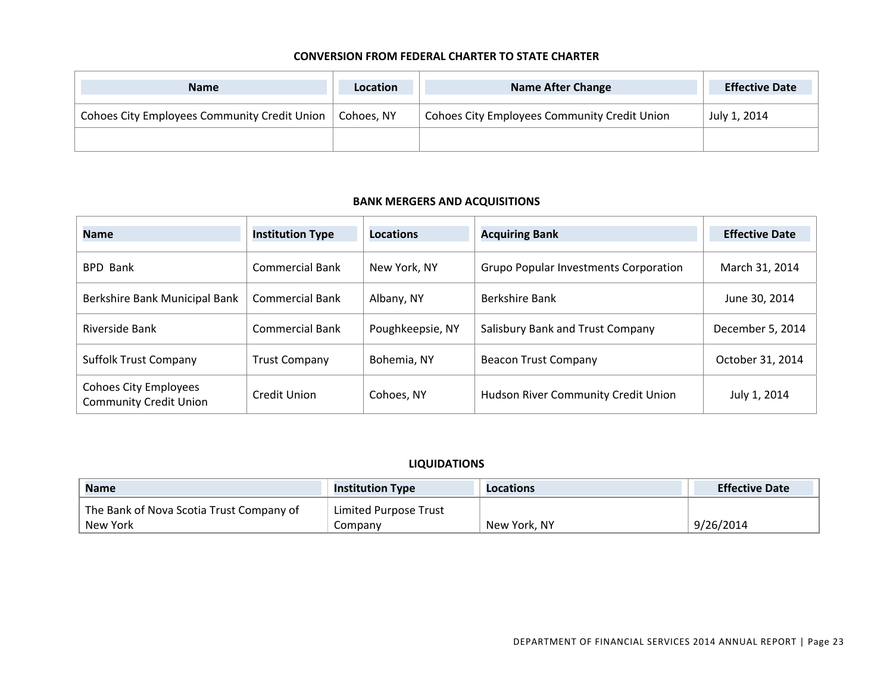## CONVERSION FROM FEDERAL CHARTER TO STATE CHARTER

| Name | Location | Name After Change | Effective Date |
|---|---|---|---|
| Cohoes City Employees Community Credit Union | Cohoes, NY | Cohoes City Employees Community Credit Union | July 1, 2014 |
| | | | |

## BANK MERGERS AND ACQUISITIONS

| Name | Institution Type | Locations | Acquiring Bank | Effective Date |
|---|---|---|---|---|
| BPD Bank | Commercial Bank | New York, NY | Grupo Popular Investments Corporation | March 31, 2014 |
| Berkshire Bank Municipal Bank | Commercial Bank | Albany, NY | Berkshire Bank | June 30, 2014 |
| Riverside Bank | Commercial Bank | Poughkeepsie, NY | Salisbury Bank and Trust Company | December 5, 2014 |
| Suffolk Trust Company | Trust Company | Bohemia, NY | Beacon Trust Company | October 31, 2014 |
| Cohoes City Employees Community Credit Union | Credit Union | Cohoes, NY | Hudson River Community Credit Union | July 1, 2014 |

## LIQUIDATIONS

| Name | Institution Type | Locations | Effective Date |
|---|---|---|---|
| The Bank of Nova Scotia Trust Company of New York | Limited Purpose Trust Company | New York, NY | 9/26/2014 |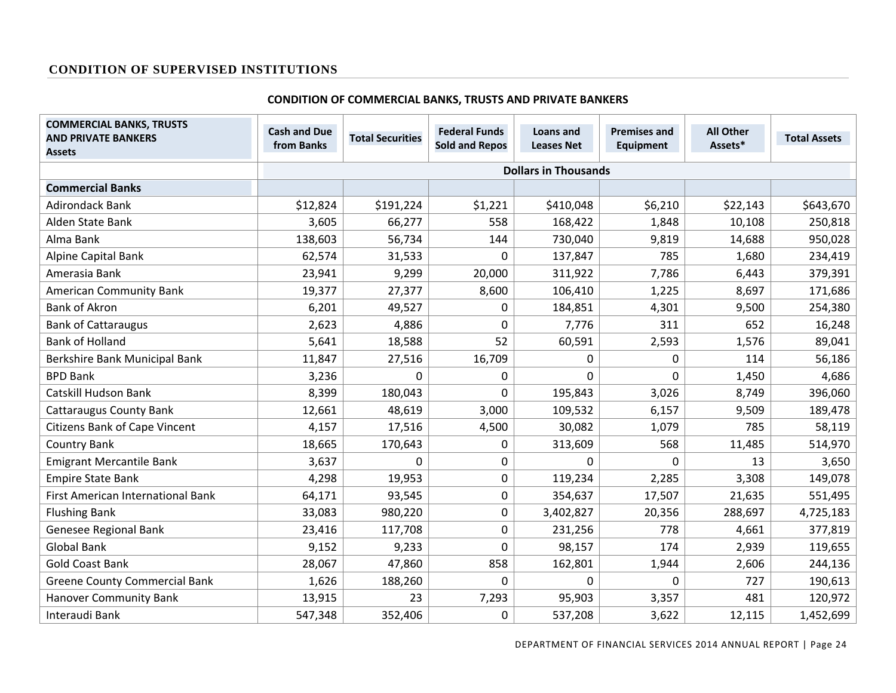## CONDITION OF SUPERVISED INSTITUTIONS

### CONDITION OF COMMERCIAL BANKS, TRUSTS AND PRIVATE BANKERS

| COMMERCIAL BANKS, TRUSTS AND PRIVATE BANKERS Assets | Cash and Due from Banks | Total Securities | Federal Funds Sold and Repos | Loans and Leases Net | Premises and Equipment | All Other Assets* | Total Assets |
|---|---|---|---|---|---|---|---|
| | Dollars in Thousands | | | | | | |
| **Commercial Banks** | | | | | | | |
| Adirondack Bank | $12,824 | $191,224 | $1,221 | $410,048 | $6,210 | $22,143 | $643,670 |
| Alden State Bank | 3,605 | 66,277 | 558 | 168,422 | 1,848 | 10,108 | 250,818 |
| Alma Bank | 138,603 | 56,734 | 144 | 730,040 | 9,819 | 14,688 | 950,028 |
| Alpine Capital Bank | 62,574 | 31,533 | 0 | 137,847 | 785 | 1,680 | 234,419 |
| Amerasia Bank | 23,941 | 9,299 | 20,000 | 311,922 | 7,786 | 6,443 | 379,391 |
| American Community Bank | 19,377 | 27,377 | 8,600 | 106,410 | 1,225 | 8,697 | 171,686 |
| Bank of Akron | 6,201 | 49,527 | 0 | 184,851 | 4,301 | 9,500 | 254,380 |
| Bank of Cattaraugus | 2,623 | 4,886 | 0 | 7,776 | 311 | 652 | 16,248 |
| Bank of Holland | 5,641 | 18,588 | 52 | 60,591 | 2,593 | 1,576 | 89,041 |
| Berkshire Bank Municipal Bank | 11,847 | 27,516 | 16,709 | 0 | 0 | 114 | 56,186 |
| BPD Bank | 3,236 | 0 | 0 | 0 | 0 | 1,450 | 4,686 |
| Catskill Hudson Bank | 8,399 | 180,043 | 0 | 195,843 | 3,026 | 8,749 | 396,060 |
| Cattaraugus County Bank | 12,661 | 48,619 | 3,000 | 109,532 | 6,157 | 9,509 | 189,478 |
| Citizens Bank of Cape Vincent | 4,157 | 17,516 | 4,500 | 30,082 | 1,079 | 785 | 58,119 |
| Country Bank | 18,665 | 170,643 | 0 | 313,609 | 568 | 11,485 | 514,970 |
| Emigrant Mercantile Bank | 3,637 | 0 | 0 | 0 | 0 | 13 | 3,650 |
| Empire State Bank | 4,298 | 19,953 | 0 | 119,234 | 2,285 | 3,308 | 149,078 |
| First American International Bank | 64,171 | 93,545 | 0 | 354,637 | 17,507 | 21,635 | 551,495 |
| Flushing Bank | 33,083 | 980,220 | 0 | 3,402,827 | 20,356 | 288,697 | 4,725,183 |
| Genesee Regional Bank | 23,416 | 117,708 | 0 | 231,256 | 778 | 4,661 | 377,819 |
| Global Bank | 9,152 | 9,233 | 0 | 98,157 | 174 | 2,939 | 119,655 |
| Gold Coast Bank | 28,067 | 47,860 | 858 | 162,801 | 1,944 | 2,606 | 244,136 |
| Greene County Commercial Bank | 1,626 | 188,260 | 0 | 0 | 0 | 727 | 190,613 |
| Hanover Community Bank | 13,915 | 23 | 7,293 | 95,903 | 3,357 | 481 | 120,972 |
| Interaudi Bank | 547,348 | 352,406 | 0 | 537,208 | 3,622 | 12,115 | 1,452,699 |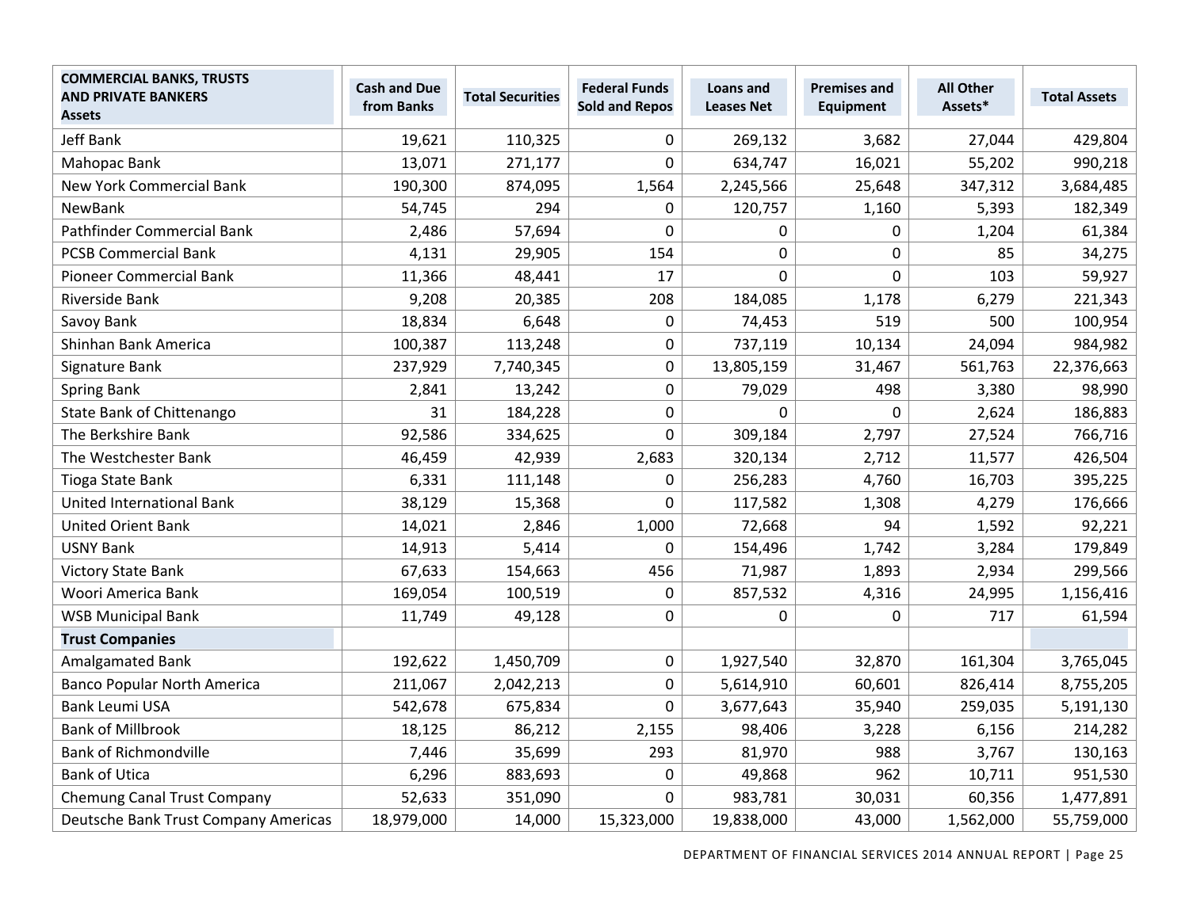| COMMERCIAL BANKS, TRUSTS AND PRIVATE BANKERS Assets | Cash and Due from Banks | Total Securities | Federal Funds Sold and Repos | Loans and Leases Net | Premises and Equipment | All Other Assets* | Total Assets |
|---|---|---|---|---|---|---|---|
| Jeff Bank | 19,621 | 110,325 | 0 | 269,132 | 3,682 | 27,044 | 429,804 |
| Mahopac Bank | 13,071 | 271,177 | 0 | 634,747 | 16,021 | 55,202 | 990,218 |
| New York Commercial Bank | 190,300 | 874,095 | 1,564 | 2,245,566 | 25,648 | 347,312 | 3,684,485 |
| NewBank | 54,745 | 294 | 0 | 120,757 | 1,160 | 5,393 | 182,349 |
| Pathfinder Commercial Bank | 2,486 | 57,694 | 0 | 0 | 0 | 1,204 | 61,384 |
| PCSB Commercial Bank | 4,131 | 29,905 | 154 | 0 | 0 | 85 | 34,275 |
| Pioneer Commercial Bank | 11,366 | 48,441 | 17 | 0 | 0 | 103 | 59,927 |
| Riverside Bank | 9,208 | 20,385 | 208 | 184,085 | 1,178 | 6,279 | 221,343 |
| Savoy Bank | 18,834 | 6,648 | 0 | 74,453 | 519 | 500 | 100,954 |
| Shinhan Bank America | 100,387 | 113,248 | 0 | 737,119 | 10,134 | 24,094 | 984,982 |
| Signature Bank | 237,929 | 7,740,345 | 0 | 13,805,159 | 31,467 | 561,763 | 22,376,663 |
| Spring Bank | 2,841 | 13,242 | 0 | 79,029 | 498 | 3,380 | 98,990 |
| State Bank of Chittenango | 31 | 184,228 | 0 | 0 | 0 | 2,624 | 186,883 |
| The Berkshire Bank | 92,586 | 334,625 | 0 | 309,184 | 2,797 | 27,524 | 766,716 |
| The Westchester Bank | 46,459 | 42,939 | 2,683 | 320,134 | 2,712 | 11,577 | 426,504 |
| Tioga State Bank | 6,331 | 111,148 | 0 | 256,283 | 4,760 | 16,703 | 395,225 |
| United International Bank | 38,129 | 15,368 | 0 | 117,582 | 1,308 | 4,279 | 176,666 |
| United Orient Bank | 14,021 | 2,846 | 1,000 | 72,668 | 94 | 1,592 | 92,221 |
| USNY Bank | 14,913 | 5,414 | 0 | 154,496 | 1,742 | 3,284 | 179,849 |
| Victory State Bank | 67,633 | 154,663 | 456 | 71,987 | 1,893 | 2,934 | 299,566 |
| Woori America Bank | 169,054 | 100,519 | 0 | 857,532 | 4,316 | 24,995 | 1,156,416 |
| WSB Municipal Bank | 11,749 | 49,128 | 0 | 0 | 0 | 717 | 61,594 |
| **Trust Companies** | | | | | | | |
| Amalgamated Bank | 192,622 | 1,450,709 | 0 | 1,927,540 | 32,870 | 161,304 | 3,765,045 |
| Banco Popular North America | 211,067 | 2,042,213 | 0 | 5,614,910 | 60,601 | 826,414 | 8,755,205 |
| Bank Leumi USA | 542,678 | 675,834 | 0 | 3,677,643 | 35,940 | 259,035 | 5,191,130 |
| Bank of Millbrook | 18,125 | 86,212 | 2,155 | 98,406 | 3,228 | 6,156 | 214,282 |
| Bank of Richmondville | 7,446 | 35,699 | 293 | 81,970 | 988 | 3,767 | 130,163 |
| Bank of Utica | 6,296 | 883,693 | 0 | 49,868 | 962 | 10,711 | 951,530 |
| Chemung Canal Trust Company | 52,633 | 351,090 | 0 | 983,781 | 30,031 | 60,356 | 1,477,891 |
| Deutsche Bank Trust Company Americas | 18,979,000 | 14,000 | 15,323,000 | 19,838,000 | 43,000 | 1,562,000 | 55,759,000 |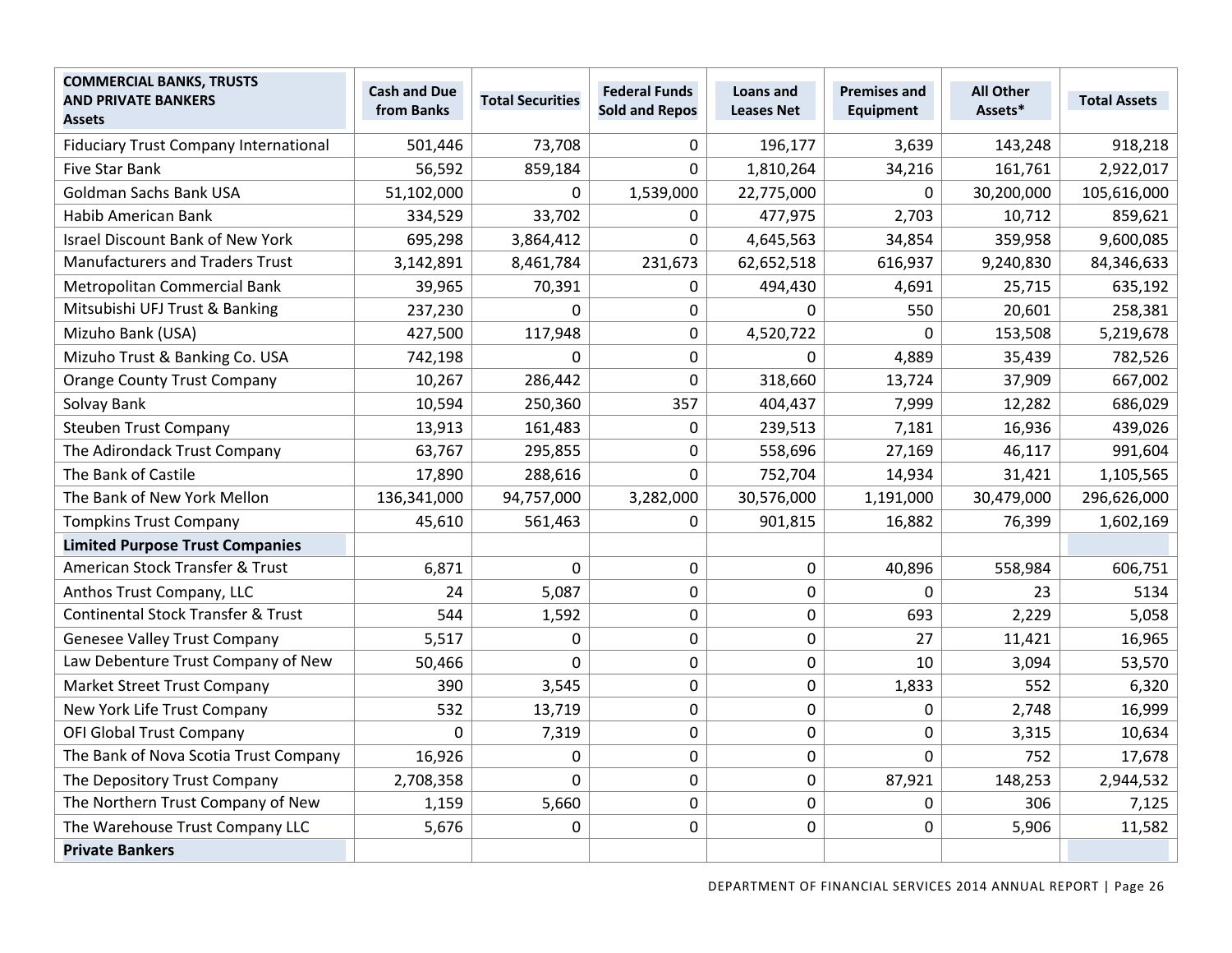| COMMERCIAL BANKS, TRUSTS AND PRIVATE BANKERS Assets | Cash and Due from Banks | Total Securities | Federal Funds Sold and Repos | Loans and Leases Net | Premises and Equipment | All Other Assets* | Total Assets |
|---|---|---|---|---|---|---|---|
| Fiduciary Trust Company International | 501,446 | 73,708 | 0 | 196,177 | 3,639 | 143,248 | 918,218 |
| Five Star Bank | 56,592 | 859,184 | 0 | 1,810,264 | 34,216 | 161,761 | 2,922,017 |
| Goldman Sachs Bank USA | 51,102,000 | 0 | 1,539,000 | 22,775,000 | 0 | 30,200,000 | 105,616,000 |
| Habib American Bank | 334,529 | 33,702 | 0 | 477,975 | 2,703 | 10,712 | 859,621 |
| Israel Discount Bank of New York | 695,298 | 3,864,412 | 0 | 4,645,563 | 34,854 | 359,958 | 9,600,085 |
| Manufacturers and Traders Trust | 3,142,891 | 8,461,784 | 231,673 | 62,652,518 | 616,937 | 9,240,830 | 84,346,633 |
| Metropolitan Commercial Bank | 39,965 | 70,391 | 0 | 494,430 | 4,691 | 25,715 | 635,192 |
| Mitsubishi UFJ Trust & Banking | 237,230 | 0 | 0 | 0 | 550 | 20,601 | 258,381 |
| Mizuho Bank (USA) | 427,500 | 117,948 | 0 | 4,520,722 | 0 | 153,508 | 5,219,678 |
| Mizuho Trust & Banking Co. USA | 742,198 | 0 | 0 | 0 | 4,889 | 35,439 | 782,526 |
| Orange County Trust Company | 10,267 | 286,442 | 0 | 318,660 | 13,724 | 37,909 | 667,002 |
| Solvay Bank | 10,594 | 250,360 | 357 | 404,437 | 7,999 | 12,282 | 686,029 |
| Steuben Trust Company | 13,913 | 161,483 | 0 | 239,513 | 7,181 | 16,936 | 439,026 |
| The Adirondack Trust Company | 63,767 | 295,855 | 0 | 558,696 | 27,169 | 46,117 | 991,604 |
| The Bank of Castile | 17,890 | 288,616 | 0 | 752,704 | 14,934 | 31,421 | 1,105,565 |
| The Bank of New York Mellon | 136,341,000 | 94,757,000 | 3,282,000 | 30,576,000 | 1,191,000 | 30,479,000 | 296,626,000 |
| Tompkins Trust Company | 45,610 | 561,463 | 0 | 901,815 | 16,882 | 76,399 | 1,602,169 |
| **Limited Purpose Trust Companies** | | | | | | | |
| American Stock Transfer & Trust | 6,871 | 0 | 0 | 0 | 40,896 | 558,984 | 606,751 |
| Anthos Trust Company, LLC | 24 | 5,087 | 0 | 0 | 0 | 23 | 5134 |
| Continental Stock Transfer & Trust | 544 | 1,592 | 0 | 0 | 693 | 2,229 | 5,058 |
| Genesee Valley Trust Company | 5,517 | 0 | 0 | 0 | 27 | 11,421 | 16,965 |
| Law Debenture Trust Company of New | 50,466 | 0 | 0 | 0 | 10 | 3,094 | 53,570 |
| Market Street Trust Company | 390 | 3,545 | 0 | 0 | 1,833 | 552 | 6,320 |
| New York Life Trust Company | 532 | 13,719 | 0 | 0 | 0 | 2,748 | 16,999 |
| OFI Global Trust Company | 0 | 7,319 | 0 | 0 | 0 | 3,315 | 10,634 |
| The Bank of Nova Scotia Trust Company | 16,926 | 0 | 0 | 0 | 0 | 752 | 17,678 |
| The Depository Trust Company | 2,708,358 | 0 | 0 | 0 | 87,921 | 148,253 | 2,944,532 |
| The Northern Trust Company of New | 1,159 | 5,660 | 0 | 0 | 0 | 306 | 7,125 |
| The Warehouse Trust Company LLC | 5,676 | 0 | 0 | 0 | 0 | 5,906 | 11,582 |
| **Private Bankers** | | | | | | | |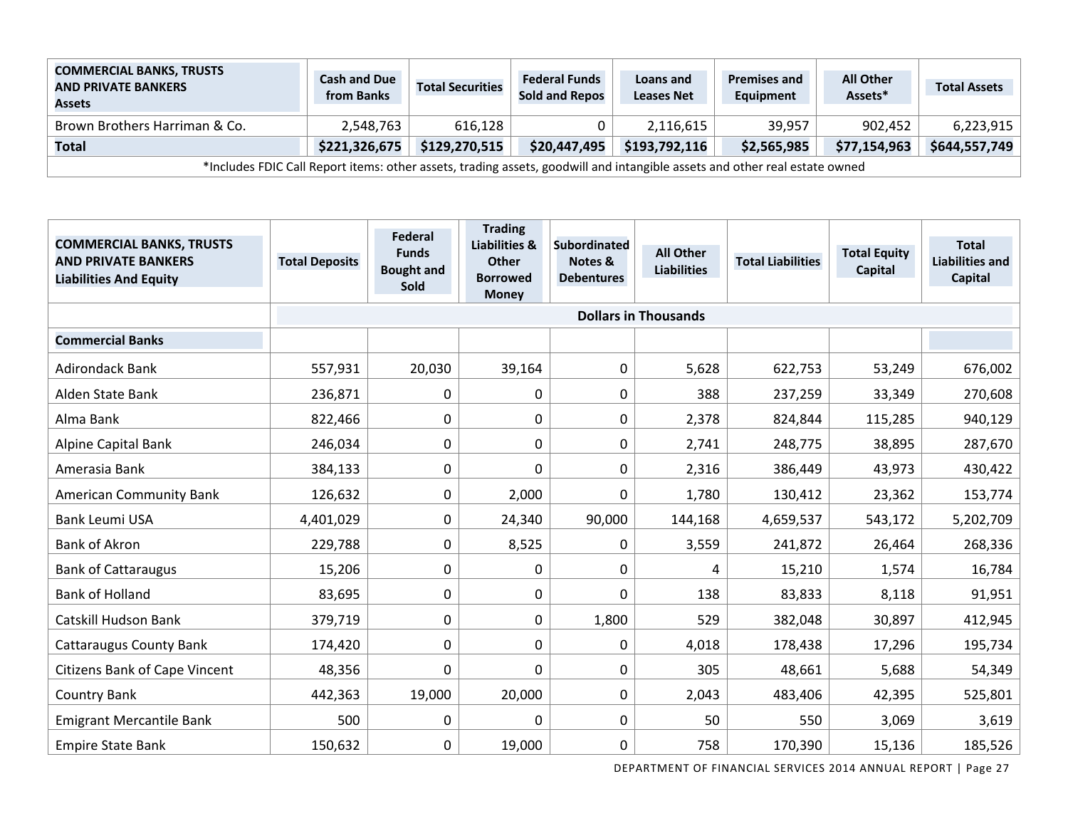| COMMERCIAL BANKS, TRUSTS AND PRIVATE BANKERS Assets | Cash and Due from Banks | Total Securities | Federal Funds Sold and Repos | Loans and Leases Net | Premises and Equipment | All Other Assets* | Total Assets |
|---|---|---|---|---|---|---|---|
| Brown Brothers Harriman & Co. | 2,548,763 | 616,128 | 0 | 2,116,615 | 39,957 | 902,452 | 6,223,915 |
| **Total** | **$221,326,675** | **$129,270,515** | **$20,447,495** | **$193,792,116** | **$2,565,985** | **$77,154,963** | **$644,557,749** |

*Includes FDIC Call Report items: other assets, trading assets, goodwill and intangible assets and other real estate owned

| COMMERCIAL BANKS, TRUSTS AND PRIVATE BANKERS Liabilities And Equity | Total Deposits | Federal Funds Bought and Sold | Trading Liabilities & Other Borrowed Money | Subordinated Notes & Debentures | All Other Liabilities | Total Liabilities | Total Equity Capital | Total Liabilities and Capital |
|---|---|---|---|---|---|---|---|---|
| | Dollars in Thousands | | | | | | | |
| **Commercial Banks** | | | | | | | | |
| Adirondack Bank | 557,931 | 20,030 | 39,164 | 0 | 5,628 | 622,753 | 53,249 | 676,002 |
| Alden State Bank | 236,871 | 0 | 0 | 0 | 388 | 237,259 | 33,349 | 270,608 |
| Alma Bank | 822,466 | 0 | 0 | 0 | 2,378 | 824,844 | 115,285 | 940,129 |
| Alpine Capital Bank | 246,034 | 0 | 0 | 0 | 2,741 | 248,775 | 38,895 | 287,670 |
| Amerasia Bank | 384,133 | 0 | 0 | 0 | 2,316 | 386,449 | 43,973 | 430,422 |
| American Community Bank | 126,632 | 0 | 2,000 | 0 | 1,780 | 130,412 | 23,362 | 153,774 |
| Bank Leumi USA | 4,401,029 | 0 | 24,340 | 90,000 | 144,168 | 4,659,537 | 543,172 | 5,202,709 |
| Bank of Akron | 229,788 | 0 | 8,525 | 0 | 3,559 | 241,872 | 26,464 | 268,336 |
| Bank of Cattaraugus | 15,206 | 0 | 0 | 0 | 4 | 15,210 | 1,574 | 16,784 |
| Bank of Holland | 83,695 | 0 | 0 | 0 | 138 | 83,833 | 8,118 | 91,951 |
| Catskill Hudson Bank | 379,719 | 0 | 0 | 1,800 | 529 | 382,048 | 30,897 | 412,945 |
| Cattaraugus County Bank | 174,420 | 0 | 0 | 0 | 4,018 | 178,438 | 17,296 | 195,734 |
| Citizens Bank of Cape Vincent | 48,356 | 0 | 0 | 0 | 305 | 48,661 | 5,688 | 54,349 |
| Country Bank | 442,363 | 19,000 | 20,000 | 0 | 2,043 | 483,406 | 42,395 | 525,801 |
| Emigrant Mercantile Bank | 500 | 0 | 0 | 0 | 50 | 550 | 3,069 | 3,619 |
| Empire State Bank | 150,632 | 0 | 19,000 | 0 | 758 | 170,390 | 15,136 | 185,526 |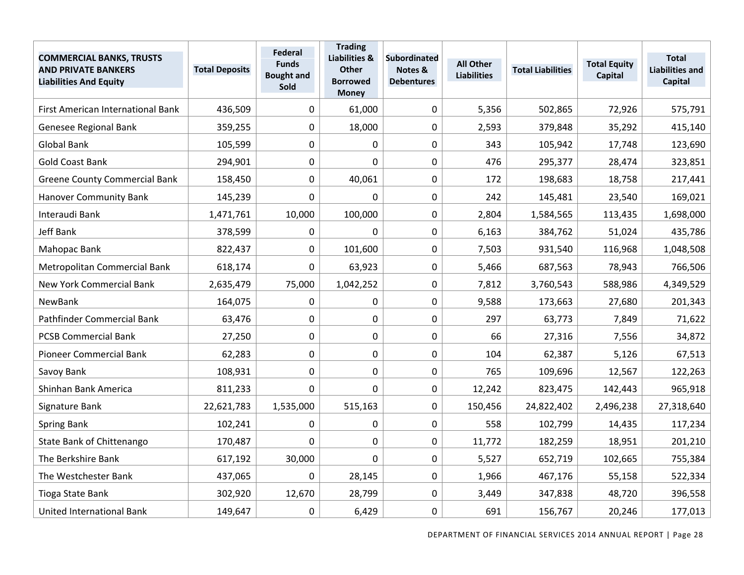| COMMERCIAL BANKS, TRUSTS AND PRIVATE BANKERS Liabilities And Equity | Total Deposits | Federal Funds Bought and Sold | Trading Liabilities & Other Borrowed Money | Subordinated Notes & Debentures | All Other Liabilities | Total Liabilities | Total Equity Capital | Total Liabilities and Capital |
|---|---|---|---|---|---|---|---|---|
| First American International Bank | 436,509 | 0 | 61,000 | 0 | 5,356 | 502,865 | 72,926 | 575,791 |
| Genesee Regional Bank | 359,255 | 0 | 18,000 | 0 | 2,593 | 379,848 | 35,292 | 415,140 |
| Global Bank | 105,599 | 0 | 0 | 0 | 343 | 105,942 | 17,748 | 123,690 |
| Gold Coast Bank | 294,901 | 0 | 0 | 0 | 476 | 295,377 | 28,474 | 323,851 |
| Greene County Commercial Bank | 158,450 | 0 | 40,061 | 0 | 172 | 198,683 | 18,758 | 217,441 |
| Hanover Community Bank | 145,239 | 0 | 0 | 0 | 242 | 145,481 | 23,540 | 169,021 |
| Interaudi Bank | 1,471,761 | 10,000 | 100,000 | 0 | 2,804 | 1,584,565 | 113,435 | 1,698,000 |
| Jeff Bank | 378,599 | 0 | 0 | 0 | 6,163 | 384,762 | 51,024 | 435,786 |
| Mahopac Bank | 822,437 | 0 | 101,600 | 0 | 7,503 | 931,540 | 116,968 | 1,048,508 |
| Metropolitan Commercial Bank | 618,174 | 0 | 63,923 | 0 | 5,466 | 687,563 | 78,943 | 766,506 |
| New York Commercial Bank | 2,635,479 | 75,000 | 1,042,252 | 0 | 7,812 | 3,760,543 | 588,986 | 4,349,529 |
| NewBank | 164,075 | 0 | 0 | 0 | 9,588 | 173,663 | 27,680 | 201,343 |
| Pathfinder Commercial Bank | 63,476 | 0 | 0 | 0 | 297 | 63,773 | 7,849 | 71,622 |
| PCSB Commercial Bank | 27,250 | 0 | 0 | 0 | 66 | 27,316 | 7,556 | 34,872 |
| Pioneer Commercial Bank | 62,283 | 0 | 0 | 0 | 104 | 62,387 | 5,126 | 67,513 |
| Savoy Bank | 108,931 | 0 | 0 | 0 | 765 | 109,696 | 12,567 | 122,263 |
| Shinhan Bank America | 811,233 | 0 | 0 | 0 | 12,242 | 823,475 | 142,443 | 965,918 |
| Signature Bank | 22,621,783 | 1,535,000 | 515,163 | 0 | 150,456 | 24,822,402 | 2,496,238 | 27,318,640 |
| Spring Bank | 102,241 | 0 | 0 | 0 | 558 | 102,799 | 14,435 | 117,234 |
| State Bank of Chittenango | 170,487 | 0 | 0 | 0 | 11,772 | 182,259 | 18,951 | 201,210 |
| The Berkshire Bank | 617,192 | 30,000 | 0 | 0 | 5,527 | 652,719 | 102,665 | 755,384 |
| The Westchester Bank | 437,065 | 0 | 28,145 | 0 | 1,966 | 467,176 | 55,158 | 522,334 |
| Tioga State Bank | 302,920 | 12,670 | 28,799 | 0 | 3,449 | 347,838 | 48,720 | 396,558 |
| United International Bank | 149,647 | 0 | 6,429 | 0 | 691 | 156,767 | 20,246 | 177,013 |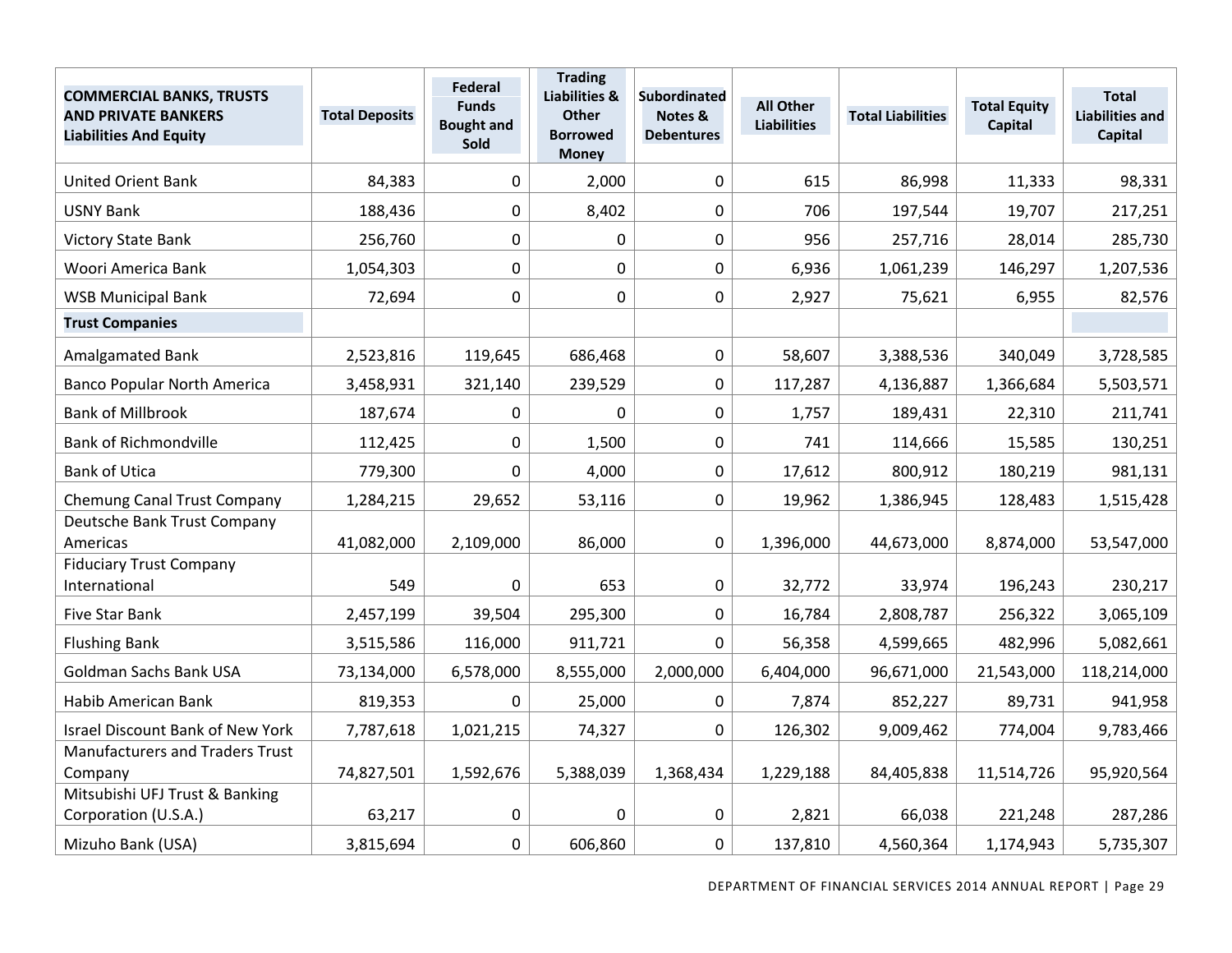| COMMERCIAL BANKS, TRUSTS AND PRIVATE BANKERS Liabilities And Equity | Total Deposits | Federal Funds Bought and Sold | Trading Liabilities & Other Borrowed Money | Subordinated Notes & Debentures | All Other Liabilities | Total Liabilities | Total Equity Capital | Total Liabilities and Capital |
|---|---|---|---|---|---|---|---|---|
| United Orient Bank | 84,383 | 0 | 2,000 | 0 | 615 | 86,998 | 11,333 | 98,331 |
| USNY Bank | 188,436 | 0 | 8,402 | 0 | 706 | 197,544 | 19,707 | 217,251 |
| Victory State Bank | 256,760 | 0 | 0 | 0 | 956 | 257,716 | 28,014 | 285,730 |
| Woori America Bank | 1,054,303 | 0 | 0 | 0 | 6,936 | 1,061,239 | 146,297 | 1,207,536 |
| WSB Municipal Bank | 72,694 | 0 | 0 | 0 | 2,927 | 75,621 | 6,955 | 82,576 |
| **Trust Companies** | | | | | | | | |
| Amalgamated Bank | 2,523,816 | 119,645 | 686,468 | 0 | 58,607 | 3,388,536 | 340,049 | 3,728,585 |
| Banco Popular North America | 3,458,931 | 321,140 | 239,529 | 0 | 117,287 | 4,136,887 | 1,366,684 | 5,503,571 |
| Bank of Millbrook | 187,674 | 0 | 0 | 0 | 1,757 | 189,431 | 22,310 | 211,741 |
| Bank of Richmondville | 112,425 | 0 | 1,500 | 0 | 741 | 114,666 | 15,585 | 130,251 |
| Bank of Utica | 779,300 | 0 | 4,000 | 0 | 17,612 | 800,912 | 180,219 | 981,131 |
| Chemung Canal Trust Company | 1,284,215 | 29,652 | 53,116 | 0 | 19,962 | 1,386,945 | 128,483 | 1,515,428 |
| Deutsche Bank Trust Company Americas | 41,082,000 | 2,109,000 | 86,000 | 0 | 1,396,000 | 44,673,000 | 8,874,000 | 53,547,000 |
| Fiduciary Trust Company International | 549 | 0 | 653 | 0 | 32,772 | 33,974 | 196,243 | 230,217 |
| Five Star Bank | 2,457,199 | 39,504 | 295,300 | 0 | 16,784 | 2,808,787 | 256,322 | 3,065,109 |
| Flushing Bank | 3,515,586 | 116,000 | 911,721 | 0 | 56,358 | 4,599,665 | 482,996 | 5,082,661 |
| Goldman Sachs Bank USA | 73,134,000 | 6,578,000 | 8,555,000 | 2,000,000 | 6,404,000 | 96,671,000 | 21,543,000 | 118,214,000 |
| Habib American Bank | 819,353 | 0 | 25,000 | 0 | 7,874 | 852,227 | 89,731 | 941,958 |
| Israel Discount Bank of New York | 7,787,618 | 1,021,215 | 74,327 | 0 | 126,302 | 9,009,462 | 774,004 | 9,783,466 |
| Manufacturers and Traders Trust Company | 74,827,501 | 1,592,676 | 5,388,039 | 1,368,434 | 1,229,188 | 84,405,838 | 11,514,726 | 95,920,564 |
| Mitsubishi UFJ Trust & Banking Corporation (U.S.A.) | 63,217 | 0 | 0 | 0 | 2,821 | 66,038 | 221,248 | 287,286 |
| Mizuho Bank (USA) | 3,815,694 | 0 | 606,860 | 0 | 137,810 | 4,560,364 | 1,174,943 | 5,735,307 |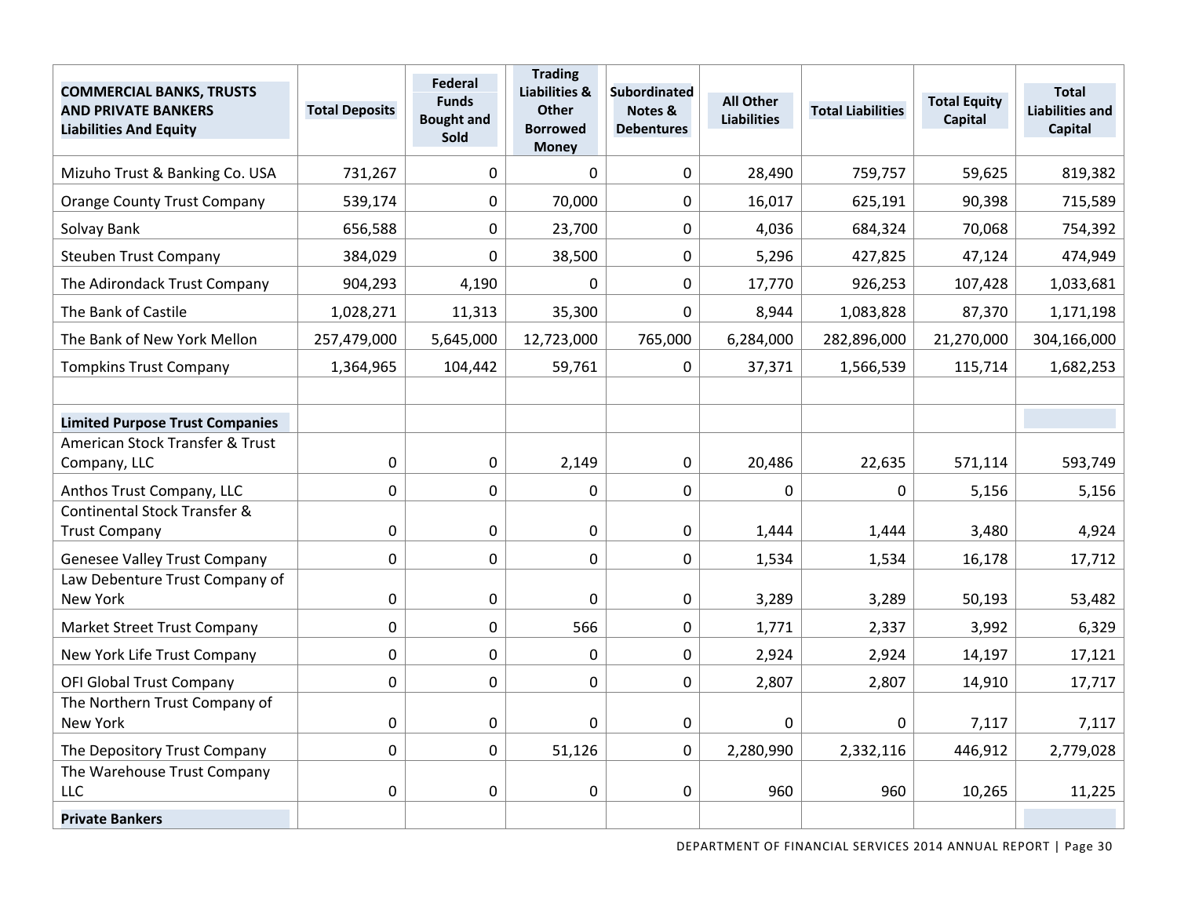| COMMERCIAL BANKS, TRUSTS AND PRIVATE BANKERS Liabilities And Equity | Total Deposits | Federal Funds Bought and Sold | Trading Liabilities & Other Borrowed Money | Subordinated Notes & Debentures | All Other Liabilities | Total Liabilities | Total Equity Capital | Total Liabilities and Capital |
|---|---|---|---|---|---|---|---|---|
| Mizuho Trust & Banking Co. USA | 731,267 | 0 | 0 | 0 | 28,490 | 759,757 | 59,625 | 819,382 |
| Orange County Trust Company | 539,174 | 0 | 70,000 | 0 | 16,017 | 625,191 | 90,398 | 715,589 |
| Solvay Bank | 656,588 | 0 | 23,700 | 0 | 4,036 | 684,324 | 70,068 | 754,392 |
| Steuben Trust Company | 384,029 | 0 | 38,500 | 0 | 5,296 | 427,825 | 47,124 | 474,949 |
| The Adirondack Trust Company | 904,293 | 4,190 | 0 | 0 | 17,770 | 926,253 | 107,428 | 1,033,681 |
| The Bank of Castile | 1,028,271 | 11,313 | 35,300 | 0 | 8,944 | 1,083,828 | 87,370 | 1,171,198 |
| The Bank of New York Mellon | 257,479,000 | 5,645,000 | 12,723,000 | 765,000 | 6,284,000 | 282,896,000 | 21,270,000 | 304,166,000 |
| Tompkins Trust Company | 1,364,965 | 104,442 | 59,761 | 0 | 37,371 | 1,566,539 | 115,714 | 1,682,253 |
| | | | | | | | | |
| **Limited Purpose Trust Companies** | | | | | | | | |
| American Stock Transfer & Trust Company, LLC | 0 | 0 | 2,149 | 0 | 20,486 | 22,635 | 571,114 | 593,749 |
| Anthos Trust Company, LLC | 0 | 0 | 0 | 0 | 0 | 0 | 5,156 | 5,156 |
| Continental Stock Transfer & Trust Company | 0 | 0 | 0 | 0 | 1,444 | 1,444 | 3,480 | 4,924 |
| Genesee Valley Trust Company | 0 | 0 | 0 | 0 | 1,534 | 1,534 | 16,178 | 17,712 |
| Law Debenture Trust Company of New York | 0 | 0 | 0 | 0 | 3,289 | 3,289 | 50,193 | 53,482 |
| Market Street Trust Company | 0 | 0 | 566 | 0 | 1,771 | 2,337 | 3,992 | 6,329 |
| New York Life Trust Company | 0 | 0 | 0 | 0 | 2,924 | 2,924 | 14,197 | 17,121 |
| OFI Global Trust Company | 0 | 0 | 0 | 0 | 2,807 | 2,807 | 14,910 | 17,717 |
| The Northern Trust Company of New York | 0 | 0 | 0 | 0 | 0 | 0 | 7,117 | 7,117 |
| The Depository Trust Company | 0 | 0 | 51,126 | 0 | 2,280,990 | 2,332,116 | 446,912 | 2,779,028 |
| The Warehouse Trust Company LLC | 0 | 0 | 0 | 0 | 960 | 960 | 10,265 | 11,225 |
| **Private Bankers** | | | | | | | | |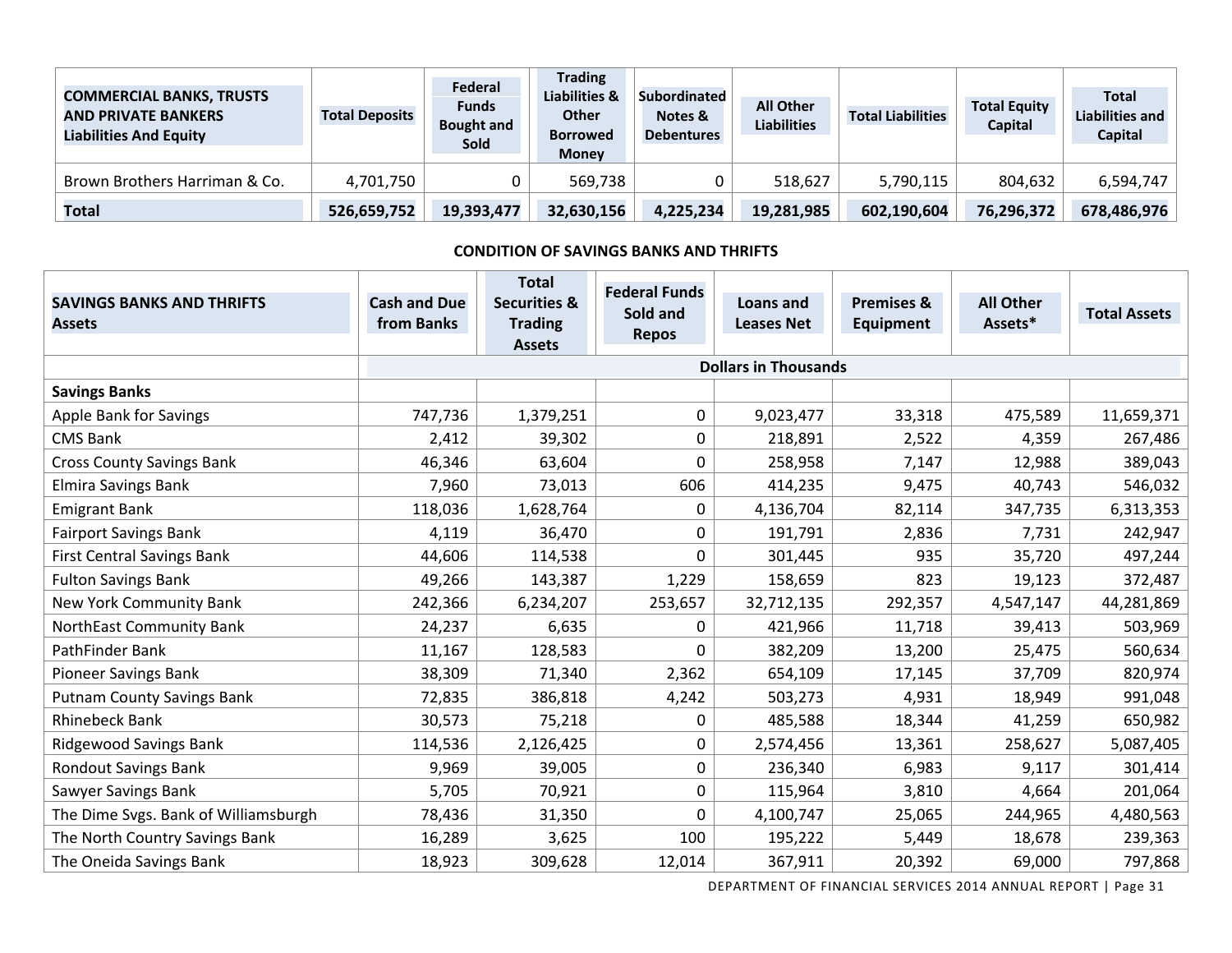| COMMERCIAL BANKS, TRUSTS AND PRIVATE BANKERS Liabilities And Equity | Total Deposits | Federal Funds Bought and Sold | Trading Liabilities & Other Borrowed Money | Subordinated Notes & Debentures | All Other Liabilities | Total Liabilities | Total Equity Capital | Total Liabilities and Capital |
|---|---|---|---|---|---|---|---|---|
| Brown Brothers Harriman & Co. | 4,701,750 | 0 | 569,738 | 0 | 518,627 | 5,790,115 | 804,632 | 6,594,747 |
| **Total** | **526,659,752** | **19,393,477** | **32,630,156** | **4,225,234** | **19,281,985** | **602,190,604** | **76,296,372** | **678,486,976** |

**CONDITION OF SAVINGS BANKS AND THRIFTS**

| SAVINGS BANKS AND THRIFTS Assets | Cash and Due from Banks | Total Securities & Trading Assets | Federal Funds Sold and Repos | Loans and Leases Net | Premises & Equipment | All Other Assets* | Total Assets |
|---|---|---|---|---|---|---|---|
| | Dollars in Thousands | | | | | | |
| **Savings Banks** | | | | | | | |
| Apple Bank for Savings | 747,736 | 1,379,251 | 0 | 9,023,477 | 33,318 | 475,589 | 11,659,371 |
| CMS Bank | 2,412 | 39,302 | 0 | 218,891 | 2,522 | 4,359 | 267,486 |
| Cross County Savings Bank | 46,346 | 63,604 | 0 | 258,958 | 7,147 | 12,988 | 389,043 |
| Elmira Savings Bank | 7,960 | 73,013 | 606 | 414,235 | 9,475 | 40,743 | 546,032 |
| Emigrant Bank | 118,036 | 1,628,764 | 0 | 4,136,704 | 82,114 | 347,735 | 6,313,353 |
| Fairport Savings Bank | 4,119 | 36,470 | 0 | 191,791 | 2,836 | 7,731 | 242,947 |
| First Central Savings Bank | 44,606 | 114,538 | 0 | 301,445 | 935 | 35,720 | 497,244 |
| Fulton Savings Bank | 49,266 | 143,387 | 1,229 | 158,659 | 823 | 19,123 | 372,487 |
| New York Community Bank | 242,366 | 6,234,207 | 253,657 | 32,712,135 | 292,357 | 4,547,147 | 44,281,869 |
| NorthEast Community Bank | 24,237 | 6,635 | 0 | 421,966 | 11,718 | 39,413 | 503,969 |
| PathFinder Bank | 11,167 | 128,583 | 0 | 382,209 | 13,200 | 25,475 | 560,634 |
| Pioneer Savings Bank | 38,309 | 71,340 | 2,362 | 654,109 | 17,145 | 37,709 | 820,974 |
| Putnam County Savings Bank | 72,835 | 386,818 | 4,242 | 503,273 | 4,931 | 18,949 | 991,048 |
| Rhinebeck Bank | 30,573 | 75,218 | 0 | 485,588 | 18,344 | 41,259 | 650,982 |
| Ridgewood Savings Bank | 114,536 | 2,126,425 | 0 | 2,574,456 | 13,361 | 258,627 | 5,087,405 |
| Rondout Savings Bank | 9,969 | 39,005 | 0 | 236,340 | 6,983 | 9,117 | 301,414 |
| Sawyer Savings Bank | 5,705 | 70,921 | 0 | 115,964 | 3,810 | 4,664 | 201,064 |
| The Dime Svgs. Bank of Williamsburgh | 78,436 | 31,350 | 0 | 4,100,747 | 25,065 | 244,965 | 4,480,563 |
| The North Country Savings Bank | 16,289 | 3,625 | 100 | 195,222 | 5,449 | 18,678 | 239,363 |
| The Oneida Savings Bank | 18,923 | 309,628 | 12,014 | 367,911 | 20,392 | 69,000 | 797,868 |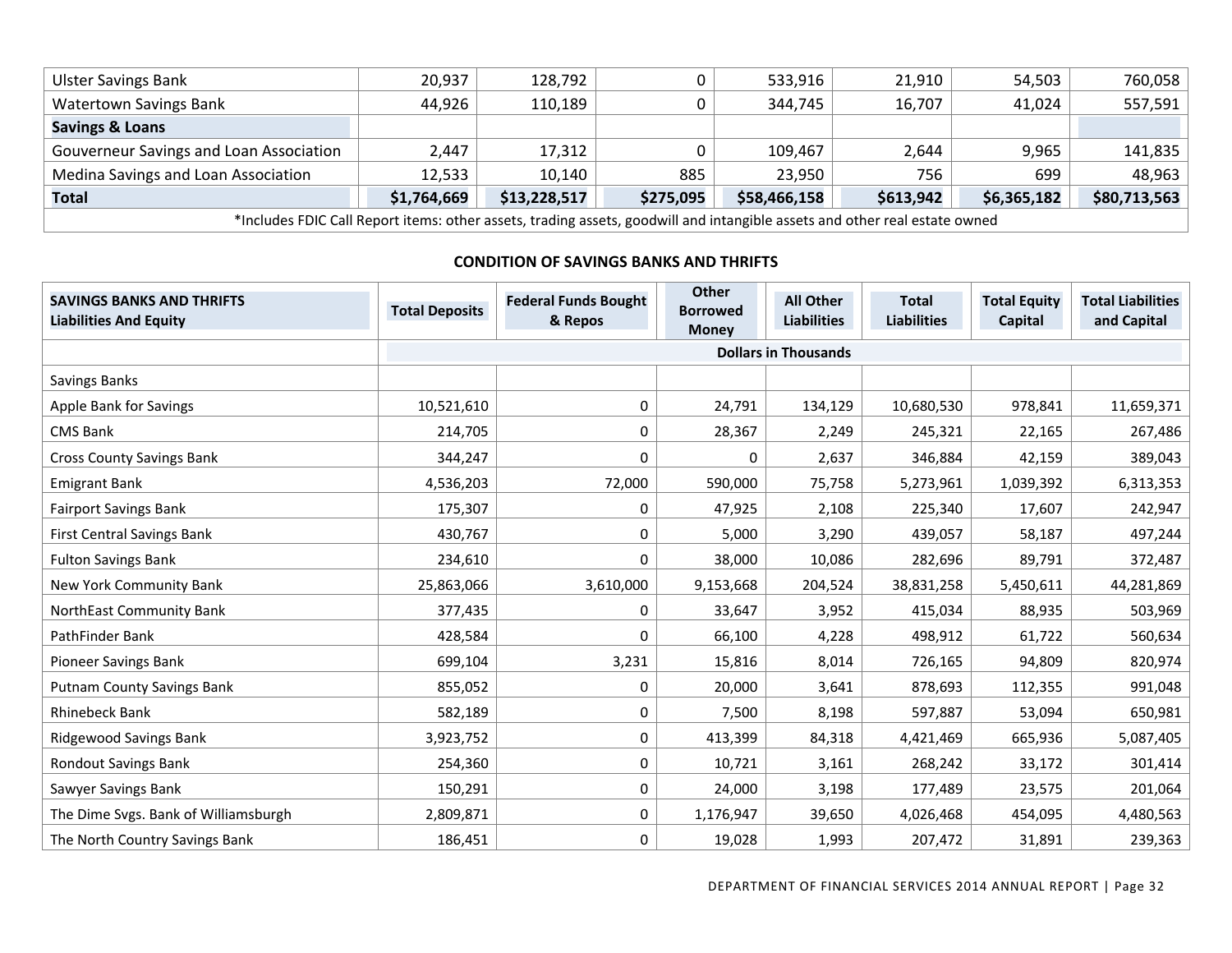| | | | | | | | |
|---|---|---|---|---|---|---|---|
| Ulster Savings Bank | 20,937 | 128,792 | 0 | 533,916 | 21,910 | 54,503 | 760,058 |
| Watertown Savings Bank | 44,926 | 110,189 | 0 | 344,745 | 16,707 | 41,024 | 557,591 |
| **Savings & Loans** | | | | | | | |
| Gouverneur Savings and Loan Association | 2,447 | 17,312 | 0 | 109,467 | 2,644 | 9,965 | 141,835 |
| Medina Savings and Loan Association | 12,533 | 10,140 | 885 | 23,950 | 756 | 699 | 48,963 |
| **Total** | **$1,764,669** | **$13,228,517** | **$275,095** | **$58,466,158** | **$613,942** | **$6,365,182** | **$80,713,563** |

*Includes FDIC Call Report items: other assets, trading assets, goodwill and intangible assets and other real estate owned

## CONDITION OF SAVINGS BANKS AND THRIFTS

| SAVINGS BANKS AND THRIFTS Liabilities And Equity | Total Deposits | Federal Funds Bought & Repos | Other Borrowed Money | All Other Liabilities | Total Liabilities | Total Equity Capital | Total Liabilities and Capital |
|---|---|---|---|---|---|---|---|
| | **Dollars in Thousands** | | | | | | |
| Savings Banks | | | | | | | |
| Apple Bank for Savings | 10,521,610 | 0 | 24,791 | 134,129 | 10,680,530 | 978,841 | 11,659,371 |
| CMS Bank | 214,705 | 0 | 28,367 | 2,249 | 245,321 | 22,165 | 267,486 |
| Cross County Savings Bank | 344,247 | 0 | 0 | 2,637 | 346,884 | 42,159 | 389,043 |
| Emigrant Bank | 4,536,203 | 72,000 | 590,000 | 75,758 | 5,273,961 | 1,039,392 | 6,313,353 |
| Fairport Savings Bank | 175,307 | 0 | 47,925 | 2,108 | 225,340 | 17,607 | 242,947 |
| First Central Savings Bank | 430,767 | 0 | 5,000 | 3,290 | 439,057 | 58,187 | 497,244 |
| Fulton Savings Bank | 234,610 | 0 | 38,000 | 10,086 | 282,696 | 89,791 | 372,487 |
| New York Community Bank | 25,863,066 | 3,610,000 | 9,153,668 | 204,524 | 38,831,258 | 5,450,611 | 44,281,869 |
| NorthEast Community Bank | 377,435 | 0 | 33,647 | 3,952 | 415,034 | 88,935 | 503,969 |
| PathFinder Bank | 428,584 | 0 | 66,100 | 4,228 | 498,912 | 61,722 | 560,634 |
| Pioneer Savings Bank | 699,104 | 3,231 | 15,816 | 8,014 | 726,165 | 94,809 | 820,974 |
| Putnam County Savings Bank | 855,052 | 0 | 20,000 | 3,641 | 878,693 | 112,355 | 991,048 |
| Rhinebeck Bank | 582,189 | 0 | 7,500 | 8,198 | 597,887 | 53,094 | 650,981 |
| Ridgewood Savings Bank | 3,923,752 | 0 | 413,399 | 84,318 | 4,421,469 | 665,936 | 5,087,405 |
| Rondout Savings Bank | 254,360 | 0 | 10,721 | 3,161 | 268,242 | 33,172 | 301,414 |
| Sawyer Savings Bank | 150,291 | 0 | 24,000 | 3,198 | 177,489 | 23,575 | 201,064 |
| The Dime Svgs. Bank of Williamsburgh | 2,809,871 | 0 | 1,176,947 | 39,650 | 4,026,468 | 454,095 | 4,480,563 |
| The North Country Savings Bank | 186,451 | 0 | 19,028 | 1,993 | 207,472 | 31,891 | 239,363 |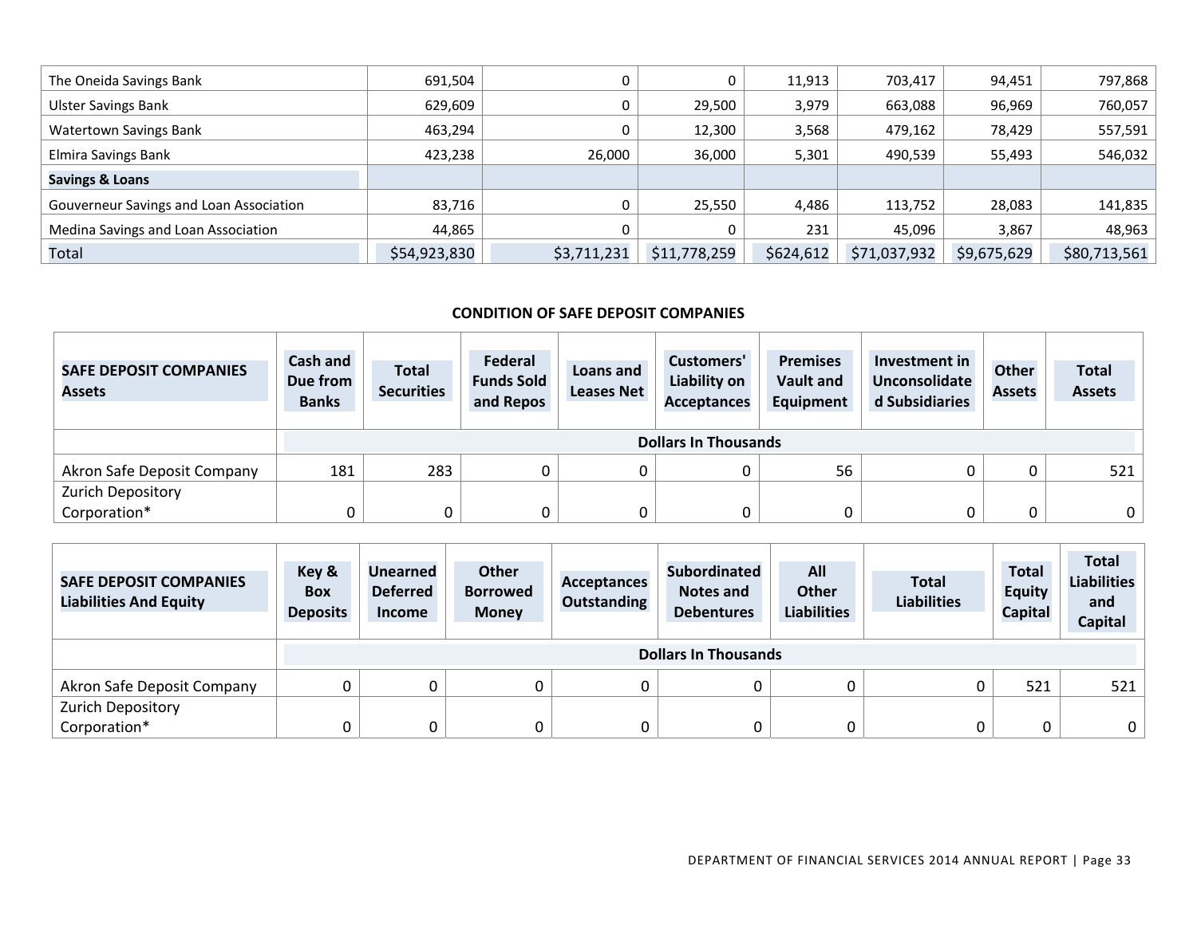| | | | | | | | |
|---|---|---|---|---|---|---|---|
| The Oneida Savings Bank | 691,504 | 0 | 0 | 11,913 | 703,417 | 94,451 | 797,868 |
| Ulster Savings Bank | 629,609 | 0 | 29,500 | 3,979 | 663,088 | 96,969 | 760,057 |
| Watertown Savings Bank | 463,294 | 0 | 12,300 | 3,568 | 479,162 | 78,429 | 557,591 |
| Elmira Savings Bank | 423,238 | 26,000 | 36,000 | 5,301 | 490,539 | 55,493 | 546,032 |
| **Savings & Loans** | | | | | | | |
| Gouverneur Savings and Loan Association | 83,716 | 0 | 25,550 | 4,486 | 113,752 | 28,083 | 141,835 |
| Medina Savings and Loan Association | 44,865 | 0 | 0 | 231 | 45,096 | 3,867 | 48,963 |
| Total | $54,923,830 | $3,711,231 | $11,778,259 | $624,612 | $71,037,932 | $9,675,629 | $80,713,561 |

## CONDITION OF SAFE DEPOSIT COMPANIES

| SAFE DEPOSIT COMPANIES Assets | Cash and Due from Banks | Total Securities | Federal Funds Sold and Repos | Loans and Leases Net | Customers' Liability on Acceptances | Premises Vault and Equipment | Investment in Unconsolidated Subsidiaries | Other Assets | Total Assets |
|---|---|---|---|---|---|---|---|---|---|
| | Dollars In Thousands | | | | | | | | |
| Akron Safe Deposit Company | 181 | 283 | 0 | 0 | 0 | 56 | 0 | 0 | 521 |
| Zurich Depository Corporation* | 0 | 0 | 0 | 0 | 0 | 0 | 0 | 0 | 0 |

| SAFE DEPOSIT COMPANIES Liabilities And Equity | Key & Box Deposits | Unearned Deferred Income | Other Borrowed Money | Acceptances Outstanding | Subordinated Notes and Debentures | All Other Liabilities | Total Liabilities | Total Equity Capital | Total Liabilities and Capital |
|---|---|---|---|---|---|---|---|---|---|
| | Dollars In Thousands | | | | | | | | |
| Akron Safe Deposit Company | 0 | 0 | 0 | 0 | 0 | 0 | 0 | 521 | 521 |
| Zurich Depository Corporation* | 0 | 0 | 0 | 0 | 0 | 0 | 0 | 0 | 0 |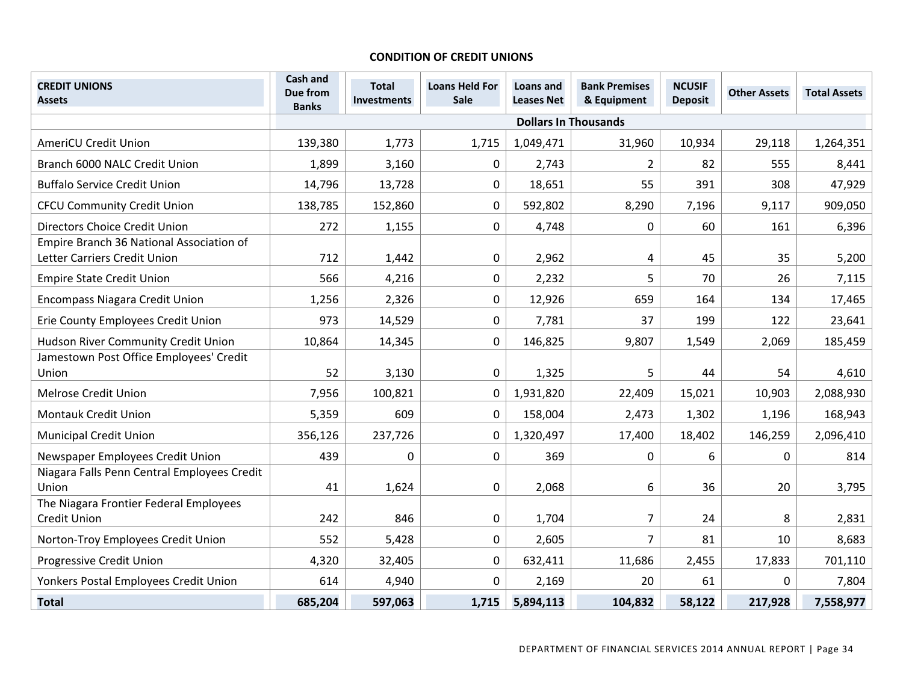## CONDITION OF CREDIT UNIONS

| CREDIT UNIONS Assets | Cash and Due from Banks | Total Investments | Loans Held For Sale | Loans and Leases Net | Bank Premises & Equipment | NCUSIF Deposit | Other Assets | Total Assets |
|---|---|---|---|---|---|---|---|---|
| | Dollars In Thousands | | | | | | | |
| AmeriCU Credit Union | 139,380 | 1,773 | 1,715 | 1,049,471 | 31,960 | 10,934 | 29,118 | 1,264,351 |
| Branch 6000 NALC Credit Union | 1,899 | 3,160 | 0 | 2,743 | 2 | 82 | 555 | 8,441 |
| Buffalo Service Credit Union | 14,796 | 13,728 | 0 | 18,651 | 55 | 391 | 308 | 47,929 |
| CFCU Community Credit Union | 138,785 | 152,860 | 0 | 592,802 | 8,290 | 7,196 | 9,117 | 909,050 |
| Directors Choice Credit Union | 272 | 1,155 | 0 | 4,748 | 0 | 60 | 161 | 6,396 |
| Empire Branch 36 National Association of Letter Carriers Credit Union | 712 | 1,442 | 0 | 2,962 | 4 | 45 | 35 | 5,200 |
| Empire State Credit Union | 566 | 4,216 | 0 | 2,232 | 5 | 70 | 26 | 7,115 |
| Encompass Niagara Credit Union | 1,256 | 2,326 | 0 | 12,926 | 659 | 164 | 134 | 17,465 |
| Erie County Employees Credit Union | 973 | 14,529 | 0 | 7,781 | 37 | 199 | 122 | 23,641 |
| Hudson River Community Credit Union | 10,864 | 14,345 | 0 | 146,825 | 9,807 | 1,549 | 2,069 | 185,459 |
| Jamestown Post Office Employees' Credit Union | 52 | 3,130 | 0 | 1,325 | 5 | 44 | 54 | 4,610 |
| Melrose Credit Union | 7,956 | 100,821 | 0 | 1,931,820 | 22,409 | 15,021 | 10,903 | 2,088,930 |
| Montauk Credit Union | 5,359 | 609 | 0 | 158,004 | 2,473 | 1,302 | 1,196 | 168,943 |
| Municipal Credit Union | 356,126 | 237,726 | 0 | 1,320,497 | 17,400 | 18,402 | 146,259 | 2,096,410 |
| Newspaper Employees Credit Union | 439 | 0 | 0 | 369 | 0 | 6 | 0 | 814 |
| Niagara Falls Penn Central Employees Credit Union | 41 | 1,624 | 0 | 2,068 | 6 | 36 | 20 | 3,795 |
| The Niagara Frontier Federal Employees Credit Union | 242 | 846 | 0 | 1,704 | 7 | 24 | 8 | 2,831 |
| Norton-Troy Employees Credit Union | 552 | 5,428 | 0 | 2,605 | 7 | 81 | 10 | 8,683 |
| Progressive Credit Union | 4,320 | 32,405 | 0 | 632,411 | 11,686 | 2,455 | 17,833 | 701,110 |
| Yonkers Postal Employees Credit Union | 614 | 4,940 | 0 | 2,169 | 20 | 61 | 0 | 7,804 |
| **Total** | **685,204** | **597,063** | **1,715** | **5,894,113** | **104,832** | **58,122** | **217,928** | **7,558,977** |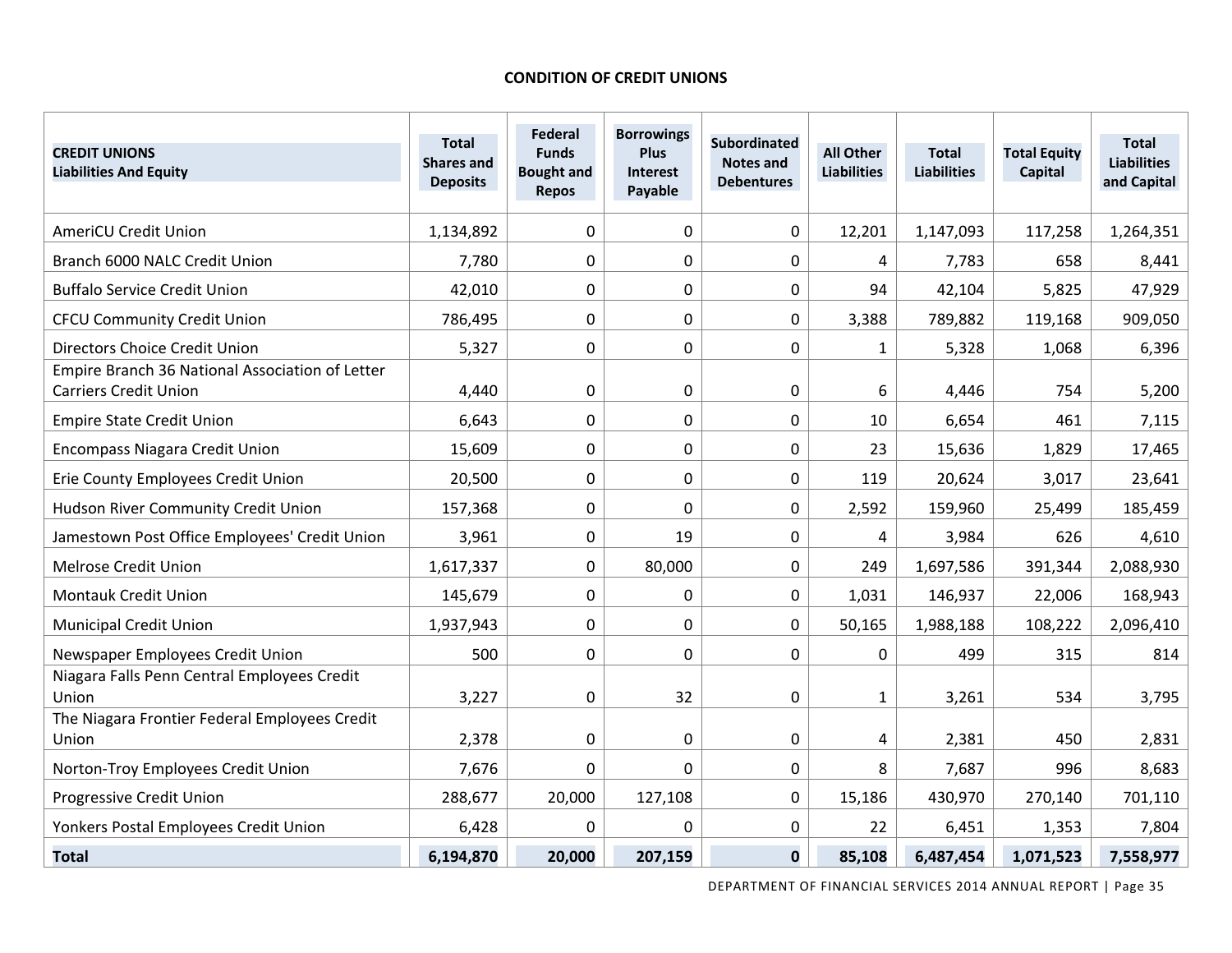## CONDITION OF CREDIT UNIONS

| CREDIT UNIONS Liabilities And Equity | Total Shares and Deposits | Federal Funds Bought and Repos | Borrowings Plus Interest Payable | Subordinated Notes and Debentures | All Other Liabilities | Total Liabilities | Total Equity Capital | Total Liabilities and Capital |
|---|---|---|---|---|---|---|---|---|
| AmeriCU Credit Union | 1,134,892 | 0 | 0 | 0 | 12,201 | 1,147,093 | 117,258 | 1,264,351 |
| Branch 6000 NALC Credit Union | 7,780 | 0 | 0 | 0 | 4 | 7,783 | 658 | 8,441 |
| Buffalo Service Credit Union | 42,010 | 0 | 0 | 0 | 94 | 42,104 | 5,825 | 47,929 |
| CFCU Community Credit Union | 786,495 | 0 | 0 | 0 | 3,388 | 789,882 | 119,168 | 909,050 |
| Directors Choice Credit Union | 5,327 | 0 | 0 | 0 | 1 | 5,328 | 1,068 | 6,396 |
| Empire Branch 36 National Association of Letter Carriers Credit Union | 4,440 | 0 | 0 | 0 | 6 | 4,446 | 754 | 5,200 |
| Empire State Credit Union | 6,643 | 0 | 0 | 0 | 10 | 6,654 | 461 | 7,115 |
| Encompass Niagara Credit Union | 15,609 | 0 | 0 | 0 | 23 | 15,636 | 1,829 | 17,465 |
| Erie County Employees Credit Union | 20,500 | 0 | 0 | 0 | 119 | 20,624 | 3,017 | 23,641 |
| Hudson River Community Credit Union | 157,368 | 0 | 0 | 0 | 2,592 | 159,960 | 25,499 | 185,459 |
| Jamestown Post Office Employees' Credit Union | 3,961 | 0 | 19 | 0 | 4 | 3,984 | 626 | 4,610 |
| Melrose Credit Union | 1,617,337 | 0 | 80,000 | 0 | 249 | 1,697,586 | 391,344 | 2,088,930 |
| Montauk Credit Union | 145,679 | 0 | 0 | 0 | 1,031 | 146,937 | 22,006 | 168,943 |
| Municipal Credit Union | 1,937,943 | 0 | 0 | 0 | 50,165 | 1,988,188 | 108,222 | 2,096,410 |
| Newspaper Employees Credit Union | 500 | 0 | 0 | 0 | 0 | 499 | 315 | 814 |
| Niagara Falls Penn Central Employees Credit Union | 3,227 | 0 | 32 | 0 | 1 | 3,261 | 534 | 3,795 |
| The Niagara Frontier Federal Employees Credit Union | 2,378 | 0 | 0 | 0 | 4 | 2,381 | 450 | 2,831 |
| Norton-Troy Employees Credit Union | 7,676 | 0 | 0 | 0 | 8 | 7,687 | 996 | 8,683 |
| Progressive Credit Union | 288,677 | 20,000 | 127,108 | 0 | 15,186 | 430,970 | 270,140 | 701,110 |
| Yonkers Postal Employees Credit Union | 6,428 | 0 | 0 | 0 | 22 | 6,451 | 1,353 | 7,804 |
| **Total** | **6,194,870** | **20,000** | **207,159** | **0** | **85,108** | **6,487,454** | **1,071,523** | **7,558,977** |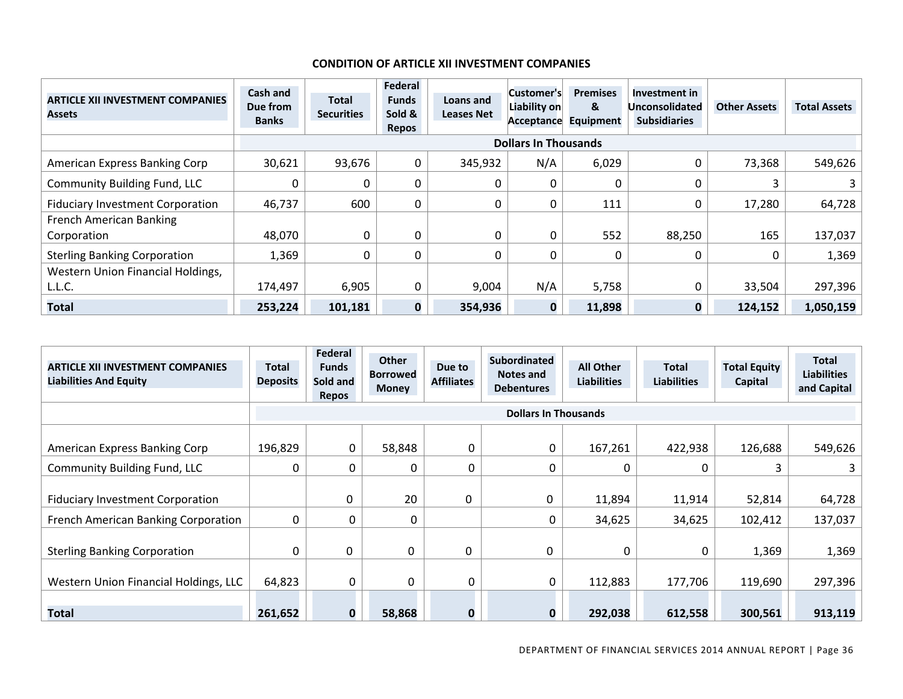## CONDITION OF ARTICLE XII INVESTMENT COMPANIES

| ARTICLE XII INVESTMENT COMPANIES Assets | Cash and Due from Banks | Total Securities | Federal Funds Sold & Repos | Loans and Leases Net | Customer's Liability on Acceptance | Premises & Equipment | Investment in Unconsolidated Subsidiaries | Other Assets | Total Assets |
|---|---|---|---|---|---|---|---|---|---|
| | Dollars In Thousands | | | | | | | | |
| American Express Banking Corp | 30,621 | 93,676 | 0 | 345,932 | N/A | 6,029 | 0 | 73,368 | 549,626 |
| Community Building Fund, LLC | 0 | 0 | 0 | 0 | 0 | 0 | 0 | 3 | 3 |
| Fiduciary Investment Corporation | 46,737 | 600 | 0 | 0 | 0 | 111 | 0 | 17,280 | 64,728 |
| French American Banking Corporation | 48,070 | 0 | 0 | 0 | 0 | 552 | 88,250 | 165 | 137,037 |
| Sterling Banking Corporation | 1,369 | 0 | 0 | 0 | 0 | 0 | 0 | 0 | 1,369 |
| Western Union Financial Holdings, L.L.C. | 174,497 | 6,905 | 0 | 9,004 | N/A | 5,758 | 0 | 33,504 | 297,396 |
| **Total** | **253,224** | **101,181** | **0** | **354,936** | **0** | **11,898** | **0** | **124,152** | **1,050,159** |

| ARTICLE XII INVESTMENT COMPANIES Liabilities And Equity | Total Deposits | Federal Funds Sold and Repos | Other Borrowed Money | Due to Affiliates | Subordinated Notes and Debentures | All Other Liabilities | Total Liabilities | Total Equity Capital | Total Liabilities and Capital |
|---|---|---|---|---|---|---|---|---|---|
| | Dollars In Thousands | | | | | | | | |
| American Express Banking Corp | 196,829 | 0 | 58,848 | 0 | 0 | 167,261 | 422,938 | 126,688 | 549,626 |
| Community Building Fund, LLC | 0 | 0 | 0 | 0 | 0 | 0 | 0 | 3 | 3 |
| Fiduciary Investment Corporation | | 0 | 20 | 0 | 0 | 11,894 | 11,914 | 52,814 | 64,728 |
| French American Banking Corporation | 0 | 0 | 0 | | 0 | 34,625 | 34,625 | 102,412 | 137,037 |
| Sterling Banking Corporation | 0 | 0 | 0 | 0 | 0 | 0 | 0 | 1,369 | 1,369 |
| Western Union Financial Holdings, LLC | 64,823 | 0 | 0 | 0 | 0 | 112,883 | 177,706 | 119,690 | 297,396 |
| **Total** | **261,652** | **0** | **58,868** | **0** | **0** | **292,038** | **612,558** | **300,561** | **913,119** |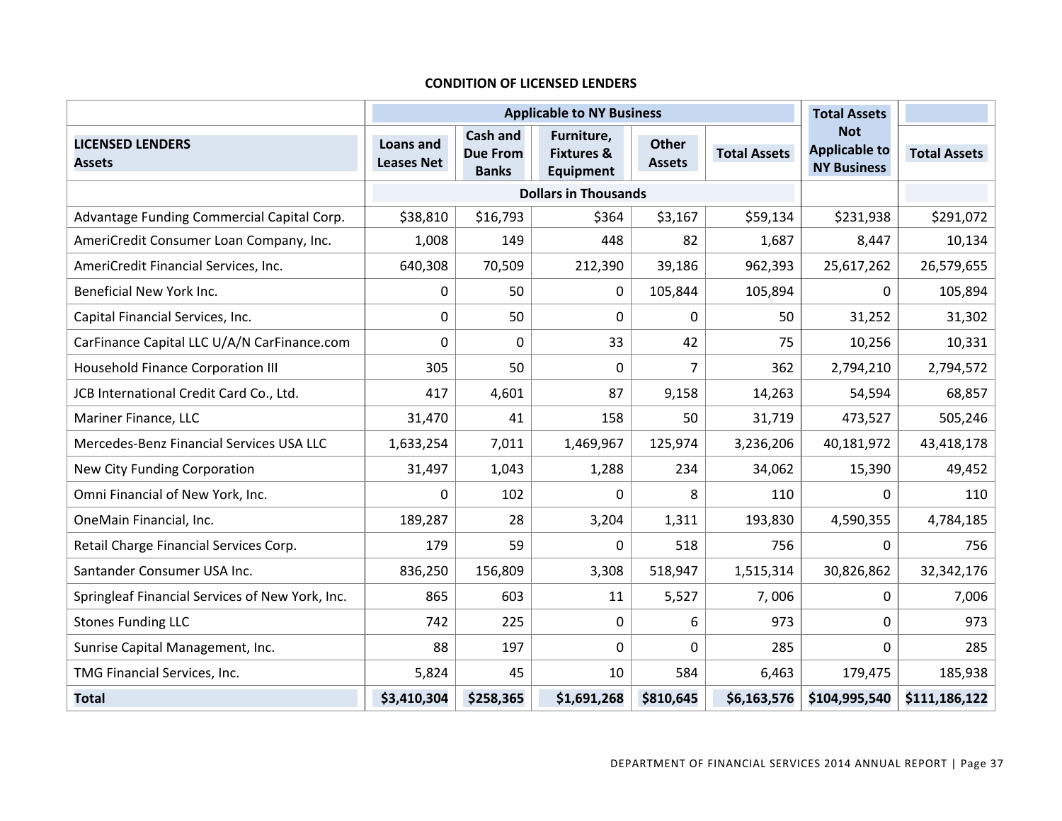## CONDITION OF LICENSED LENDERS

| LICENSED LENDERS Assets | Applicable to NY Business | | | | | Total Assets Not Applicable to NY Business | Total Assets |
|---|---|---|---|---|---|---|---|
| | Loans and Leases Net | Cash and Due From Banks | Furniture, Fixtures & Equipment | Other Assets | Total Assets | | |
| | Dollars in Thousands | | | | | | |
| Advantage Funding Commercial Capital Corp. | $38,810 | $16,793 | $364 | $3,167 | $59,134 | $231,938 | $291,072 |
| AmeriCredit Consumer Loan Company, Inc. | 1,008 | 149 | 448 | 82 | 1,687 | 8,447 | 10,134 |
| AmeriCredit Financial Services, Inc. | 640,308 | 70,509 | 212,390 | 39,186 | 962,393 | 25,617,262 | 26,579,655 |
| Beneficial New York Inc. | 0 | 50 | 0 | 105,844 | 105,894 | 0 | 105,894 |
| Capital Financial Services, Inc. | 0 | 50 | 0 | 0 | 50 | 31,252 | 31,302 |
| CarFinance Capital LLC U/A/N CarFinance.com | 0 | 0 | 33 | 42 | 75 | 10,256 | 10,331 |
| Household Finance Corporation III | 305 | 50 | 0 | 7 | 362 | 2,794,210 | 2,794,572 |
| JCB International Credit Card Co., Ltd. | 417 | 4,601 | 87 | 9,158 | 14,263 | 54,594 | 68,857 |
| Mariner Finance, LLC | 31,470 | 41 | 158 | 50 | 31,719 | 473,527 | 505,246 |
| Mercedes-Benz Financial Services USA LLC | 1,633,254 | 7,011 | 1,469,967 | 125,974 | 3,236,206 | 40,181,972 | 43,418,178 |
| New City Funding Corporation | 31,497 | 1,043 | 1,288 | 234 | 34,062 | 15,390 | 49,452 |
| Omni Financial of New York, Inc. | 0 | 102 | 0 | 8 | 110 | 0 | 110 |
| OneMain Financial, Inc. | 189,287 | 28 | 3,204 | 1,311 | 193,830 | 4,590,355 | 4,784,185 |
| Retail Charge Financial Services Corp. | 179 | 59 | 0 | 518 | 756 | 0 | 756 |
| Santander Consumer USA Inc. | 836,250 | 156,809 | 3,308 | 518,947 | 1,515,314 | 30,826,862 | 32,342,176 |
| Springleaf Financial Services of New York, Inc. | 865 | 603 | 11 | 5,527 | 7, 006 | 0 | 7,006 |
| Stones Funding LLC | 742 | 225 | 0 | 6 | 973 | 0 | 973 |
| Sunrise Capital Management, Inc. | 88 | 197 | 0 | 0 | 285 | 0 | 285 |
| TMG Financial Services, Inc. | 5,824 | 45 | 10 | 584 | 6,463 | 179,475 | 185,938 |
| **Total** | **$3,410,304** | **$258,365** | **$1,691,268** | **$810,645** | **$6,163,576** | **$104,995,540** | **$111,186,122** |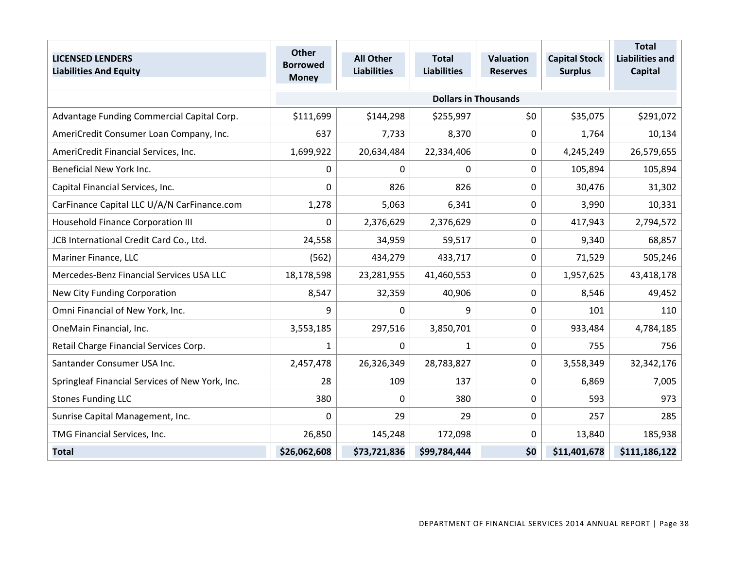| LICENSED LENDERS Liabilities And Equity | Other Borrowed Money | All Other Liabilities | Total Liabilities | Valuation Reserves | Capital Stock Surplus | Total Liabilities and Capital |
|---|---|---|---|---|---|---|
| | Dollars in Thousands | | | | | |
| Advantage Funding Commercial Capital Corp. | $111,699 | $144,298 | $255,997 | $0 | $35,075 | $291,072 |
| AmeriCredit Consumer Loan Company, Inc. | 637 | 7,733 | 8,370 | 0 | 1,764 | 10,134 |
| AmeriCredit Financial Services, Inc. | 1,699,922 | 20,634,484 | 22,334,406 | 0 | 4,245,249 | 26,579,655 |
| Beneficial New York Inc. | 0 | 0 | 0 | 0 | 105,894 | 105,894 |
| Capital Financial Services, Inc. | 0 | 826 | 826 | 0 | 30,476 | 31,302 |
| CarFinance Capital LLC U/A/N CarFinance.com | 1,278 | 5,063 | 6,341 | 0 | 3,990 | 10,331 |
| Household Finance Corporation III | 0 | 2,376,629 | 2,376,629 | 0 | 417,943 | 2,794,572 |
| JCB International Credit Card Co., Ltd. | 24,558 | 34,959 | 59,517 | 0 | 9,340 | 68,857 |
| Mariner Finance, LLC | (562) | 434,279 | 433,717 | 0 | 71,529 | 505,246 |
| Mercedes-Benz Financial Services USA LLC | 18,178,598 | 23,281,955 | 41,460,553 | 0 | 1,957,625 | 43,418,178 |
| New City Funding Corporation | 8,547 | 32,359 | 40,906 | 0 | 8,546 | 49,452 |
| Omni Financial of New York, Inc. | 9 | 0 | 9 | 0 | 101 | 110 |
| OneMain Financial, Inc. | 3,553,185 | 297,516 | 3,850,701 | 0 | 933,484 | 4,784,185 |
| Retail Charge Financial Services Corp. | 1 | 0 | 1 | 0 | 755 | 756 |
| Santander Consumer USA Inc. | 2,457,478 | 26,326,349 | 28,783,827 | 0 | 3,558,349 | 32,342,176 |
| Springleaf Financial Services of New York, Inc. | 28 | 109 | 137 | 0 | 6,869 | 7,005 |
| Stones Funding LLC | 380 | 0 | 380 | 0 | 593 | 973 |
| Sunrise Capital Management, Inc. | 0 | 29 | 29 | 0 | 257 | 285 |
| TMG Financial Services, Inc. | 26,850 | 145,248 | 172,098 | 0 | 13,840 | 185,938 |
| **Total** | **$26,062,608** | **$73,721,836** | **$99,784,444** | **$0** | **$11,401,678** | **$111,186,122** |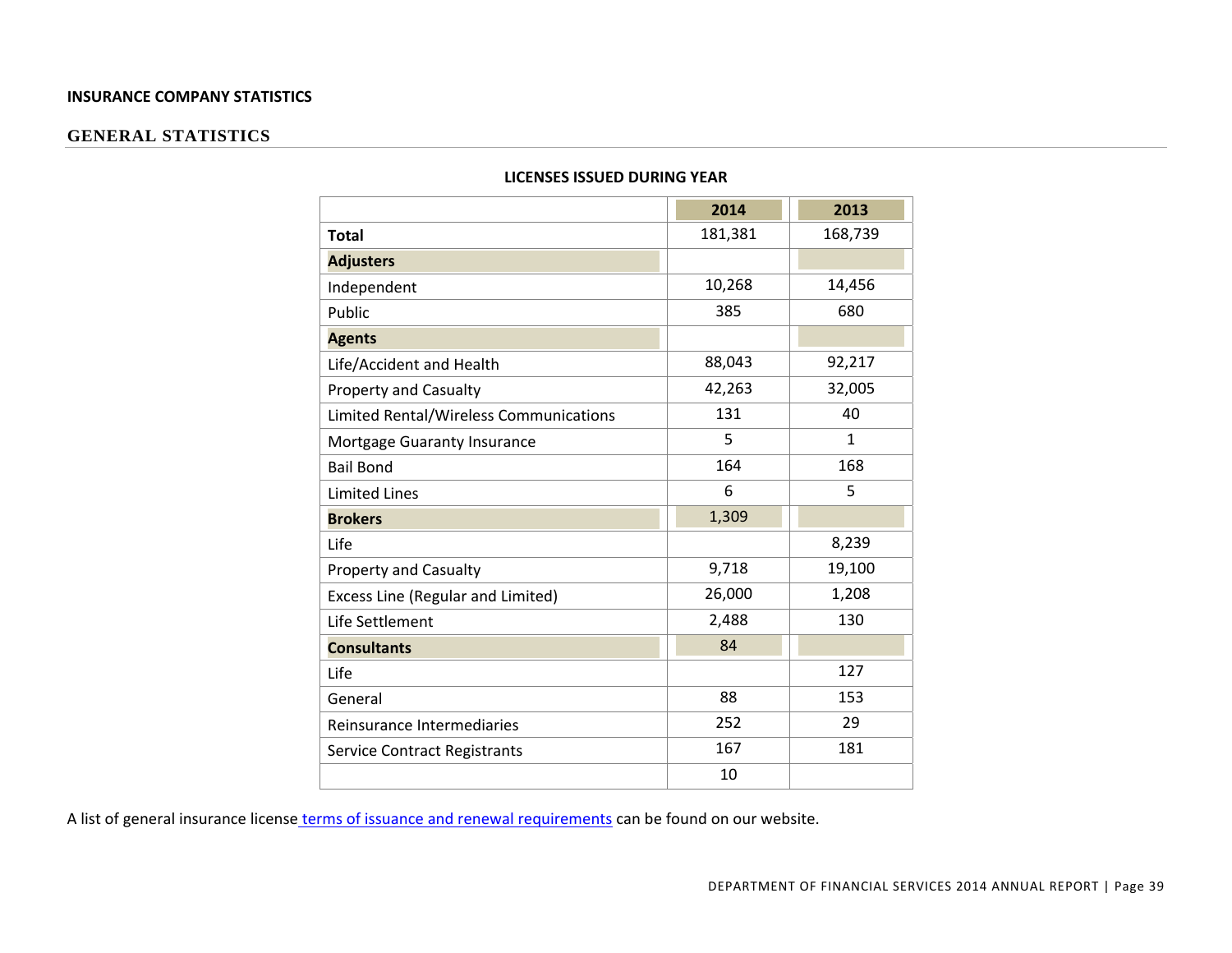**INSURANCE COMPANY STATISTICS**

## GENERAL STATISTICS

**LICENSES ISSUED DURING YEAR**

| | 2014 | 2013 |
|---|---|---|
| **Total** | 181,381 | 168,739 |
| **Adjusters** | | |
| Independent | 10,268 | 14,456 |
| Public | 385 | 680 |
| **Agents** | | |
| Life/Accident and Health | 88,043 | 92,217 |
| Property and Casualty | 42,263 | 32,005 |
| Limited Rental/Wireless Communications | 131 | 40 |
| Mortgage Guaranty Insurance | 5 | 1 |
| Bail Bond | 164 | 168 |
| Limited Lines | 6 | 5 |
| **Brokers** | 1,309 | |
| Life | | 8,239 |
| Property and Casualty | 9,718 | 19,100 |
| Excess Line (Regular and Limited) | 26,000 | 1,208 |
| Life Settlement | 2,488 | 130 |
| **Consultants** | 84 | |
| Life | | 127 |
| General | 88 | 153 |
| Reinsurance Intermediaries | 252 | 29 |
| Service Contract Registrants | 167 | 181 |
| | 10 | |

A list of general insurance license terms of issuance and renewal requirements can be found on our website.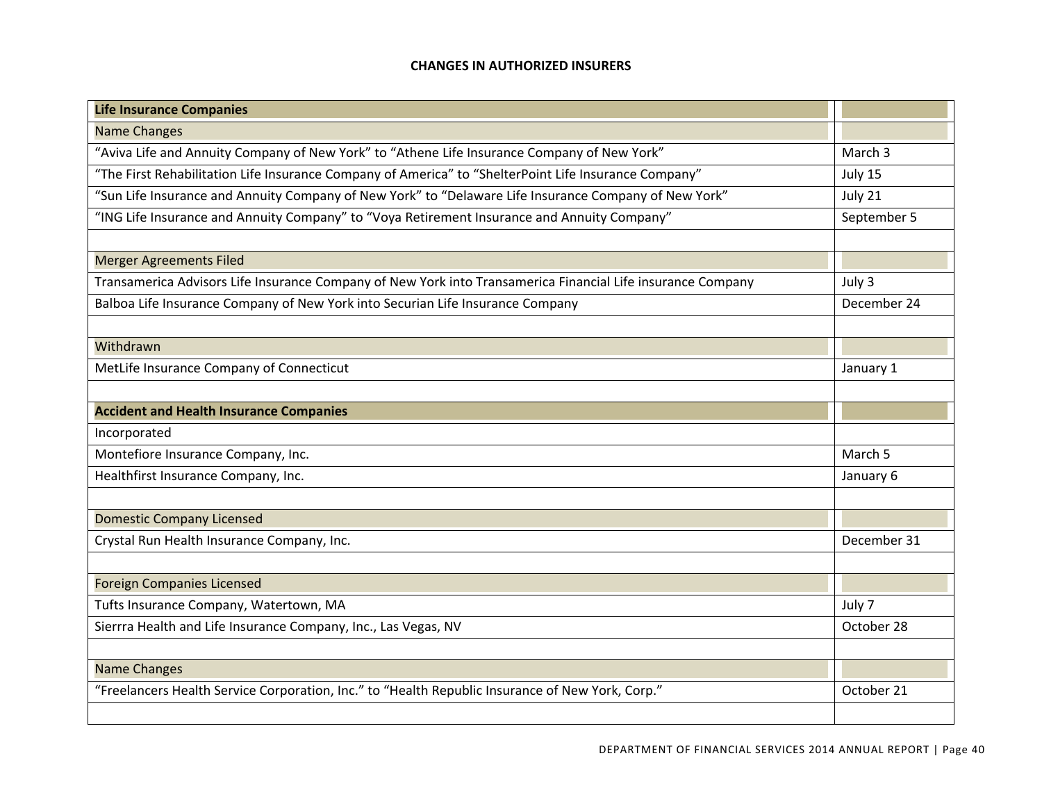## CHANGES IN AUTHORIZED INSURERS

| **Life Insurance Companies** | |
|---|---|
| Name Changes | |
| "Aviva Life and Annuity Company of New York" to "Athene Life Insurance Company of New York" | March 3 |
| "The First Rehabilitation Life Insurance Company of America" to "ShelterPoint Life Insurance Company" | July 15 |
| "Sun Life Insurance and Annuity Company of New York" to "Delaware Life Insurance Company of New York" | July 21 |
| "ING Life Insurance and Annuity Company" to "Voya Retirement Insurance and Annuity Company" | September 5 |
| | |
| Merger Agreements Filed | |
| Transamerica Advisors Life Insurance Company of New York into Transamerica Financial Life insurance Company | July 3 |
| Balboa Life Insurance Company of New York into Securian Life Insurance Company | December 24 |
| | |
| Withdrawn | |
| MetLife Insurance Company of Connecticut | January 1 |
| | |
| **Accident and Health Insurance Companies** | |
| Incorporated | |
| Montefiore Insurance Company, Inc. | March 5 |
| Healthfirst Insurance Company, Inc. | January 6 |
| | |
| Domestic Company Licensed | |
| Crystal Run Health Insurance Company, Inc. | December 31 |
| | |
| Foreign Companies Licensed | |
| Tufts Insurance Company, Watertown, MA | July 7 |
| Sierrra Health and Life Insurance Company, Inc., Las Vegas, NV | October 28 |
| | |
| Name Changes | |
| "Freelancers Health Service Corporation, Inc." to "Health Republic Insurance of New York, Corp." | October 21 |
| | |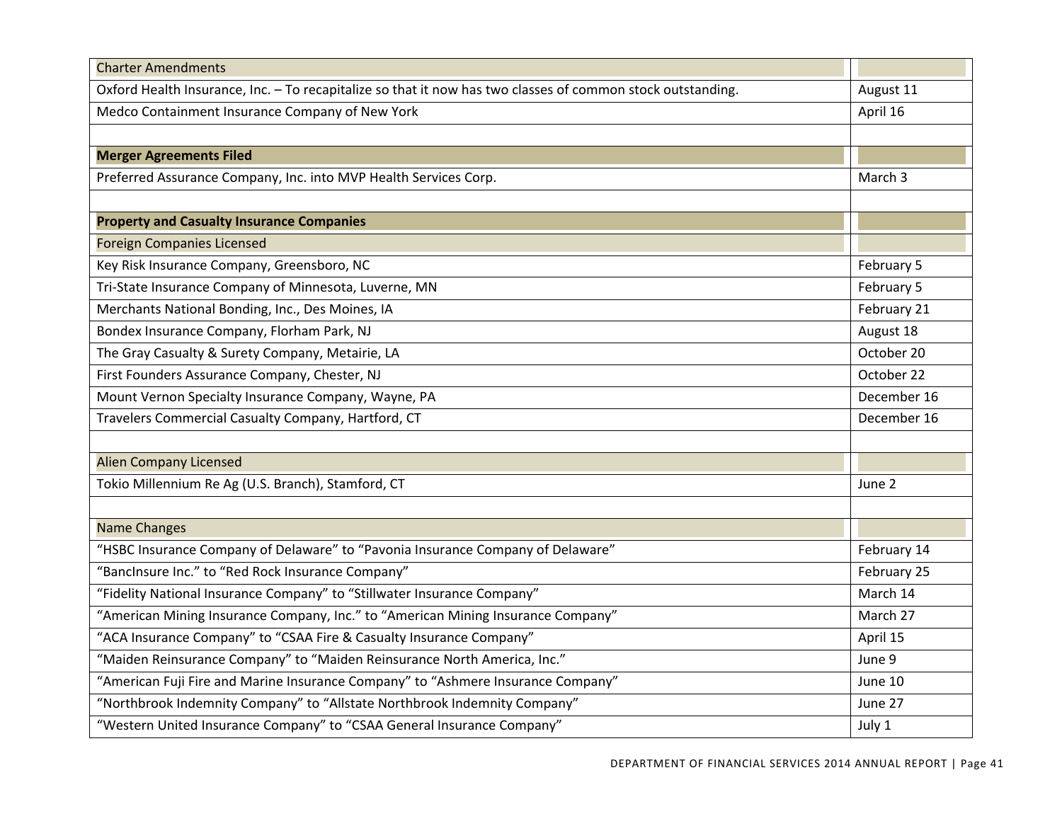| Charter Amendments | |
|---|---|
| Oxford Health Insurance, Inc. – To recapitalize so that it now has two classes of common stock outstanding. | August 11 |
| Medco Containment Insurance Company of New York | April 16 |
| | |
| **Merger Agreements Filed** | |
| Preferred Assurance Company, Inc. into MVP Health Services Corp. | March 3 |
| | |
| **Property and Casualty Insurance Companies** | |
| Foreign Companies Licensed | |
| Key Risk Insurance Company, Greensboro, NC | February 5 |
| Tri-State Insurance Company of Minnesota, Luverne, MN | February 5 |
| Merchants National Bonding, Inc., Des Moines, IA | February 21 |
| Bondex Insurance Company, Florham Park, NJ | August 18 |
| The Gray Casualty & Surety Company, Metairie, LA | October 20 |
| First Founders Assurance Company, Chester, NJ | October 22 |
| Mount Vernon Specialty Insurance Company, Wayne, PA | December 16 |
| Travelers Commercial Casualty Company, Hartford, CT | December 16 |
| | |
| Alien Company Licensed | |
| Tokio Millennium Re Ag (U.S. Branch), Stamford, CT | June 2 |
| | |
| Name Changes | |
| "HSBC Insurance Company of Delaware" to "Pavonia Insurance Company of Delaware" | February 14 |
| "BancInsure Inc." to "Red Rock Insurance Company" | February 25 |
| "Fidelity National Insurance Company" to "Stillwater Insurance Company" | March 14 |
| "American Mining Insurance Company, Inc." to "American Mining Insurance Company" | March 27 |
| "ACA Insurance Company" to "CSAA Fire & Casualty Insurance Company" | April 15 |
| "Maiden Reinsurance Company" to "Maiden Reinsurance North America, Inc." | June 9 |
| "American Fuji Fire and Marine Insurance Company" to "Ashmere Insurance Company" | June 10 |
| "Northbrook Indemnity Company" to "Allstate Northbrook Indemnity Company" | June 27 |
| "Western United Insurance Company" to "CSAA General Insurance Company" | July 1 |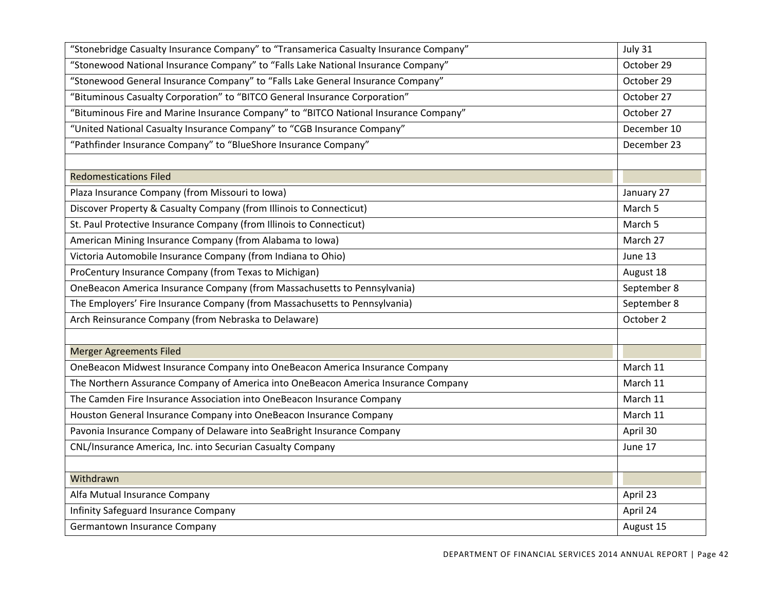| | |
|---|---|
| "Stonebridge Casualty Insurance Company" to "Transamerica Casualty Insurance Company" | July 31 |
| "Stonewood National Insurance Company" to "Falls Lake National Insurance Company" | October 29 |
| "Stonewood General Insurance Company" to "Falls Lake General Insurance Company" | October 29 |
| "Bituminous Casualty Corporation" to "BITCO General Insurance Corporation" | October 27 |
| "Bituminous Fire and Marine Insurance Company" to "BITCO National Insurance Company" | October 27 |
| "United National Casualty Insurance Company" to "CGB Insurance Company" | December 10 |
| "Pathfinder Insurance Company" to "BlueShore Insurance Company" | December 23 |
| | |
| Redomestications Filed | |
| Plaza Insurance Company (from Missouri to Iowa) | January 27 |
| Discover Property & Casualty Company (from Illinois to Connecticut) | March 5 |
| St. Paul Protective Insurance Company (from Illinois to Connecticut) | March 5 |
| American Mining Insurance Company (from Alabama to Iowa) | March 27 |
| Victoria Automobile Insurance Company (from Indiana to Ohio) | June 13 |
| ProCentury Insurance Company (from Texas to Michigan) | August 18 |
| OneBeacon America Insurance Company (from Massachusetts to Pennsylvania) | September 8 |
| The Employers' Fire Insurance Company (from Massachusetts to Pennsylvania) | September 8 |
| Arch Reinsurance Company (from Nebraska to Delaware) | October 2 |
| | |
| Merger Agreements Filed | |
| OneBeacon Midwest Insurance Company into OneBeacon America Insurance Company | March 11 |
| The Northern Assurance Company of America into OneBeacon America Insurance Company | March 11 |
| The Camden Fire Insurance Association into OneBeacon Insurance Company | March 11 |
| Houston General Insurance Company into OneBeacon Insurance Company | March 11 |
| Pavonia Insurance Company of Delaware into SeaBright Insurance Company | April 30 |
| CNL/Insurance America, Inc. into Securian Casualty Company | June 17 |
| | |
| Withdrawn | |
| Alfa Mutual Insurance Company | April 23 |
| Infinity Safeguard Insurance Company | April 24 |
| Germantown Insurance Company | August 15 |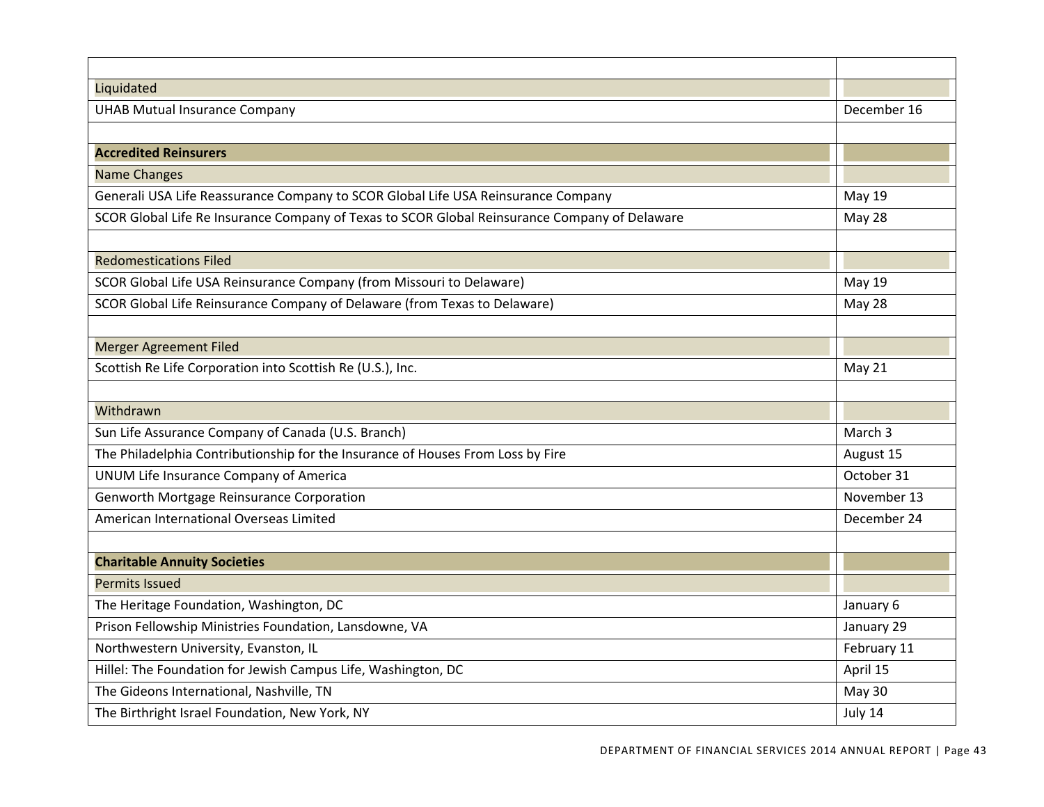| | |
|---|---|
| Liquidated | |
| UHAB Mutual Insurance Company | December 16 |
| | |
| **Accredited Reinsurers** | |
| Name Changes | |
| Generali USA Life Reassurance Company to SCOR Global Life USA Reinsurance Company | May 19 |
| SCOR Global Life Re Insurance Company of Texas to SCOR Global Reinsurance Company of Delaware | May 28 |
| | |
| Redomestications Filed | |
| SCOR Global Life USA Reinsurance Company (from Missouri to Delaware) | May 19 |
| SCOR Global Life Reinsurance Company of Delaware (from Texas to Delaware) | May 28 |
| | |
| Merger Agreement Filed | |
| Scottish Re Life Corporation into Scottish Re (U.S.), Inc. | May 21 |
| | |
| Withdrawn | |
| Sun Life Assurance Company of Canada (U.S. Branch) | March 3 |
| The Philadelphia Contributionship for the Insurance of Houses From Loss by Fire | August 15 |
| UNUM Life Insurance Company of America | October 31 |
| Genworth Mortgage Reinsurance Corporation | November 13 |
| American International Overseas Limited | December 24 |
| | |
| **Charitable Annuity Societies** | |
| Permits Issued | |
| The Heritage Foundation, Washington, DC | January 6 |
| Prison Fellowship Ministries Foundation, Lansdowne, VA | January 29 |
| Northwestern University, Evanston, IL | February 11 |
| Hillel: The Foundation for Jewish Campus Life, Washington, DC | April 15 |
| The Gideons International, Nashville, TN | May 30 |
| The Birthright Israel Foundation, New York, NY | July 14 |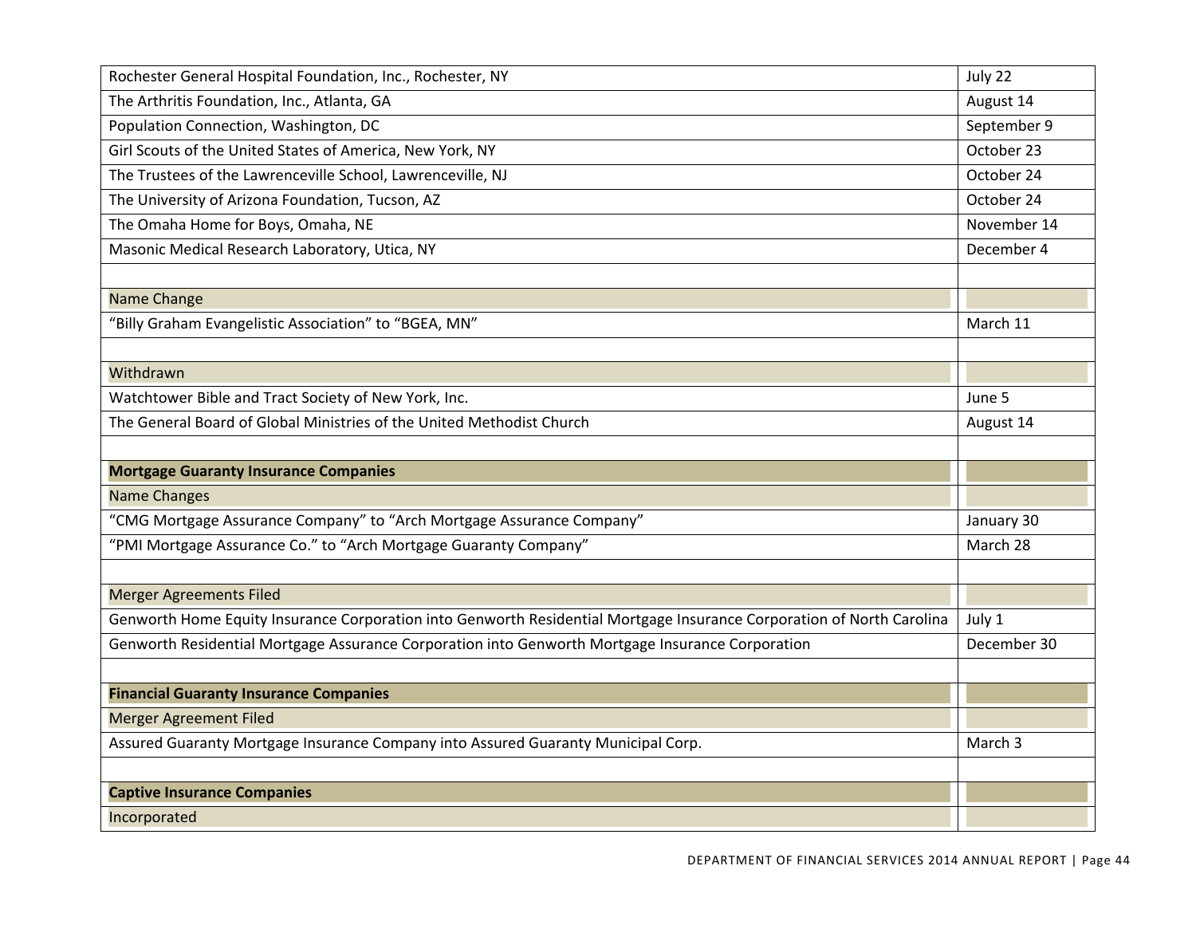| | |
|---|---|
| Rochester General Hospital Foundation, Inc., Rochester, NY | July 22 |
| The Arthritis Foundation, Inc., Atlanta, GA | August 14 |
| Population Connection, Washington, DC | September 9 |
| Girl Scouts of the United States of America, New York, NY | October 23 |
| The Trustees of the Lawrenceville School, Lawrenceville, NJ | October 24 |
| The University of Arizona Foundation, Tucson, AZ | October 24 |
| The Omaha Home for Boys, Omaha, NE | November 14 |
| Masonic Medical Research Laboratory, Utica, NY | December 4 |
| | |
| Name Change | |
| "Billy Graham Evangelistic Association" to "BGEA, MN" | March 11 |
| | |
| Withdrawn | |
| Watchtower Bible and Tract Society of New York, Inc. | June 5 |
| The General Board of Global Ministries of the United Methodist Church | August 14 |
| | |
| **Mortgage Guaranty Insurance Companies** | |
| Name Changes | |
| "CMG Mortgage Assurance Company" to "Arch Mortgage Assurance Company" | January 30 |
| "PMI Mortgage Assurance Co." to "Arch Mortgage Guaranty Company" | March 28 |
| | |
| Merger Agreements Filed | |
| Genworth Home Equity Insurance Corporation into Genworth Residential Mortgage Insurance Corporation of North Carolina | July 1 |
| Genworth Residential Mortgage Assurance Corporation into Genworth Mortgage Insurance Corporation | December 30 |
| | |
| **Financial Guaranty Insurance Companies** | |
| Merger Agreement Filed | |
| Assured Guaranty Mortgage Insurance Company into Assured Guaranty Municipal Corp. | March 3 |
| | |
| **Captive Insurance Companies** | |
| Incorporated | |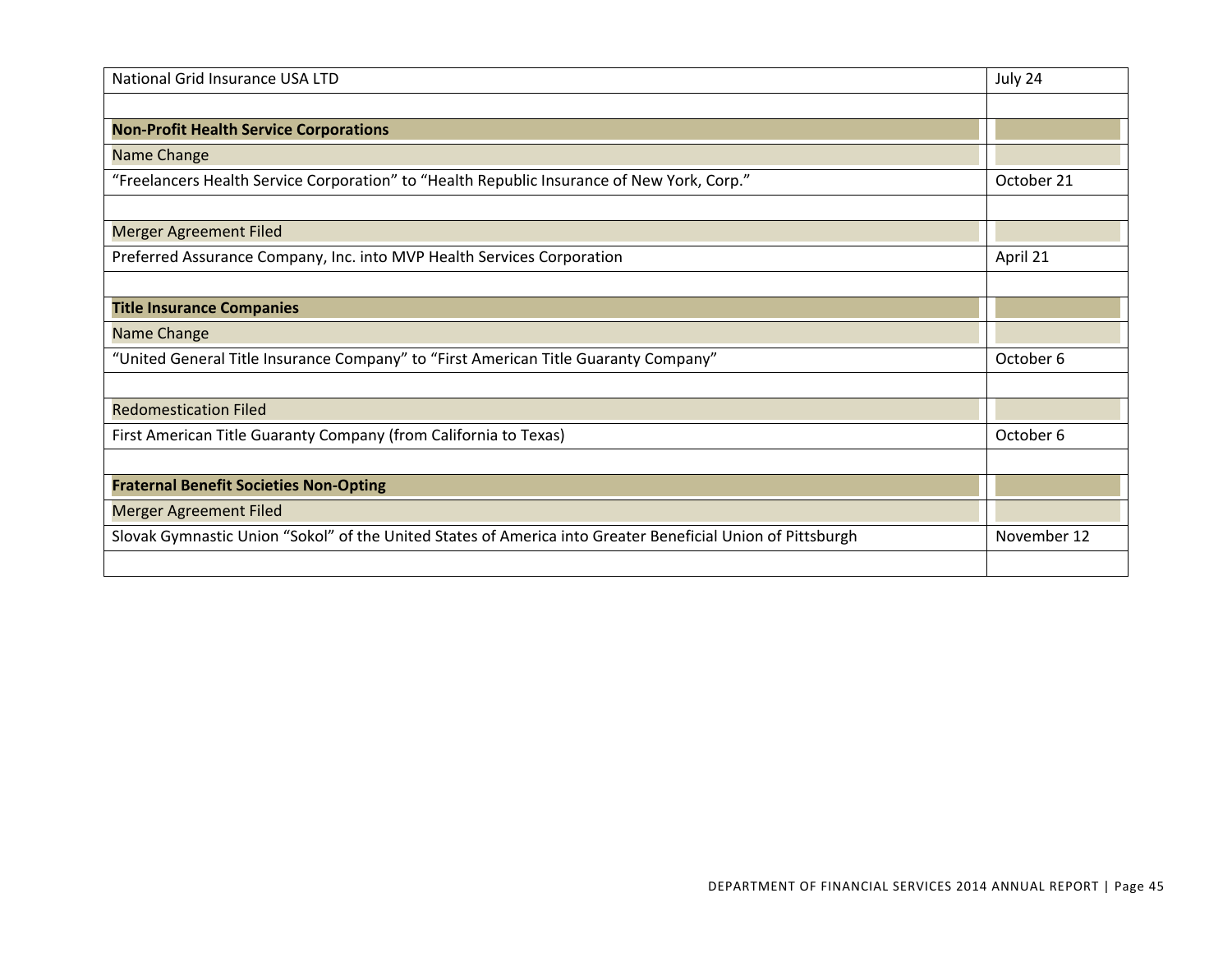| | |
|---|---|
| National Grid Insurance USA LTD | July 24 |
| | |
| **Non-Profit Health Service Corporations** | |
| Name Change | |
| “Freelancers Health Service Corporation” to “Health Republic Insurance of New York, Corp.” | October 21 |
| | |
| Merger Agreement Filed | |
| Preferred Assurance Company, Inc. into MVP Health Services Corporation | April 21 |
| | |
| **Title Insurance Companies** | |
| Name Change | |
| “United General Title Insurance Company” to “First American Title Guaranty Company” | October 6 |
| | |
| Redomestication Filed | |
| First American Title Guaranty Company (from California to Texas) | October 6 |
| | |
| **Fraternal Benefit Societies Non-Opting** | |
| Merger Agreement Filed | |
| Slovak Gymnastic Union “Sokol” of the United States of America into Greater Beneficial Union of Pittsburgh | November 12 |
| | |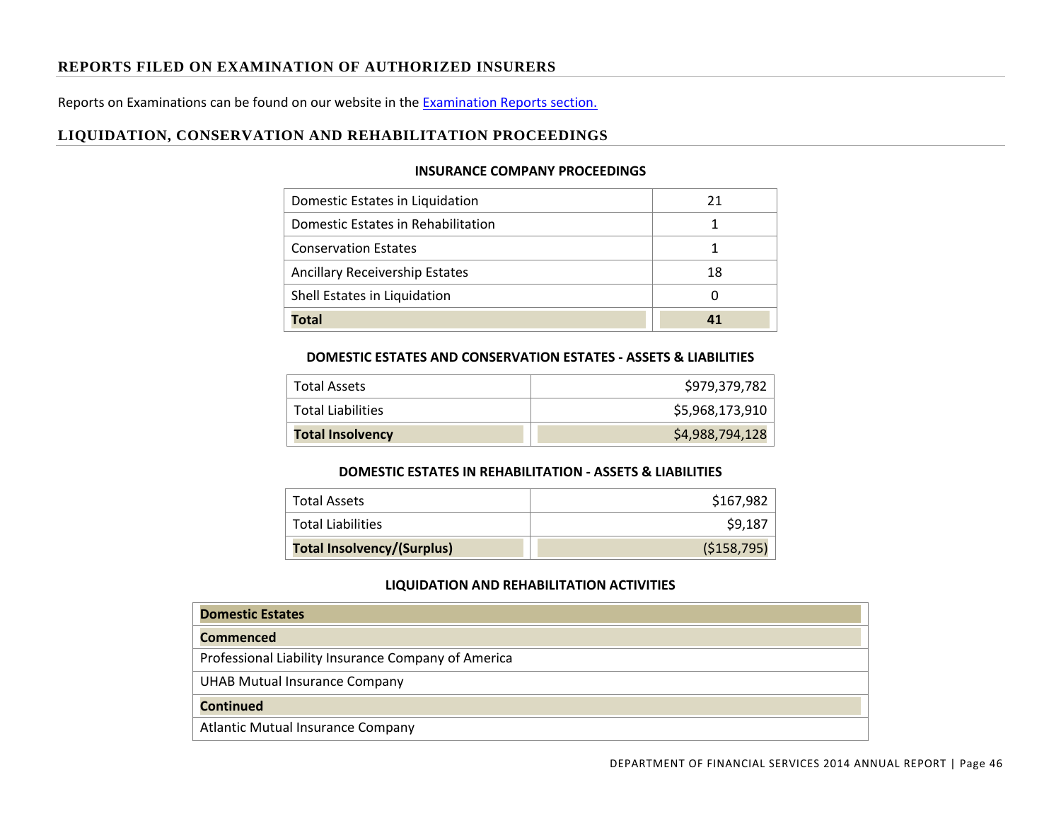## REPORTS FILED ON EXAMINATION OF AUTHORIZED INSURERS

Reports on Examinations can be found on our website in the Examination Reports section.

## LIQUIDATION, CONSERVATION AND REHABILITATION PROCEEDINGS

### INSURANCE COMPANY PROCEEDINGS

| | |
|---|---|
| Domestic Estates in Liquidation | 21 |
| Domestic Estates in Rehabilitation | 1 |
| Conservation Estates | 1 |
| Ancillary Receivership Estates | 18 |
| Shell Estates in Liquidation | 0 |
| **Total** | **41** |

### DOMESTIC ESTATES AND CONSERVATION ESTATES - ASSETS & LIABILITIES

| | |
|---|---|
| Total Assets | $979,379,782 |
| Total Liabilities | $5,968,173,910 |
| **Total Insolvency** | $4,988,794,128 |

### DOMESTIC ESTATES IN REHABILITATION - ASSETS & LIABILITIES

| | |
|---|---|
| Total Assets | $167,982 |
| Total Liabilities | $9,187 |
| **Total Insolvency/(Surplus)** | ($158,795) |

### LIQUIDATION AND REHABILITATION ACTIVITIES

| **Domestic Estates** |
|---|
| **Commenced** |
| Professional Liability Insurance Company of America |
| UHAB Mutual Insurance Company |
| **Continued** |
| Atlantic Mutual Insurance Company |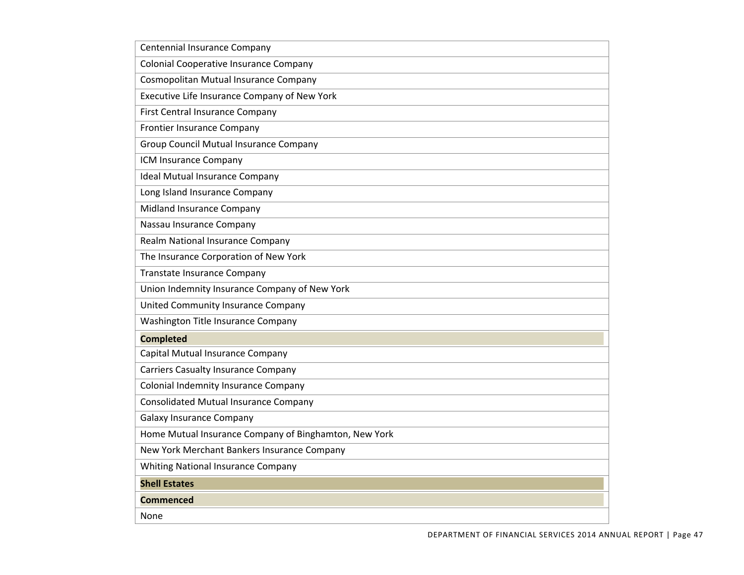| Centennial Insurance Company |
| --- |
| Colonial Cooperative Insurance Company |
| Cosmopolitan Mutual Insurance Company |
| Executive Life Insurance Company of New York |
| First Central Insurance Company |
| Frontier Insurance Company |
| Group Council Mutual Insurance Company |
| ICM Insurance Company |
| Ideal Mutual Insurance Company |
| Long Island Insurance Company |
| Midland Insurance Company |
| Nassau Insurance Company |
| Realm National Insurance Company |
| The Insurance Corporation of New York |
| Transtate Insurance Company |
| Union Indemnity Insurance Company of New York |
| United Community Insurance Company |
| Washington Title Insurance Company |
| **Completed** |
| Capital Mutual Insurance Company |
| Carriers Casualty Insurance Company |
| Colonial Indemnity Insurance Company |
| Consolidated Mutual Insurance Company |
| Galaxy Insurance Company |
| Home Mutual Insurance Company of Binghamton, New York |
| New York Merchant Bankers Insurance Company |
| Whiting National Insurance Company |
| **Shell Estates** |
| **Commenced** |
| None |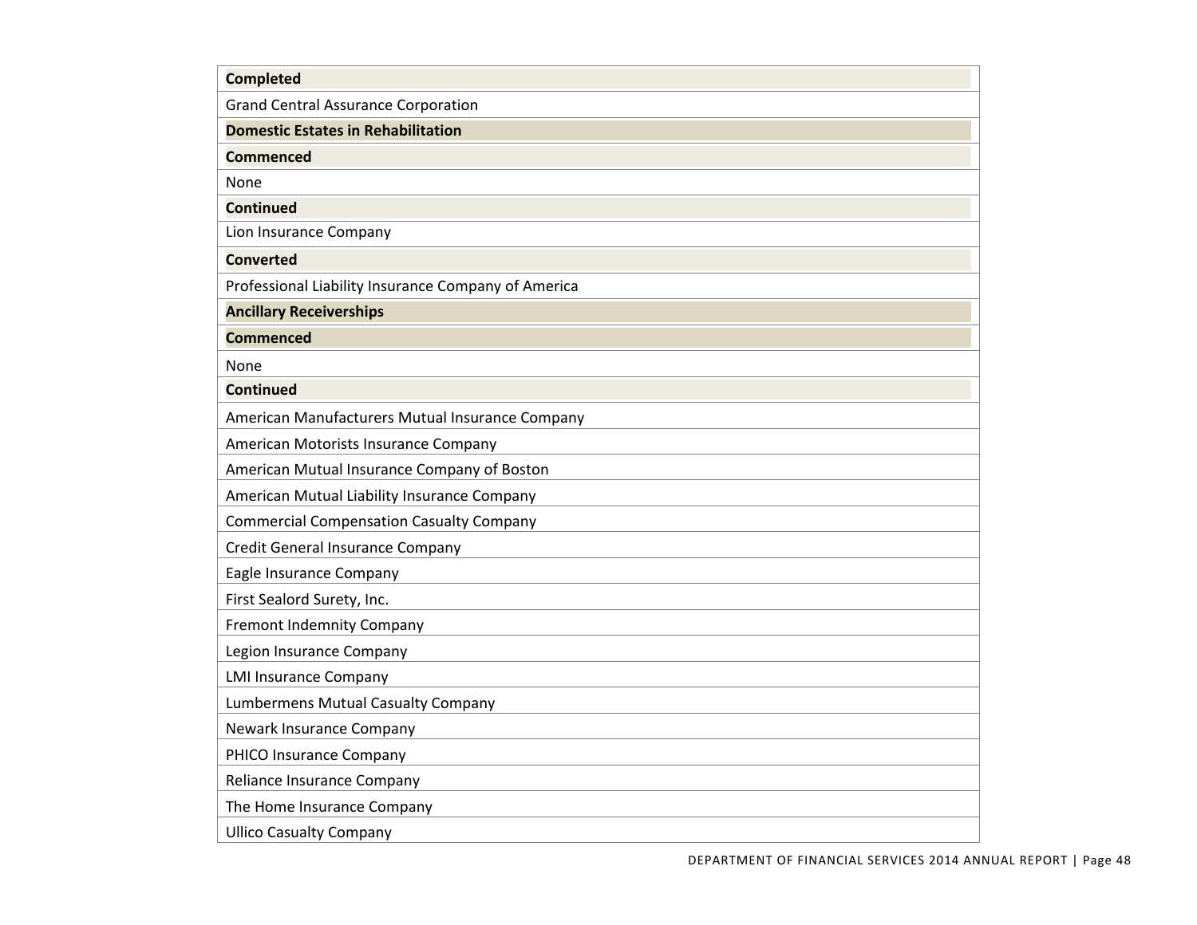| Completed |
|---|
| Grand Central Assurance Corporation |
| **Domestic Estates in Rehabilitation** |
| **Commenced** |
| None |
| **Continued** |
| Lion Insurance Company |
| **Converted** |
| Professional Liability Insurance Company of America |
| **Ancillary Receiverships** |
| **Commenced** |
| None |
| **Continued** |
| American Manufacturers Mutual Insurance Company |
| American Motorists Insurance Company |
| American Mutual Insurance Company of Boston |
| American Mutual Liability Insurance Company |
| Commercial Compensation Casualty Company |
| Credit General Insurance Company |
| Eagle Insurance Company |
| First Sealord Surety, Inc. |
| Fremont Indemnity Company |
| Legion Insurance Company |
| LMI Insurance Company |
| Lumbermens Mutual Casualty Company |
| Newark Insurance Company |
| PHICO Insurance Company |
| Reliance Insurance Company |
| The Home Insurance Company |
| Ullico Casualty Company |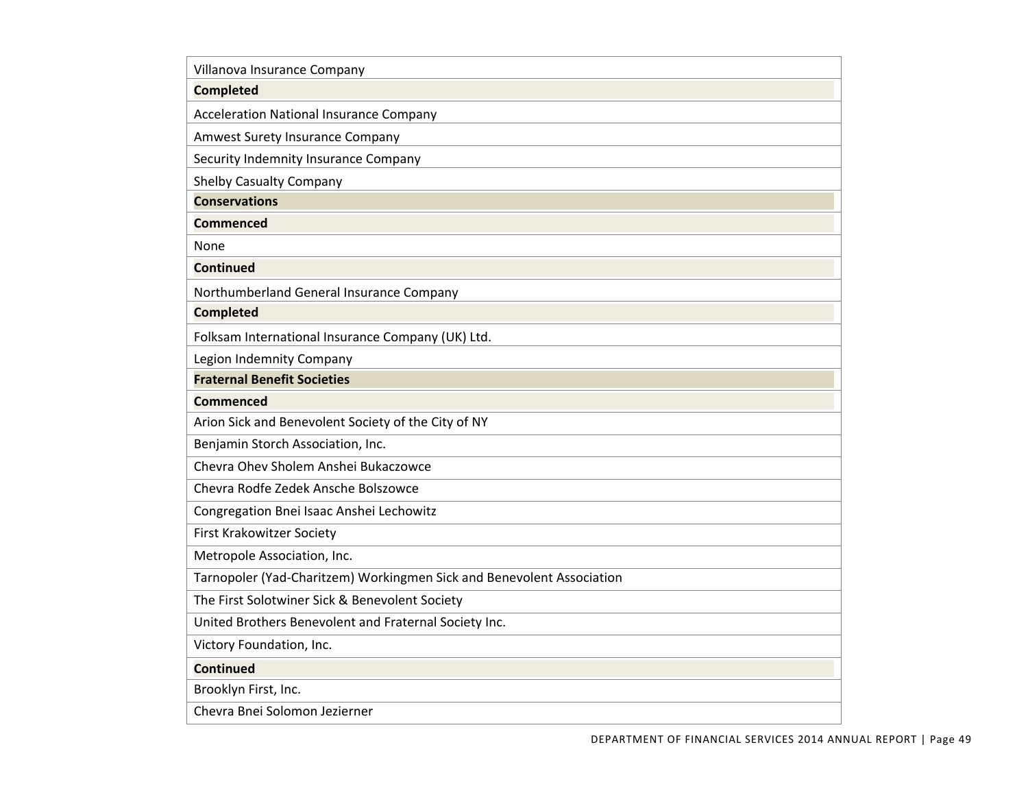| Villanova Insurance Company |
| --- |
| **Completed** |
| Acceleration National Insurance Company |
| Amwest Surety Insurance Company |
| Security Indemnity Insurance Company |
| Shelby Casualty Company |
| **Conservations** |
| **Commenced** |
| None |
| **Continued** |
| Northumberland General Insurance Company |
| **Completed** |
| Folksam International Insurance Company (UK) Ltd. |
| Legion Indemnity Company |
| **Fraternal Benefit Societies** |
| **Commenced** |
| Arion Sick and Benevolent Society of the City of NY |
| Benjamin Storch Association, Inc. |
| Chevra Ohev Sholem Anshei Bukaczowce |
| Chevra Rodfe Zedek Ansche Bolszowce |
| Congregation Bnei Isaac Anshei Lechowitz |
| First Krakowitzer Society |
| Metropole Association, Inc. |
| Tarnopoler (Yad-Charitzem) Workingmen Sick and Benevolent Association |
| The First Solotwiner Sick & Benevolent Society |
| United Brothers Benevolent and Fraternal Society Inc. |
| Victory Foundation, Inc. |
| **Continued** |
| Brooklyn First, Inc. |
| Chevra Bnei Solomon Jezierner |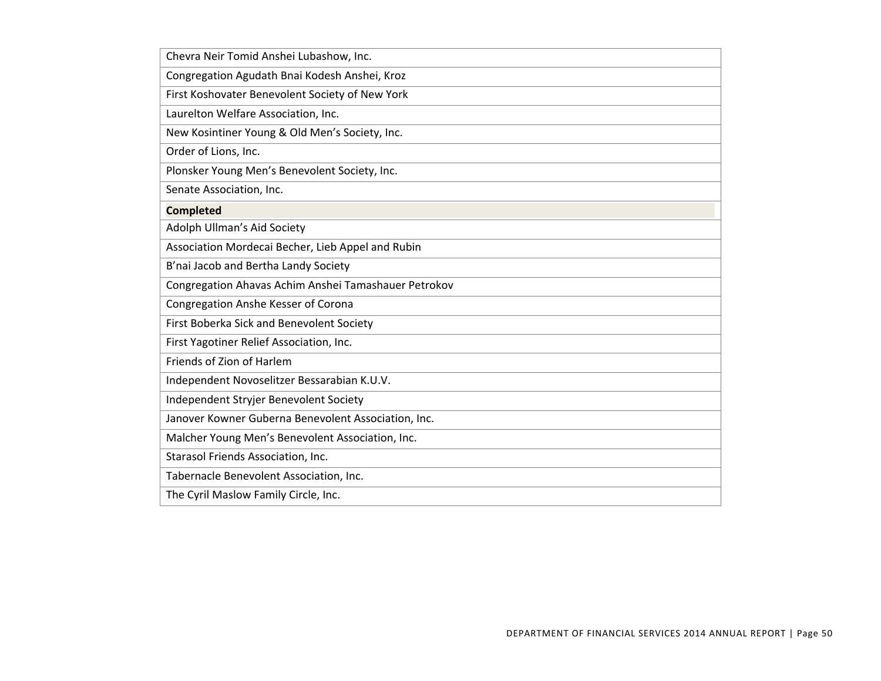| Chevra Neir Tomid Anshei Lubashow, Inc. |
|---|
| Congregation Agudath Bnai Kodesh Anshei, Kroz |
| First Koshovater Benevolent Society of New York |
| Laurelton Welfare Association, Inc. |
| New Kosintiner Young & Old Men's Society, Inc. |
| Order of Lions, Inc. |
| Plonsker Young Men's Benevolent Society, Inc. |
| Senate Association, Inc. |
| **Completed** |
| Adolph Ullman's Aid Society |
| Association Mordecai Becher, Lieb Appel and Rubin |
| B'nai Jacob and Bertha Landy Society |
| Congregation Ahavas Achim Anshei Tamashauer Petrokov |
| Congregation Anshe Kesser of Corona |
| First Boberka Sick and Benevolent Society |
| First Yagotiner Relief Association, Inc. |
| Friends of Zion of Harlem |
| Independent Novoselitzer Bessarabian K.U.V. |
| Independent Stryjer Benevolent Society |
| Janover Kowner Guberna Benevolent Association, Inc. |
| Malcher Young Men's Benevolent Association, Inc. |
| Starasol Friends Association, Inc. |
| Tabernacle Benevolent Association, Inc. |
| The Cyril Maslow Family Circle, Inc. |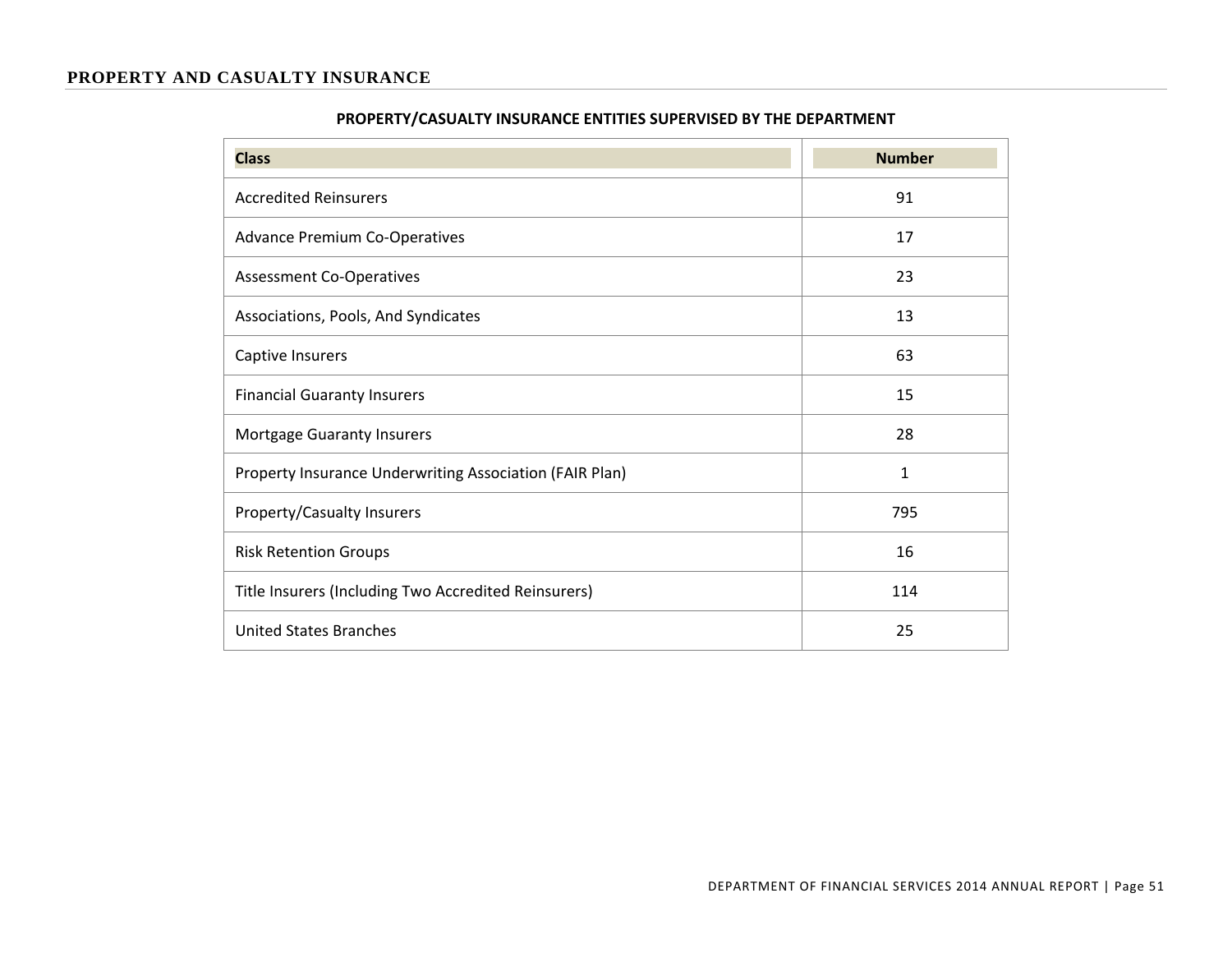## PROPERTY AND CASUALTY INSURANCE

**PROPERTY/CASUALTY INSURANCE ENTITIES SUPERVISED BY THE DEPARTMENT**

| Class | Number |
| --- | --- |
| Accredited Reinsurers | 91 |
| Advance Premium Co-Operatives | 17 |
| Assessment Co-Operatives | 23 |
| Associations, Pools, And Syndicates | 13 |
| Captive Insurers | 63 |
| Financial Guaranty Insurers | 15 |
| Mortgage Guaranty Insurers | 28 |
| Property Insurance Underwriting Association (FAIR Plan) | 1 |
| Property/Casualty Insurers | 795 |
| Risk Retention Groups | 16 |
| Title Insurers (Including Two Accredited Reinsurers) | 114 |
| United States Branches | 25 |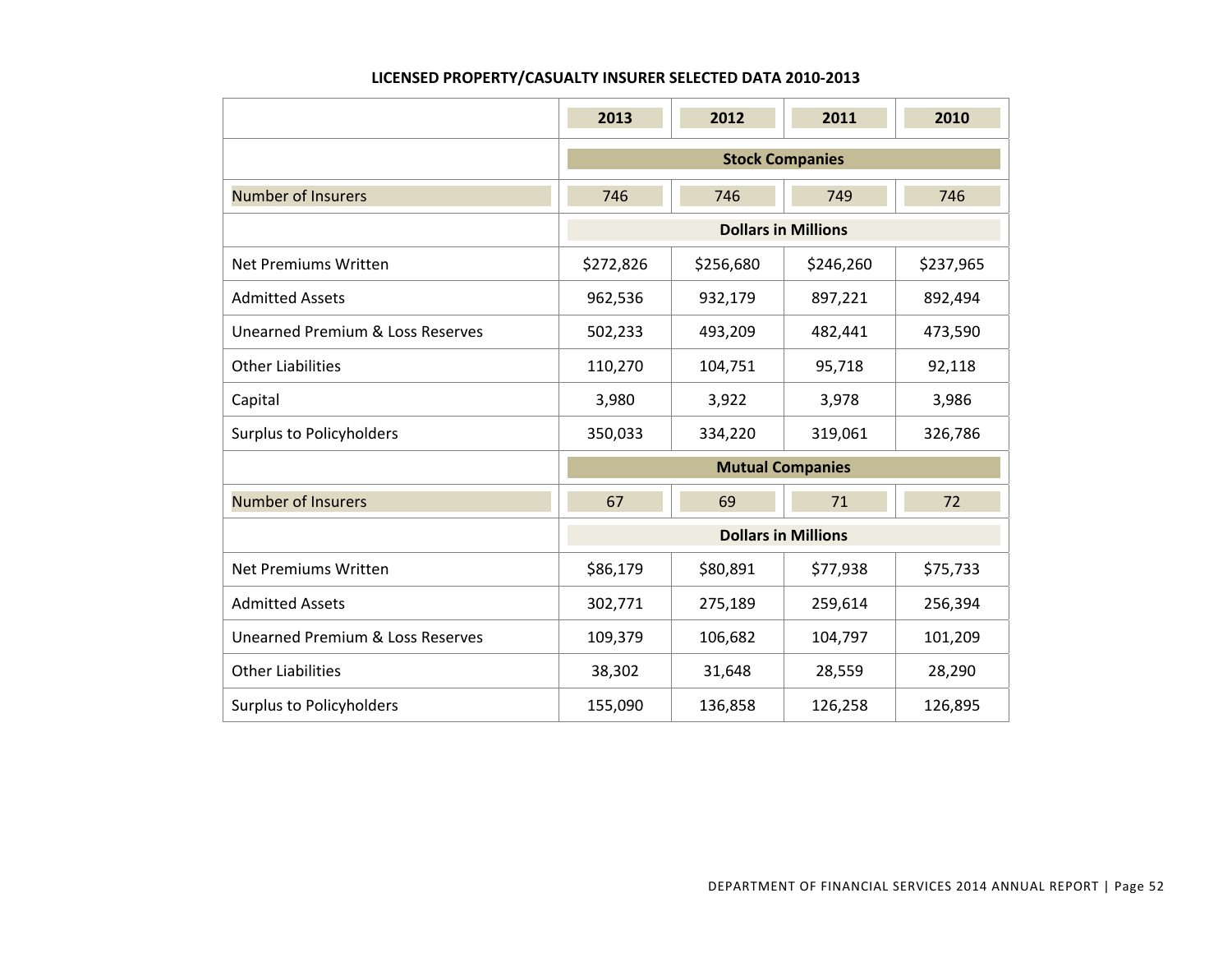## LICENSED PROPERTY/CASUALTY INSURER SELECTED DATA 2010-2013

| | 2013 | 2012 | 2011 | 2010 |
|---|---|---|---|---|
| | **Stock Companies** | | | |
| Number of Insurers | 746 | 746 | 749 | 746 |
| | **Dollars in Millions** | | | |
| Net Premiums Written | $272,826 | $256,680 | $246,260 | $237,965 |
| Admitted Assets | 962,536 | 932,179 | 897,221 | 892,494 |
| Unearned Premium & Loss Reserves | 502,233 | 493,209 | 482,441 | 473,590 |
| Other Liabilities | 110,270 | 104,751 | 95,718 | 92,118 |
| Capital | 3,980 | 3,922 | 3,978 | 3,986 |
| Surplus to Policyholders | 350,033 | 334,220 | 319,061 | 326,786 |
| | **Mutual Companies** | | | |
| Number of Insurers | 67 | 69 | 71 | 72 |
| | **Dollars in Millions** | | | |
| Net Premiums Written | $86,179 | $80,891 | $77,938 | $75,733 |
| Admitted Assets | 302,771 | 275,189 | 259,614 | 256,394 |
| Unearned Premium & Loss Reserves | 109,379 | 106,682 | 104,797 | 101,209 |
| Other Liabilities | 38,302 | 31,648 | 28,559 | 28,290 |
| Surplus to Policyholders | 155,090 | 136,858 | 126,258 | 126,895 |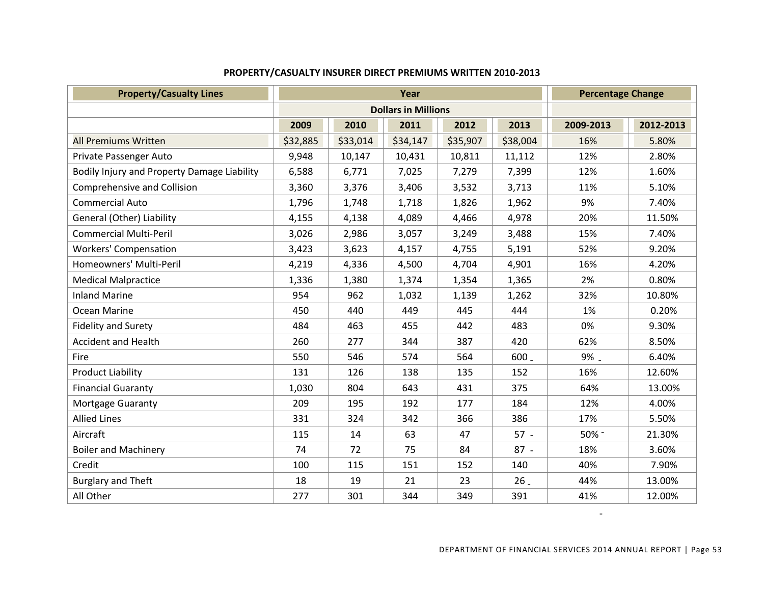**PROPERTY/CASUALTY INSURER DIRECT PREMIUMS WRITTEN 2010-2013**

| Property/Casualty Lines | Year | | | | | Percentage Change | |
|---|---|---|---|---|---|---|---|
| | Dollars in Millions | | | | | | |
| | 2009 | 2010 | 2011 | 2012 | 2013 | 2009-2013 | 2012-2013 |
| All Premiums Written | $32,885 | $33,014 | $34,147 | $35,907 | $38,004 | 16% | 5.80% |
| Private Passenger Auto | 9,948 | 10,147 | 10,431 | 10,811 | 11,112 | 12% | 2.80% |
| Bodily Injury and Property Damage Liability | 6,588 | 6,771 | 7,025 | 7,279 | 7,399 | 12% | 1.60% |
| Comprehensive and Collision | 3,360 | 3,376 | 3,406 | 3,532 | 3,713 | 11% | 5.10% |
| Commercial Auto | 1,796 | 1,748 | 1,718 | 1,826 | 1,962 | 9% | 7.40% |
| General (Other) Liability | 4,155 | 4,138 | 4,089 | 4,466 | 4,978 | 20% | 11.50% |
| Commercial Multi-Peril | 3,026 | 2,986 | 3,057 | 3,249 | 3,488 | 15% | 7.40% |
| Workers' Compensation | 3,423 | 3,623 | 4,157 | 4,755 | 5,191 | 52% | 9.20% |
| Homeowners' Multi-Peril | 4,219 | 4,336 | 4,500 | 4,704 | 4,901 | 16% | 4.20% |
| Medical Malpractice | 1,336 | 1,380 | 1,374 | 1,354 | 1,365 | 2% | 0.80% |
| Inland Marine | 954 | 962 | 1,032 | 1,139 | 1,262 | 32% | 10.80% |
| Ocean Marine | 450 | 440 | 449 | 445 | 444 | 1% | 0.20% |
| Fidelity and Surety | 484 | 463 | 455 | 442 | 483 | 0% | 9.30% |
| Accident and Health | 260 | 277 | 344 | 387 | 420 | 62% | 8.50% |
| Fire | 550 | 546 | 574 | 564 | 600 | 9% | 6.40% |
| Product Liability | 131 | 126 | 138 | 135 | 152 | 16% | 12.60% |
| Financial Guaranty | 1,030 | 804 | 643 | 431 | 375 | 64% | 13.00% |
| Mortgage Guaranty | 209 | 195 | 192 | 177 | 184 | 12% | 4.00% |
| Allied Lines | 331 | 324 | 342 | 366 | 386 | 17% | 5.50% |
| Aircraft | 115 | 14 | 63 | 47 | 57 - | 50% - | 21.30% |
| Boiler and Machinery | 74 | 72 | 75 | 84 | 87 - | 18% | 3.60% |
| Credit | 100 | 115 | 151 | 152 | 140 | 40% | 7.90% |
| Burglary and Theft | 18 | 19 | 21 | 23 | 26 | 44% | 13.00% |
| All Other | 277 | 301 | 344 | 349 | 391 | 41% | 12.00% |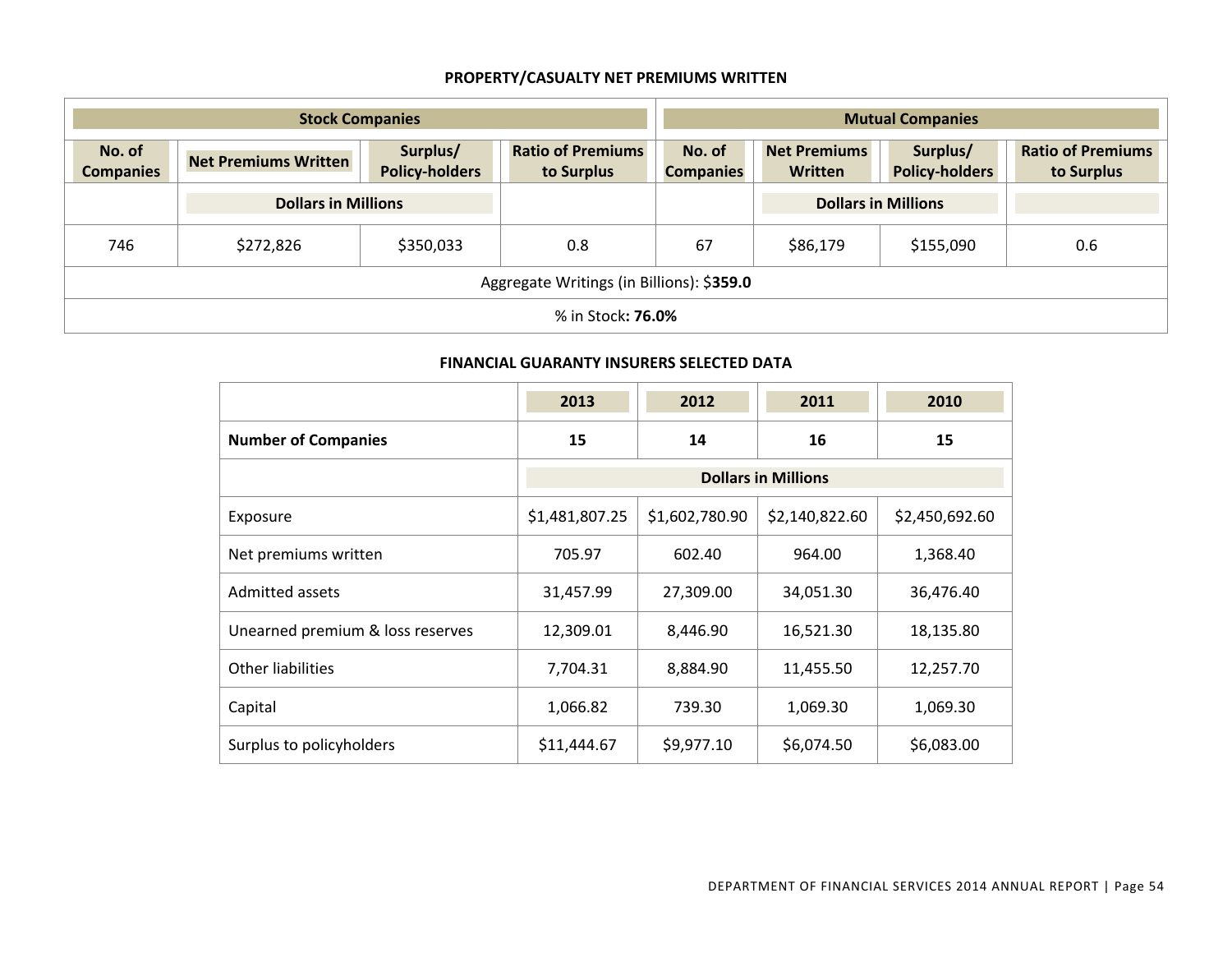### PROPERTY/CASUALTY NET PREMIUMS WRITTEN

| Stock Companies | | | | Mutual Companies | | | |
|---|---|---|---|---|---|---|---|
| No. of Companies | Net Premiums Written | Surplus/ Policy-holders | Ratio of Premiums to Surplus | No. of Companies | Net Premiums Written | Surplus/ Policy-holders | Ratio of Premiums to Surplus |
| | Dollars in Millions | | | | Dollars in Millions | | |
| 746 | $272,826 | $350,033 | 0.8 | 67 | $86,179 | $155,090 | 0.6 |
| Aggregate Writings (in Billions): $**359.0** | | | | | | | |
| % in Stock**: 76.0%** | | | | | | | |

### FINANCIAL GUARANTY INSURERS SELECTED DATA

| | 2013 | 2012 | 2011 | 2010 |
|---|---|---|---|---|
| **Number of Companies** | **15** | **14** | **16** | **15** |
| | **Dollars in Millions** | | | |
| Exposure | $1,481,807.25 | $1,602,780.90 | $2,140,822.60 | $2,450,692.60 |
| Net premiums written | 705.97 | 602.40 | 964.00 | 1,368.40 |
| Admitted assets | 31,457.99 | 27,309.00 | 34,051.30 | 36,476.40 |
| Unearned premium & loss reserves | 12,309.01 | 8,446.90 | 16,521.30 | 18,135.80 |
| Other liabilities | 7,704.31 | 8,884.90 | 11,455.50 | 12,257.70 |
| Capital | 1,066.82 | 739.30 | 1,069.30 | 1,069.30 |
| Surplus to policyholders | $11,444.67 | $9,977.10 | $6,074.50 | $6,083.00 |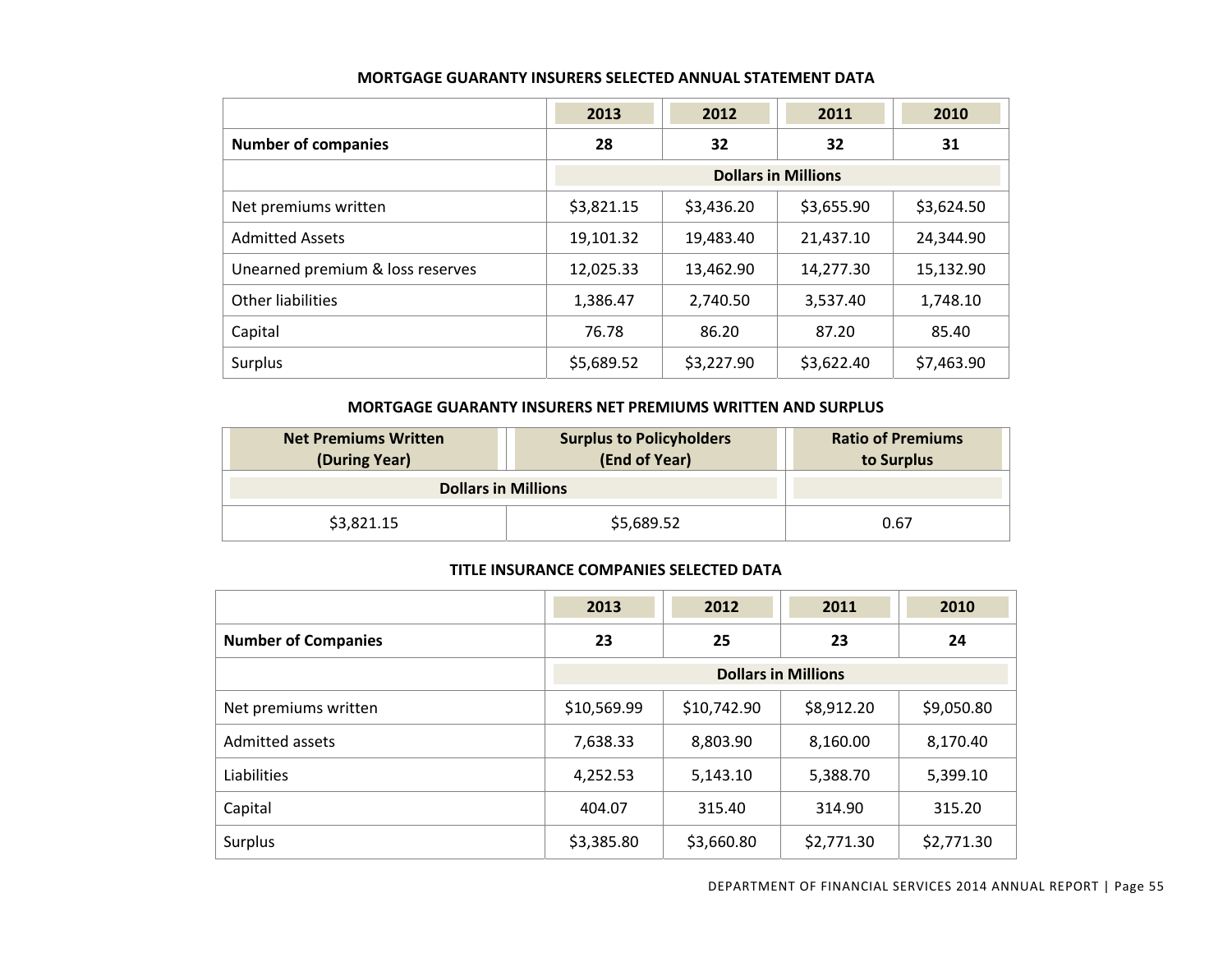### MORTGAGE GUARANTY INSURERS SELECTED ANNUAL STATEMENT DATA

| | 2013 | 2012 | 2011 | 2010 |
|---|---|---|---|---|
| **Number of companies** | **28** | **32** | **32** | **31** |
| | **Dollars in Millions** | | | |
| Net premiums written | $3,821.15 | $3,436.20 | $3,655.90 | $3,624.50 |
| Admitted Assets | 19,101.32 | 19,483.40 | 21,437.10 | 24,344.90 |
| Unearned premium & loss reserves | 12,025.33 | 13,462.90 | 14,277.30 | 15,132.90 |
| Other liabilities | 1,386.47 | 2,740.50 | 3,537.40 | 1,748.10 |
| Capital | 76.78 | 86.20 | 87.20 | 85.40 |
| Surplus | $5,689.52 | $3,227.90 | $3,622.40 | $7,463.90 |

### MORTGAGE GUARANTY INSURERS NET PREMIUMS WRITTEN AND SURPLUS

| Net Premiums Written (During Year) | Surplus to Policyholders (End of Year) | Ratio of Premiums to Surplus |
|---|---|---|
| **Dollars in Millions** | | |
| $3,821.15 | $5,689.52 | 0.67 |

### TITLE INSURANCE COMPANIES SELECTED DATA

| | 2013 | 2012 | 2011 | 2010 |
|---|---|---|---|---|
| **Number of Companies** | **23** | **25** | **23** | **24** |
| | **Dollars in Millions** | | | |
| Net premiums written | $10,569.99 | $10,742.90 | $8,912.20 | $9,050.80 |
| Admitted assets | 7,638.33 | 8,803.90 | 8,160.00 | 8,170.40 |
| Liabilities | 4,252.53 | 5,143.10 | 5,388.70 | 5,399.10 |
| Capital | 404.07 | 315.40 | 314.90 | 315.20 |
| Surplus | $3,385.80 | $3,660.80 | $2,771.30 | $2,771.30 |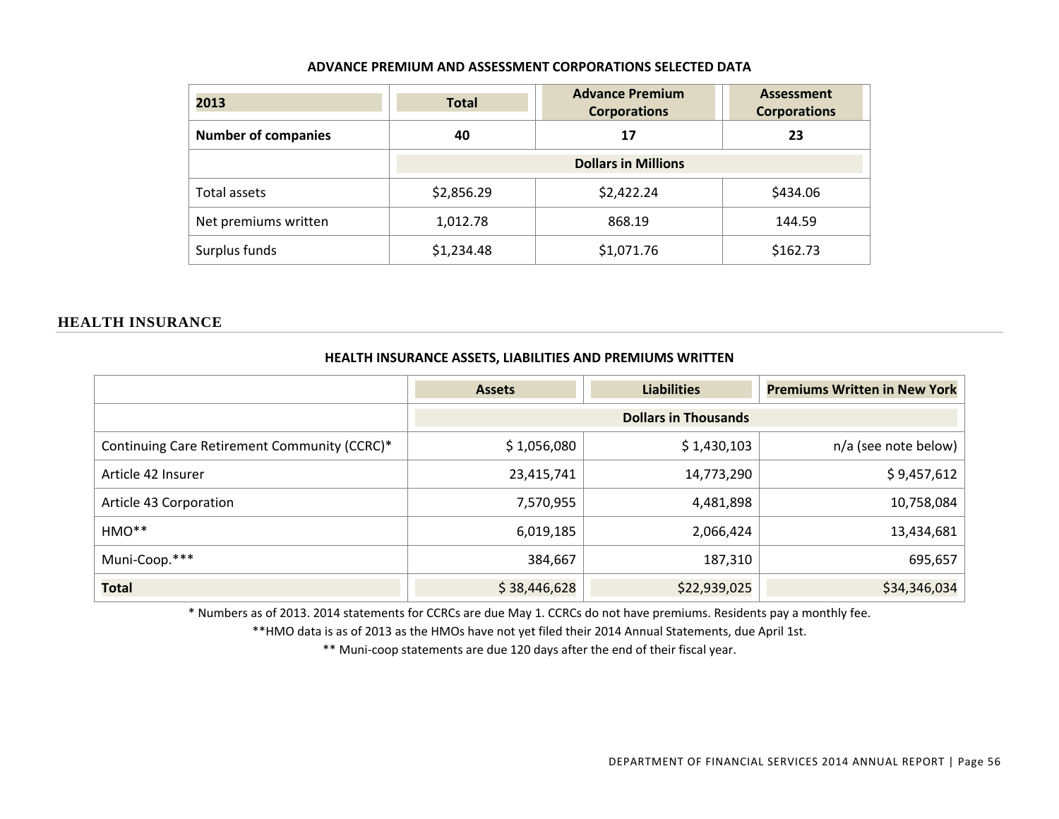**ADVANCE PREMIUM AND ASSESSMENT CORPORATIONS SELECTED DATA**

| 2013 | Total | Advance Premium Corporations | Assessment Corporations |
|---|---|---|---|
| **Number of companies** | **40** | **17** | **23** |
| | **Dollars in Millions** | | |
| Total assets | $2,856.29 | $2,422.24 | $434.06 |
| Net premiums written | 1,012.78 | 868.19 | 144.59 |
| Surplus funds | $1,234.48 | $1,071.76 | $162.73 |

## HEALTH INSURANCE

**HEALTH INSURANCE ASSETS, LIABILITIES AND PREMIUMS WRITTEN**

| | Assets | Liabilities | Premiums Written in New York |
|---|---|---|---|
| | **Dollars in Thousands** | | |
| Continuing Care Retirement Community (CCRC)* | $ 1,056,080 | $ 1,430,103 | n/a (see note below) |
| Article 42 Insurer | 23,415,741 | 14,773,290 | $ 9,457,612 |
| Article 43 Corporation | 7,570,955 | 4,481,898 | 10,758,084 |
| HMO** | 6,019,185 | 2,066,424 | 13,434,681 |
| Muni-Coop.*** | 384,667 | 187,310 | 695,657 |
| **Total** | $ 38,446,628 | $22,939,025 | $34,346,034 |

* Numbers as of 2013. 2014 statements for CCRCs are due May 1. CCRCs do not have premiums. Residents pay a monthly fee.

**HMO data is as of 2013 as the HMOs have not yet filed their 2014 Annual Statements, due April 1st.

** Muni-coop statements are due 120 days after the end of their fiscal year.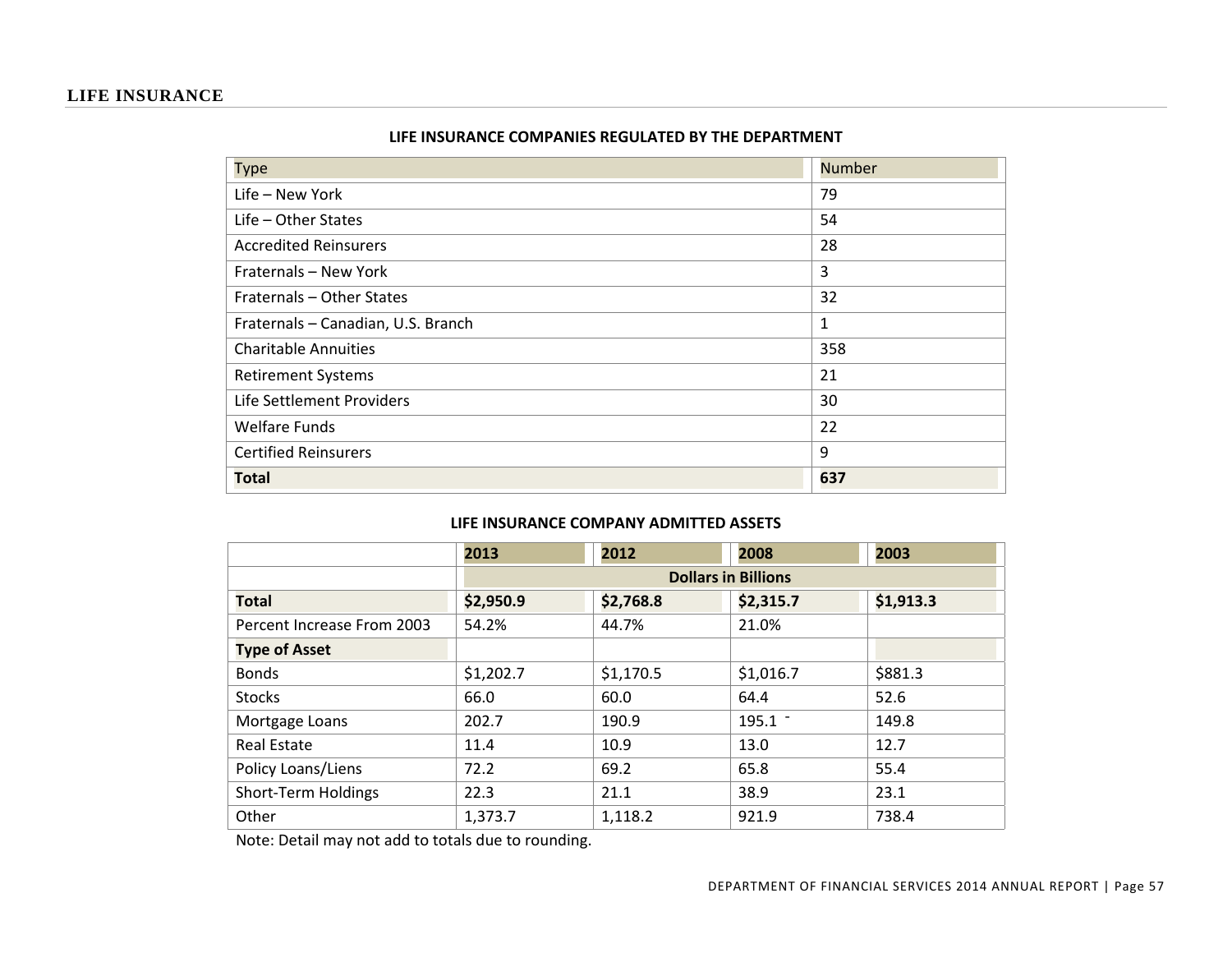## LIFE INSURANCE

**LIFE INSURANCE COMPANIES REGULATED BY THE DEPARTMENT**

| Type | Number |
|---|---|
| Life – New York | 79 |
| Life – Other States | 54 |
| Accredited Reinsurers | 28 |
| Fraternals – New York | 3 |
| Fraternals – Other States | 32 |
| Fraternals – Canadian, U.S. Branch | 1 |
| Charitable Annuities | 358 |
| Retirement Systems | 21 |
| Life Settlement Providers | 30 |
| Welfare Funds | 22 |
| Certified Reinsurers | 9 |
| **Total** | **637** |

**LIFE INSURANCE COMPANY ADMITTED ASSETS**

| | 2013 | 2012 | 2008 | 2003 |
|---|---|---|---|---|
| | **Dollars in Billions** | | | |
| **Total** | **$2,950.9** | **$2,768.8** | **$2,315.7** | **$1,913.3** |
| Percent Increase From 2003 | 54.2% | 44.7% | 21.0% | |
| **Type of Asset** | | | | |
| Bonds | $1,202.7 | $1,170.5 | $1,016.7 | $881.3 |
| Stocks | 66.0 | 60.0 | 64.4 | 52.6 |
| Mortgage Loans | 202.7 | 190.9 | 195.1 | 149.8 |
| Real Estate | 11.4 | 10.9 | 13.0 | 12.7 |
| Policy Loans/Liens | 72.2 | 69.2 | 65.8 | 55.4 |
| Short-Term Holdings | 22.3 | 21.1 | 38.9 | 23.1 |
| Other | 1,373.7 | 1,118.2 | 921.9 | 738.4 |

Note: Detail may not add to totals due to rounding.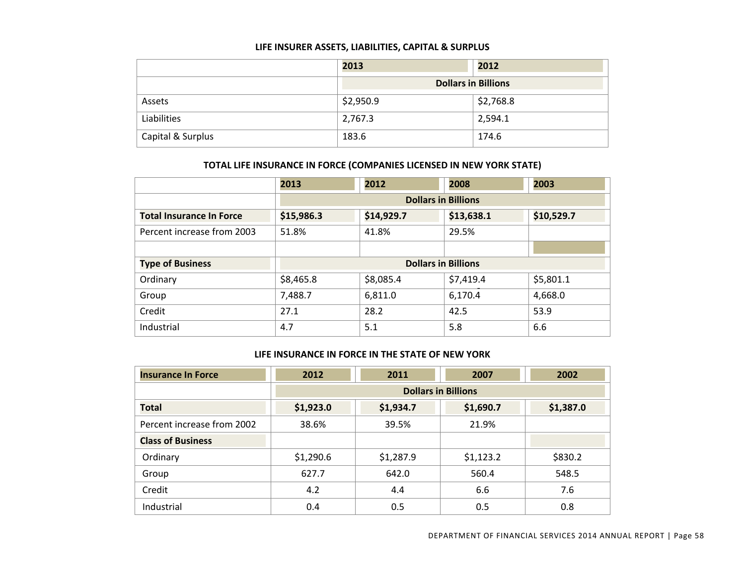## LIFE INSURER ASSETS, LIABILITIES, CAPITAL & SURPLUS

| | 2013 | 2012 |
|---|---|---|
| | Dollars in Billions | |
| Assets | $2,950.9 | $2,768.8 |
| Liabilities | 2,767.3 | 2,594.1 |
| Capital & Surplus | 183.6 | 174.6 |

## TOTAL LIFE INSURANCE IN FORCE (COMPANIES LICENSED IN NEW YORK STATE)

| | 2013 | 2012 | 2008 | 2003 |
|---|---|---|---|---|
| | Dollars in Billions | | | |
| **Total Insurance In Force** | **$15,986.3** | **$14,929.7** | **$13,638.1** | **$10,529.7** |
| Percent increase from 2003 | 51.8% | 41.8% | 29.5% | |
| | | | | |
| **Type of Business** | Dollars in Billions | | | |
| Ordinary | $8,465.8 | $8,085.4 | $7,419.4 | $5,801.1 |
| Group | 7,488.7 | 6,811.0 | 6,170.4 | 4,668.0 |
| Credit | 27.1 | 28.2 | 42.5 | 53.9 |
| Industrial | 4.7 | 5.1 | 5.8 | 6.6 |

## LIFE INSURANCE IN FORCE IN THE STATE OF NEW YORK

| Insurance In Force | 2012 | 2011 | 2007 | 2002 |
|---|---|---|---|---|
| | Dollars in Billions | | | |
| **Total** | **$1,923.0** | **$1,934.7** | **$1,690.7** | **$1,387.0** |
| Percent increase from 2002 | 38.6% | 39.5% | 21.9% | |
| **Class of Business** | | | | |
| Ordinary | $1,290.6 | $1,287.9 | $1,123.2 | $830.2 |
| Group | 627.7 | 642.0 | 560.4 | 548.5 |
| Credit | 4.2 | 4.4 | 6.6 | 7.6 |
| Industrial | 0.4 | 0.5 | 0.5 | 0.8 |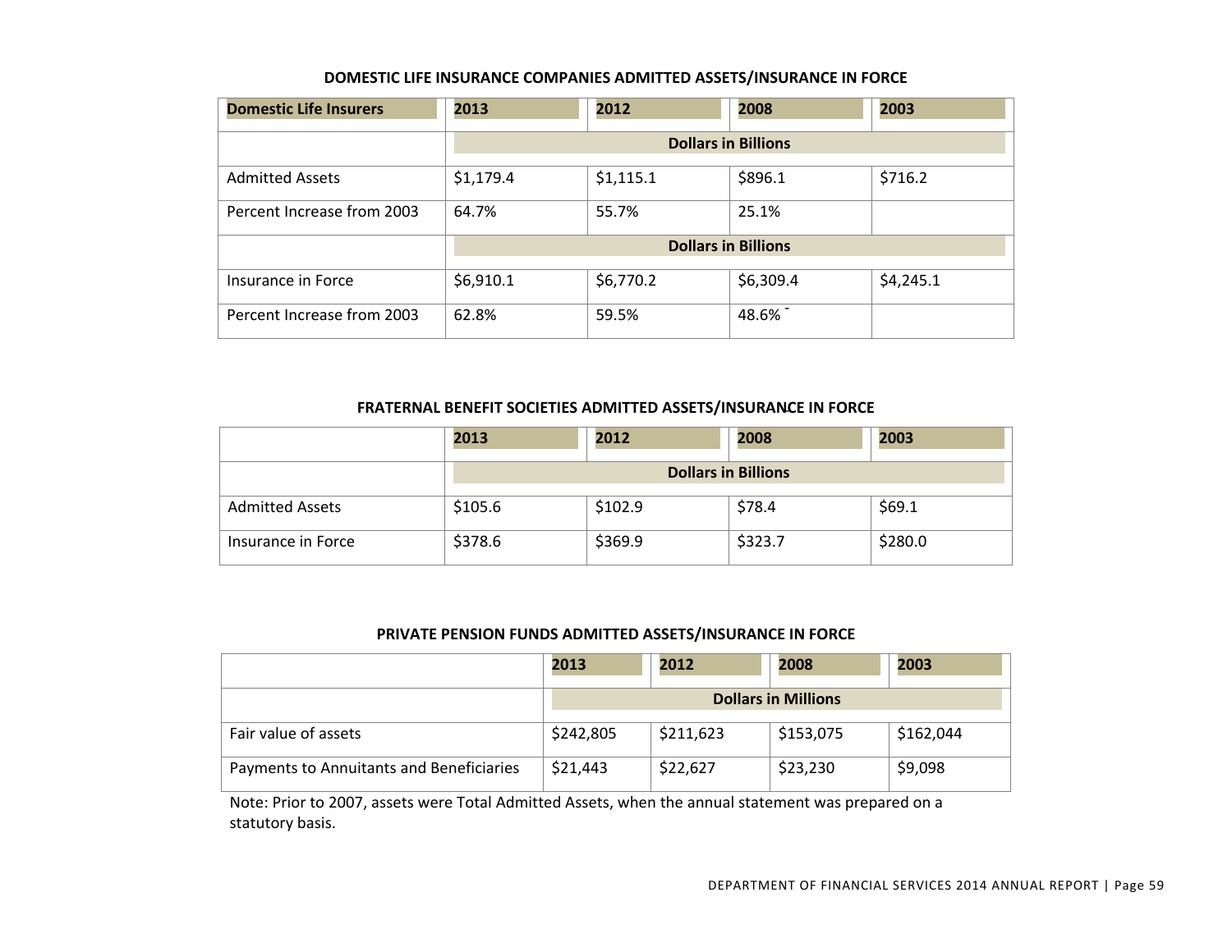### DOMESTIC LIFE INSURANCE COMPANIES ADMITTED ASSETS/INSURANCE IN FORCE

| Domestic Life Insurers | 2013 | 2012 | 2008 | 2003 |
|---|---|---|---|---|
| | Dollars in Billions | | | |
| Admitted Assets | $1,179.4 | $1,115.1 | $896.1 | $716.2 |
| Percent Increase from 2003 | 64.7% | 55.7% | 25.1% | |
| | Dollars in Billions | | | |
| Insurance in Force | $6,910.1 | $6,770.2 | $6,309.4 | $4,245.1 |
| Percent Increase from 2003 | 62.8% | 59.5% | 48.6% | |

### FRATERNAL BENEFIT SOCIETIES ADMITTED ASSETS/INSURANCE IN FORCE

| | 2013 | 2012 | 2008 | 2003 |
|---|---|---|---|---|
| | Dollars in Billions | | | |
| Admitted Assets | $105.6 | $102.9 | $78.4 | $69.1 |
| Insurance in Force | $378.6 | $369.9 | $323.7 | $280.0 |

### PRIVATE PENSION FUNDS ADMITTED ASSETS/INSURANCE IN FORCE

| | 2013 | 2012 | 2008 | 2003 |
|---|---|---|---|---|
| | Dollars in Millions | | | |
| Fair value of assets | $242,805 | $211,623 | $153,075 | $162,044 |
| Payments to Annuitants and Beneficiaries | $21,443 | $22,627 | $23,230 | $9,098 |

Note: Prior to 2007, assets were Total Admitted Assets, when the annual statement was prepared on a statutory basis.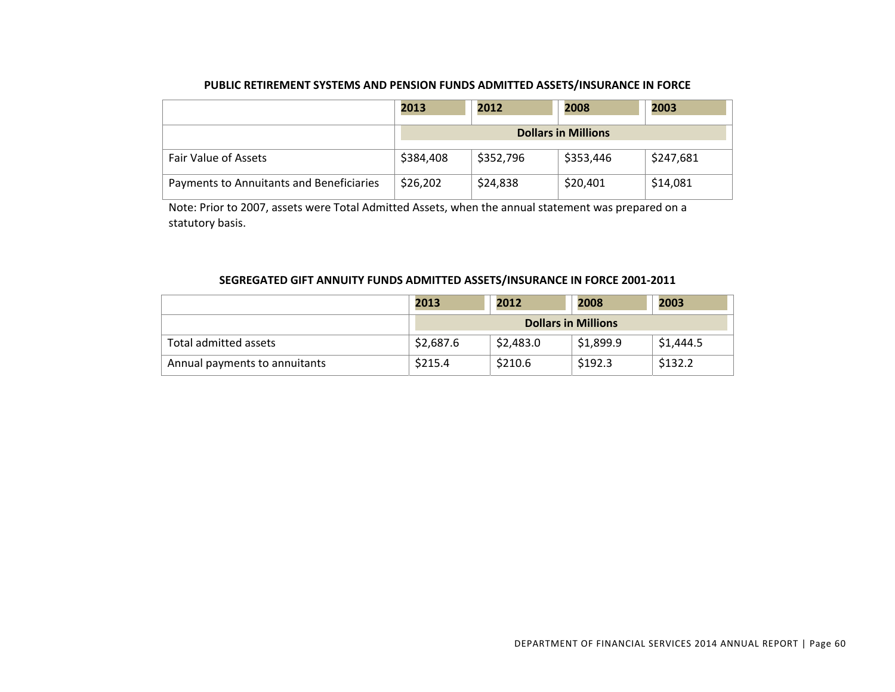### PUBLIC RETIREMENT SYSTEMS AND PENSION FUNDS ADMITTED ASSETS/INSURANCE IN FORCE

| | 2013 | 2012 | 2008 | 2003 |
|---|---|---|---|---|
| | Dollars in Millions | | | |
| Fair Value of Assets | $384,408 | $352,796 | $353,446 | $247,681 |
| Payments to Annuitants and Beneficiaries | $26,202 | $24,838 | $20,401 | $14,081 |

Note: Prior to 2007, assets were Total Admitted Assets, when the annual statement was prepared on a statutory basis.

### SEGREGATED GIFT ANNUITY FUNDS ADMITTED ASSETS/INSURANCE IN FORCE 2001-2011

| | 2013 | 2012 | 2008 | 2003 |
|---|---|---|---|---|
| | Dollars in Millions | | | |
| Total admitted assets | $2,687.6 | $2,483.0 | $1,899.9 | $1,444.5 |
| Annual payments to annuitants | $215.4 | $210.6 | $192.3 | $132.2 |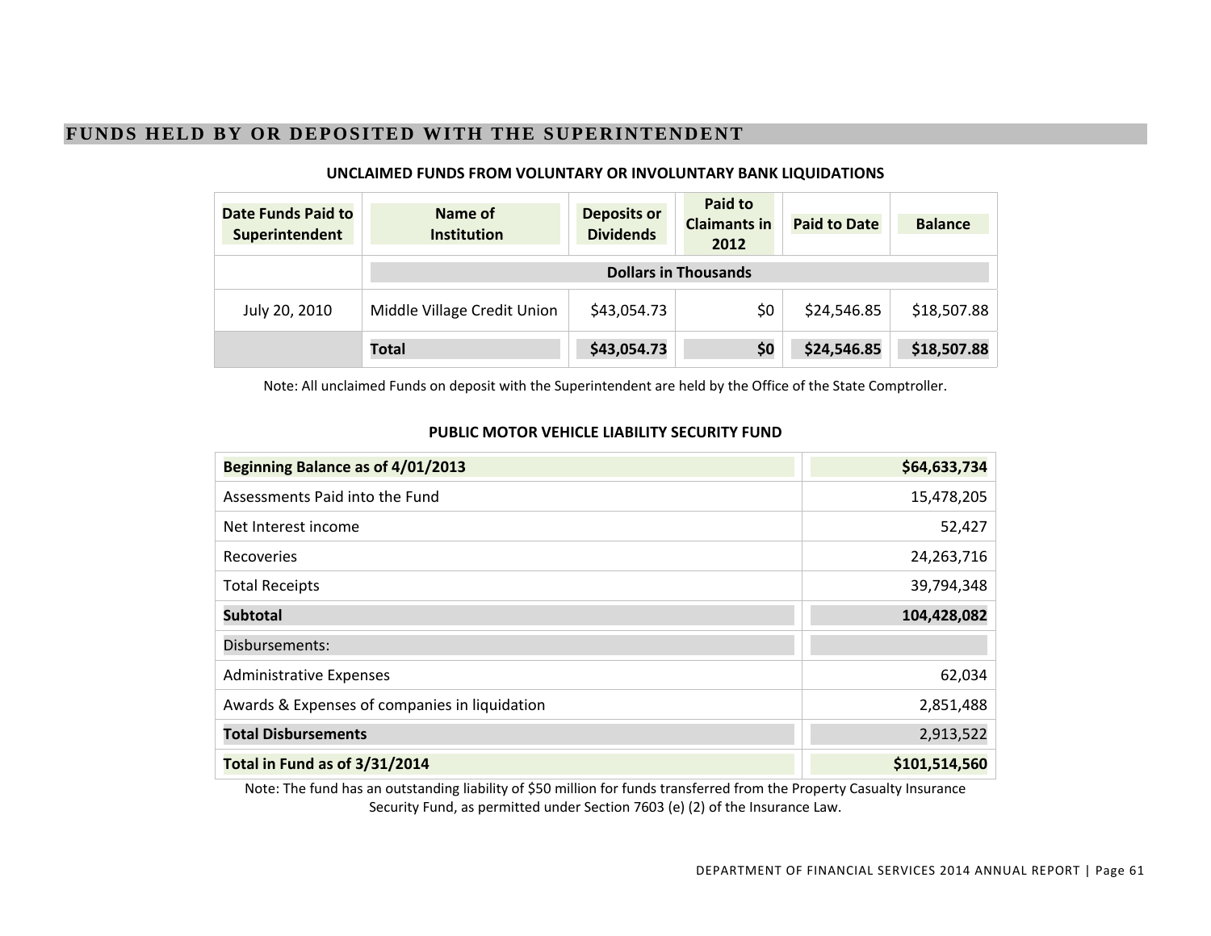## FUNDS HELD BY OR DEPOSITED WITH THE SUPERINTENDENT

### UNCLAIMED FUNDS FROM VOLUNTARY OR INVOLUNTARY BANK LIQUIDATIONS

| Date Funds Paid to Superintendent | Name of Institution | Deposits or Dividends | Paid to Claimants in 2012 | Paid to Date | Balance |
|---|---|---|---|---|---|
| | Dollars in Thousands | | | | |
| July 20, 2010 | Middle Village Credit Union | $43,054.73 | $0 | $24,546.85 | $18,507.88 |
| | **Total** | **$43,054.73** | **$0** | **$24,546.85** | **$18,507.88** |

Note: All unclaimed Funds on deposit with the Superintendent are held by the Office of the State Comptroller.

### PUBLIC MOTOR VEHICLE LIABILITY SECURITY FUND

| | |
|---|---|
| **Beginning Balance as of 4/01/2013** | **$64,633,734** |
| Assessments Paid into the Fund | 15,478,205 |
| Net Interest income | 52,427 |
| Recoveries | 24,263,716 |
| Total Receipts | 39,794,348 |
| **Subtotal** | **104,428,082** |
| Disbursements: | |
| Administrative Expenses | 62,034 |
| Awards & Expenses of companies in liquidation | 2,851,488 |
| **Total Disbursements** | 2,913,522 |
| **Total in Fund as of 3/31/2014** | **$101,514,560** |

Note: The fund has an outstanding liability of $50 million for funds transferred from the Property Casualty Insurance Security Fund, as permitted under Section 7603 (e) (2) of the Insurance Law.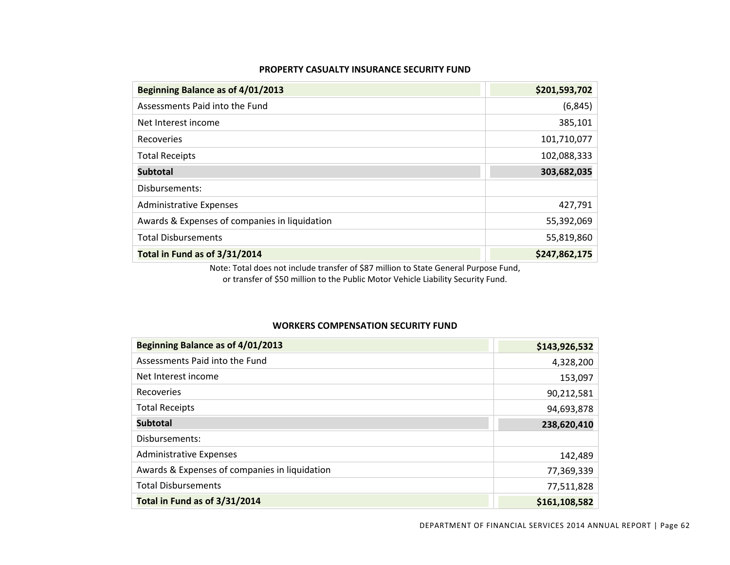## PROPERTY CASUALTY INSURANCE SECURITY FUND

| | |
|---|---:|
| **Beginning Balance as of 4/01/2013** | **$201,593,702** |
| Assessments Paid into the Fund | (6,845) |
| Net Interest income | 385,101 |
| Recoveries | 101,710,077 |
| Total Receipts | 102,088,333 |
| **Subtotal** | **303,682,035** |
| Disbursements: | |
| Administrative Expenses | 427,791 |
| Awards & Expenses of companies in liquidation | 55,392,069 |
| Total Disbursements | 55,819,860 |
| **Total in Fund as of 3/31/2014** | **$247,862,175** |

Note: Total does not include transfer of $87 million to State General Purpose Fund, or transfer of $50 million to the Public Motor Vehicle Liability Security Fund.

## WORKERS COMPENSATION SECURITY FUND

| | |
|---|---:|
| **Beginning Balance as of 4/01/2013** | **$143,926,532** |
| Assessments Paid into the Fund | 4,328,200 |
| Net Interest income | 153,097 |
| Recoveries | 90,212,581 |
| Total Receipts | 94,693,878 |
| **Subtotal** | **238,620,410** |
| Disbursements: | |
| Administrative Expenses | 142,489 |
| Awards & Expenses of companies in liquidation | 77,369,339 |
| Total Disbursements | 77,511,828 |
| **Total in Fund as of 3/31/2014** | **$161,108,582** |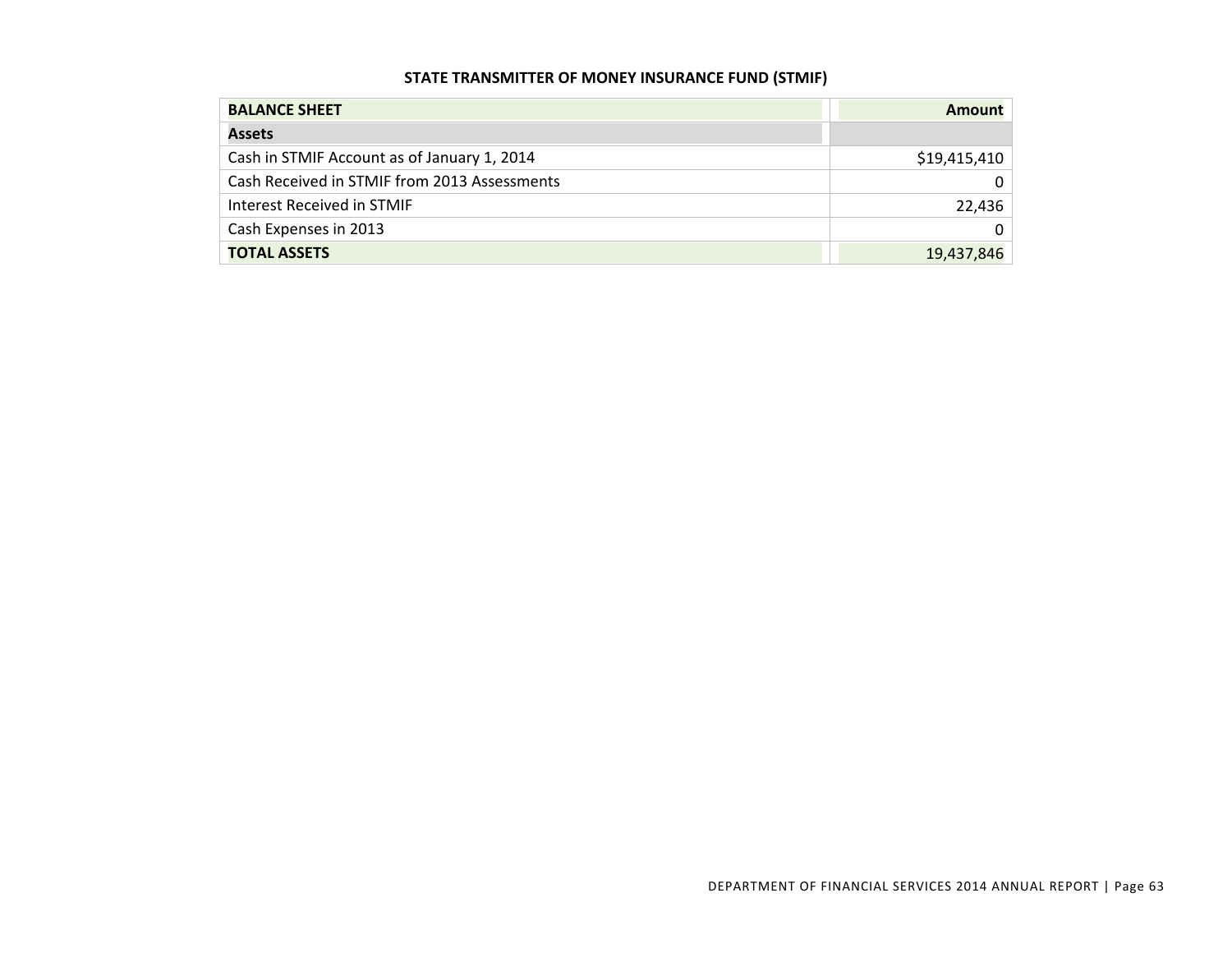**STATE TRANSMITTER OF MONEY INSURANCE FUND (STMIF)**

| **BALANCE SHEET** | **Amount** |
|---|---:|
| **Assets** | |
| Cash in STMIF Account as of January 1, 2014 | $19,415,410 |
| Cash Received in STMIF from 2013 Assessments | 0 |
| Interest Received in STMIF | 22,436 |
| Cash Expenses in 2013 | 0 |
| **TOTAL ASSETS** | 19,437,846 |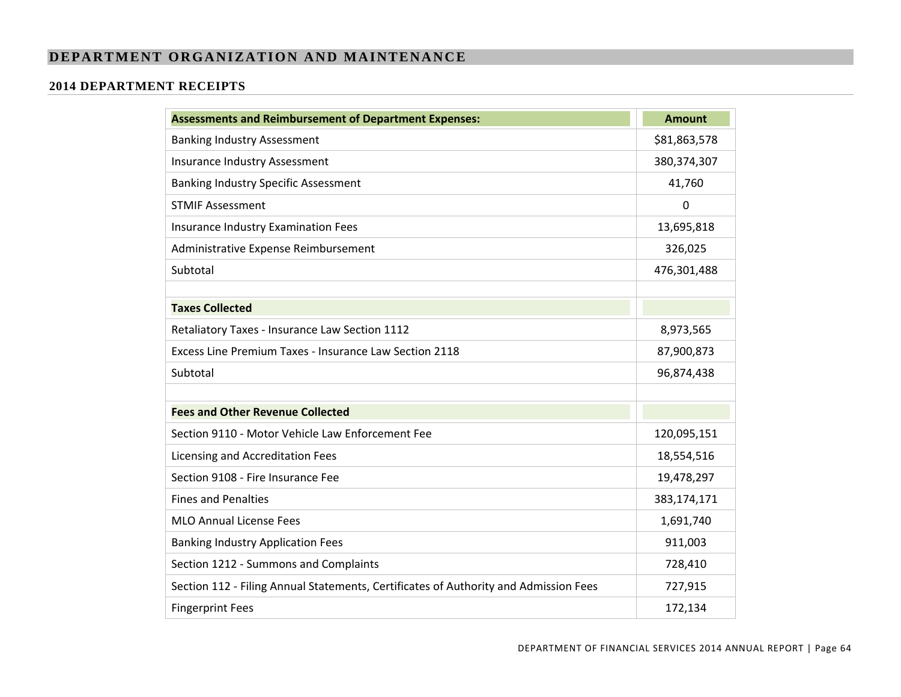## DEPARTMENT ORGANIZATION AND MAINTENANCE

### 2014 DEPARTMENT RECEIPTS

| **Assessments and Reimbursement of Department Expenses:** | **Amount** |
|---|---|
| Banking Industry Assessment | $81,863,578 |
| Insurance Industry Assessment | 380,374,307 |
| Banking Industry Specific Assessment | 41,760 |
| STMIF Assessment | 0 |
| Insurance Industry Examination Fees | 13,695,818 |
| Administrative Expense Reimbursement | 326,025 |
| Subtotal | 476,301,488 |
| | |
| **Taxes Collected** | |
| Retaliatory Taxes - Insurance Law Section 1112 | 8,973,565 |
| Excess Line Premium Taxes - Insurance Law Section 2118 | 87,900,873 |
| Subtotal | 96,874,438 |
| | |
| **Fees and Other Revenue Collected** | |
| Section 9110 - Motor Vehicle Law Enforcement Fee | 120,095,151 |
| Licensing and Accreditation Fees | 18,554,516 |
| Section 9108 - Fire Insurance Fee | 19,478,297 |
| Fines and Penalties | 383,174,171 |
| MLO Annual License Fees | 1,691,740 |
| Banking Industry Application Fees | 911,003 |
| Section 1212 - Summons and Complaints | 728,410 |
| Section 112 - Filing Annual Statements, Certificates of Authority and Admission Fees | 727,915 |
| Fingerprint Fees | 172,134 |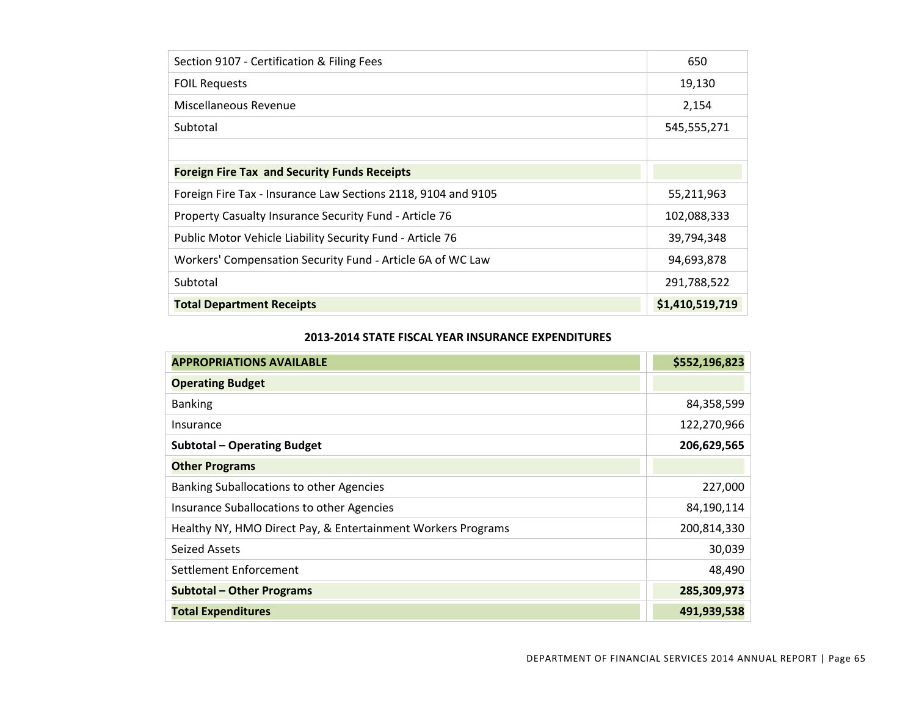| | |
|---|---|
| Section 9107 - Certification & Filing Fees | 650 |
| FOIL Requests | 19,130 |
| Miscellaneous Revenue | 2,154 |
| Subtotal | 545,555,271 |
| | |
| **Foreign Fire Tax and Security Funds Receipts** | |
| Foreign Fire Tax - Insurance Law Sections 2118, 9104 and 9105 | 55,211,963 |
| Property Casualty Insurance Security Fund - Article 76 | 102,088,333 |
| Public Motor Vehicle Liability Security Fund - Article 76 | 39,794,348 |
| Workers' Compensation Security Fund - Article 6A of WC Law | 94,693,878 |
| Subtotal | 291,788,522 |
| **Total Department Receipts** | **$1,410,519,719** |

**2013-2014 STATE FISCAL YEAR INSURANCE EXPENDITURES**

| **APPROPRIATIONS AVAILABLE** | **$552,196,823** |
|---|---|
| **Operating Budget** | |
| Banking | 84,358,599 |
| Insurance | 122,270,966 |
| **Subtotal – Operating Budget** | **206,629,565** |
| **Other Programs** | |
| Banking Suballocations to other Agencies | 227,000 |
| Insurance Suballocations to other Agencies | 84,190,114 |
| Healthy NY, HMO Direct Pay, & Entertainment Workers Programs | 200,814,330 |
| Seized Assets | 30,039 |
| Settlement Enforcement | 48,490 |
| **Subtotal – Other Programs** | **285,309,973** |
| **Total Expenditures** | **491,939,538** |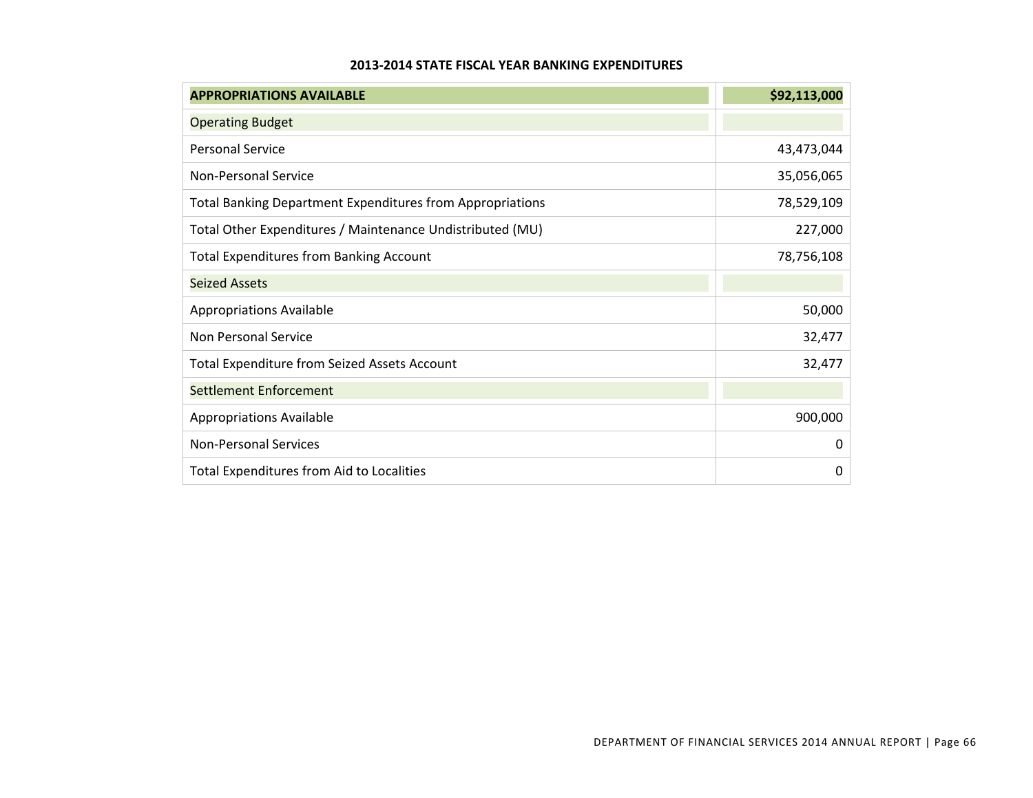**2013-2014 STATE FISCAL YEAR BANKING EXPENDITURES**

| | |
|---|---|
| **APPROPRIATIONS AVAILABLE** | **$92,113,000** |
| Operating Budget | |
| Personal Service | 43,473,044 |
| Non-Personal Service | 35,056,065 |
| Total Banking Department Expenditures from Appropriations | 78,529,109 |
| Total Other Expenditures / Maintenance Undistributed (MU) | 227,000 |
| Total Expenditures from Banking Account | 78,756,108 |
| Seized Assets | |
| Appropriations Available | 50,000 |
| Non Personal Service | 32,477 |
| Total Expenditure from Seized Assets Account | 32,477 |
| Settlement Enforcement | |
| Appropriations Available | 900,000 |
| Non-Personal Services | 0 |
| Total Expenditures from Aid to Localities | 0 |